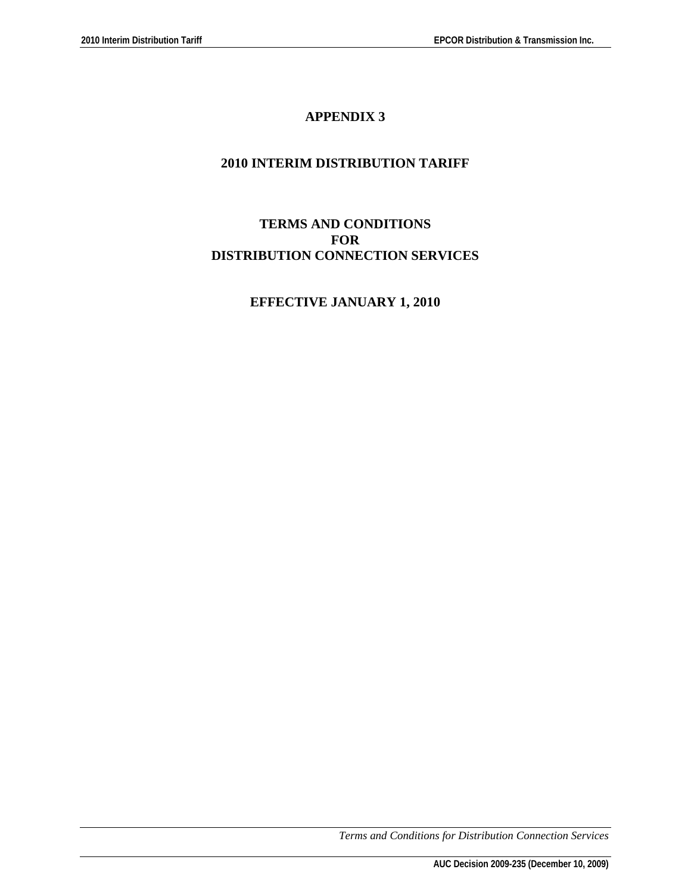# APPENDIX 3

## 2010 INTERIM DISTRIBUTION TARIFF

## TERMS AND CONDITIONS
## FOR
## DISTRIBUTION CONNECTION SERVICES

## EFFECTIVE JANUARY 1, 2010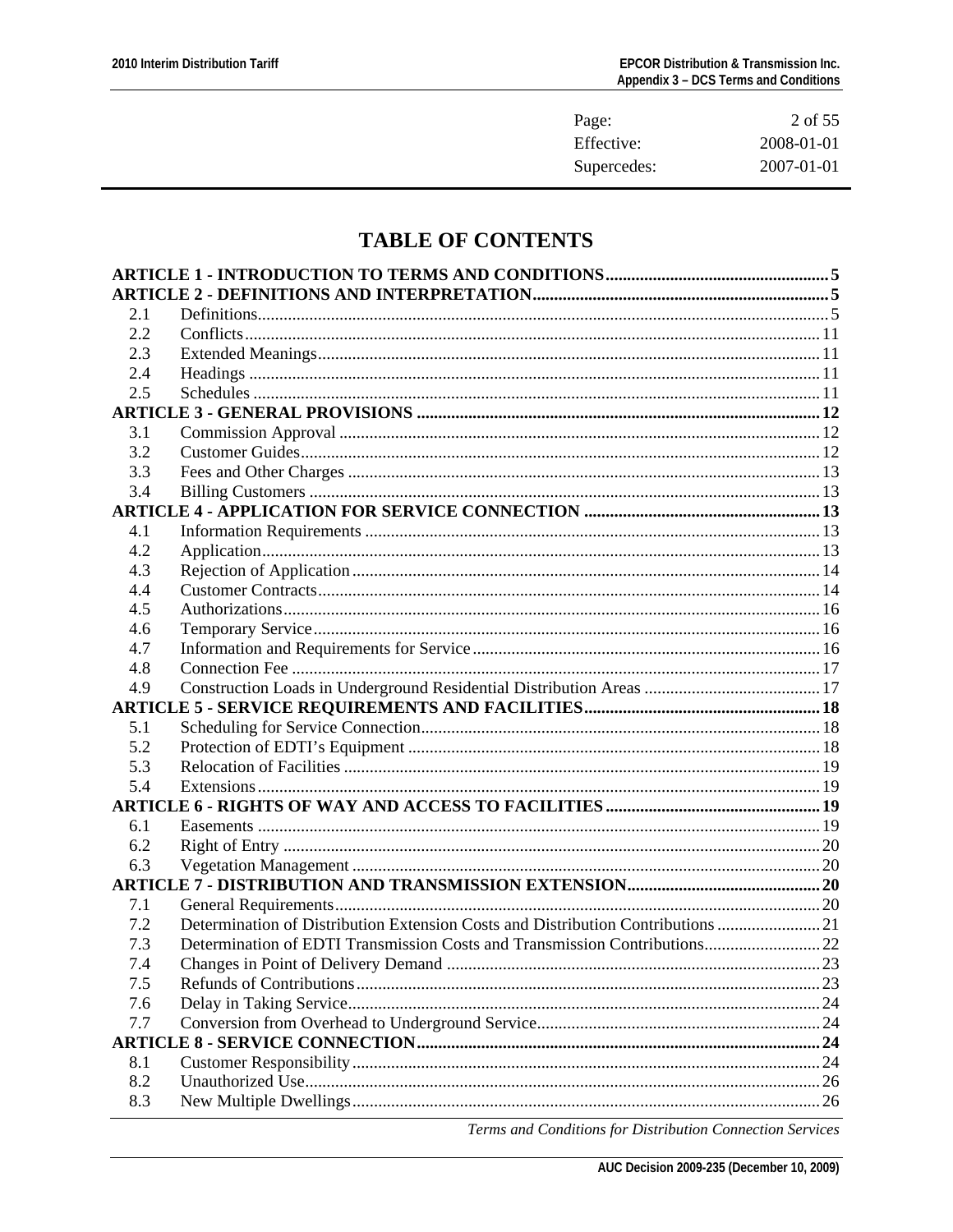# TABLE OF CONTENTS

| | | |
|---|---|---|
| **ARTICLE 1 - INTRODUCTION TO TERMS AND CONDITIONS** | | **5** |
| **ARTICLE 2 - DEFINITIONS AND INTERPRETATION** | | **5** |
| 2.1 | Definitions | 5 |
| 2.2 | Conflicts | 11 |
| 2.3 | Extended Meanings | 11 |
| 2.4 | Headings | 11 |
| 2.5 | Schedules | 11 |
| **ARTICLE 3 - GENERAL PROVISIONS** | | **12** |
| 3.1 | Commission Approval | 12 |
| 3.2 | Customer Guides | 12 |
| 3.3 | Fees and Other Charges | 13 |
| 3.4 | Billing Customers | 13 |
| **ARTICLE 4 - APPLICATION FOR SERVICE CONNECTION** | | **13** |
| 4.1 | Information Requirements | 13 |
| 4.2 | Application | 13 |
| 4.3 | Rejection of Application | 14 |
| 4.4 | Customer Contracts | 14 |
| 4.5 | Authorizations | 16 |
| 4.6 | Temporary Service | 16 |
| 4.7 | Information and Requirements for Service | 16 |
| 4.8 | Connection Fee | 17 |
| 4.9 | Construction Loads in Underground Residential Distribution Areas | 17 |
| **ARTICLE 5 - SERVICE REQUIREMENTS AND FACILITIES** | | **18** |
| 5.1 | Scheduling for Service Connection | 18 |
| 5.2 | Protection of EDTI's Equipment | 18 |
| 5.3 | Relocation of Facilities | 19 |
| 5.4 | Extensions | 19 |
| **ARTICLE 6 - RIGHTS OF WAY AND ACCESS TO FACILITIES** | | **19** |
| 6.1 | Easements | 19 |
| 6.2 | Right of Entry | 20 |
| 6.3 | Vegetation Management | 20 |
| **ARTICLE 7 - DISTRIBUTION AND TRANSMISSION EXTENSION** | | **20** |
| 7.1 | General Requirements | 20 |
| 7.2 | Determination of Distribution Extension Costs and Distribution Contributions | 21 |
| 7.3 | Determination of EDTI Transmission Costs and Transmission Contributions | 22 |
| 7.4 | Changes in Point of Delivery Demand | 23 |
| 7.5 | Refunds of Contributions | 23 |
| 7.6 | Delay in Taking Service | 24 |
| 7.7 | Conversion from Overhead to Underground Service | 24 |
| **ARTICLE 8 - SERVICE CONNECTION** | | **24** |
| 8.1 | Customer Responsibility | 24 |
| 8.2 | Unauthorized Use | 26 |
| 8.3 | New Multiple Dwellings | 26 |

*Terms and Conditions for Distribution Connection Services*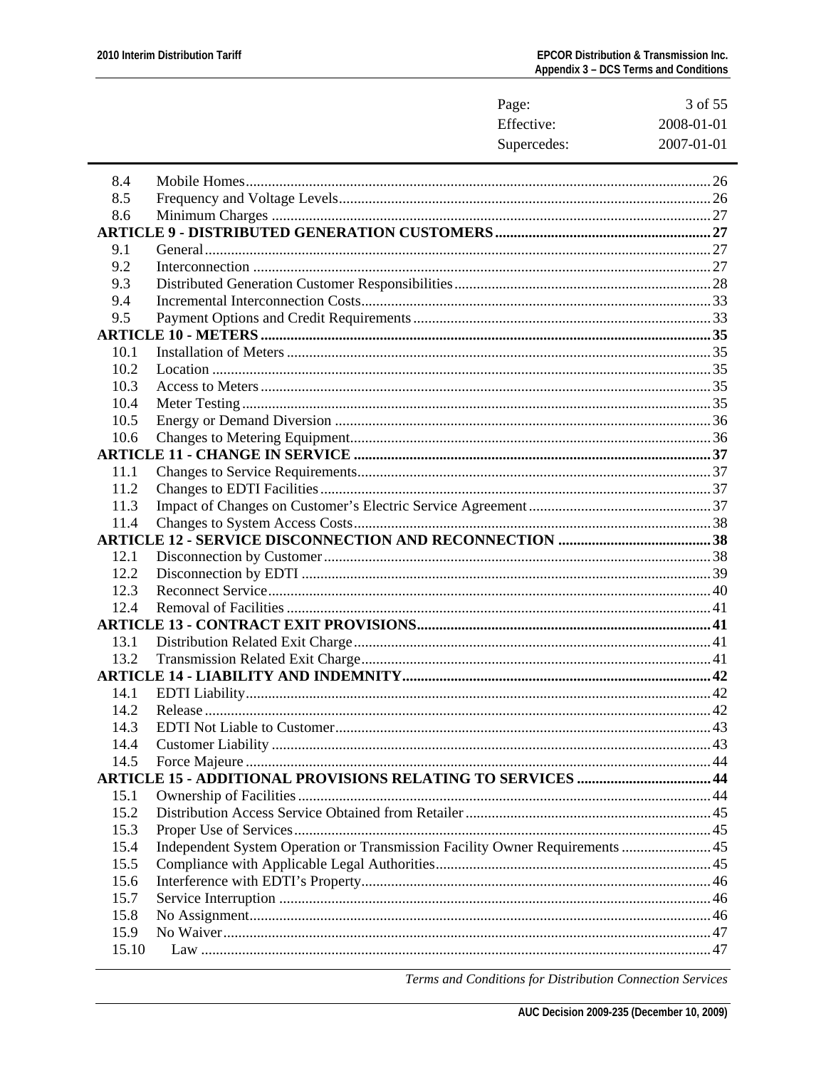| | | |
|---|---|---|
| 8.4 | Mobile Homes | 26 |
| 8.5 | Frequency and Voltage Levels | 26 |
| 8.6 | Minimum Charges | 27 |
| **ARTICLE 9 - DISTRIBUTED GENERATION CUSTOMERS** | | **27** |
| 9.1 | General | 27 |
| 9.2 | Interconnection | 27 |
| 9.3 | Distributed Generation Customer Responsibilities | 28 |
| 9.4 | Incremental Interconnection Costs | 33 |
| 9.5 | Payment Options and Credit Requirements | 33 |
| **ARTICLE 10 - METERS** | | **35** |
| 10.1 | Installation of Meters | 35 |
| 10.2 | Location | 35 |
| 10.3 | Access to Meters | 35 |
| 10.4 | Meter Testing | 35 |
| 10.5 | Energy or Demand Diversion | 36 |
| 10.6 | Changes to Metering Equipment | 36 |
| **ARTICLE 11 - CHANGE IN SERVICE** | | **37** |
| 11.1 | Changes to Service Requirements | 37 |
| 11.2 | Changes to EDTI Facilities | 37 |
| 11.3 | Impact of Changes on Customer's Electric Service Agreement | 37 |
| 11.4 | Changes to System Access Costs | 38 |
| **ARTICLE 12 - SERVICE DISCONNECTION AND RECONNECTION** | | **38** |
| 12.1 | Disconnection by Customer | 38 |
| 12.2 | Disconnection by EDTI | 39 |
| 12.3 | Reconnect Service | 40 |
| 12.4 | Removal of Facilities | 41 |
| **ARTICLE 13 - CONTRACT EXIT PROVISIONS** | | **41** |
| 13.1 | Distribution Related Exit Charge | 41 |
| 13.2 | Transmission Related Exit Charge | 41 |
| **ARTICLE 14 - LIABILITY AND INDEMNITY** | | **42** |
| 14.1 | EDTI Liability | 42 |
| 14.2 | Release | 42 |
| 14.3 | EDTI Not Liable to Customer | 43 |
| 14.4 | Customer Liability | 43 |
| 14.5 | Force Majeure | 44 |
| **ARTICLE 15 - ADDITIONAL PROVISIONS RELATING TO SERVICES** | | **44** |
| 15.1 | Ownership of Facilities | 44 |
| 15.2 | Distribution Access Service Obtained from Retailer | 45 |
| 15.3 | Proper Use of Services | 45 |
| 15.4 | Independent System Operation or Transmission Facility Owner Requirements | 45 |
| 15.5 | Compliance with Applicable Legal Authorities | 45 |
| 15.6 | Interference with EDTI's Property | 46 |
| 15.7 | Service Interruption | 46 |
| 15.8 | No Assignment | 46 |
| 15.9 | No Waiver | 47 |
| 15.10 | Law | 47 |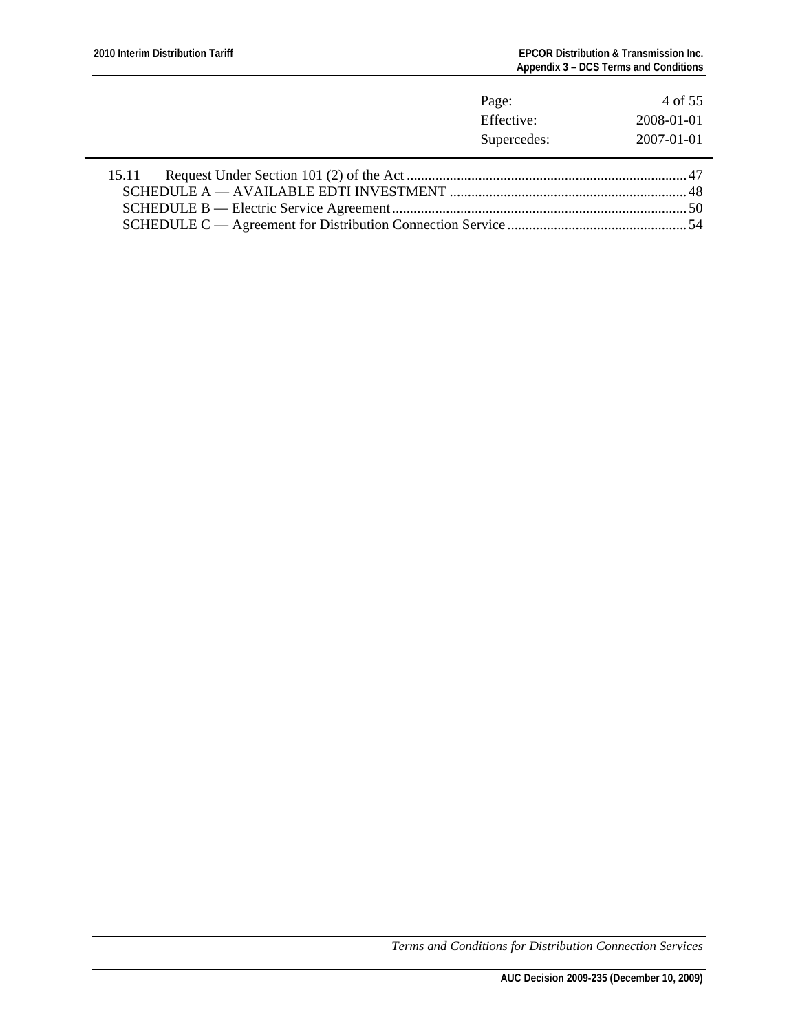15.11 Request Under Section 101 (2) of the Act ............................................................................ 47

SCHEDULE A — AVAILABLE EDTI INVESTMENT ................................................................. 48

SCHEDULE B — Electric Service Agreement ................................................................................. 50

SCHEDULE C — Agreement for Distribution Connection Service .................................................. 54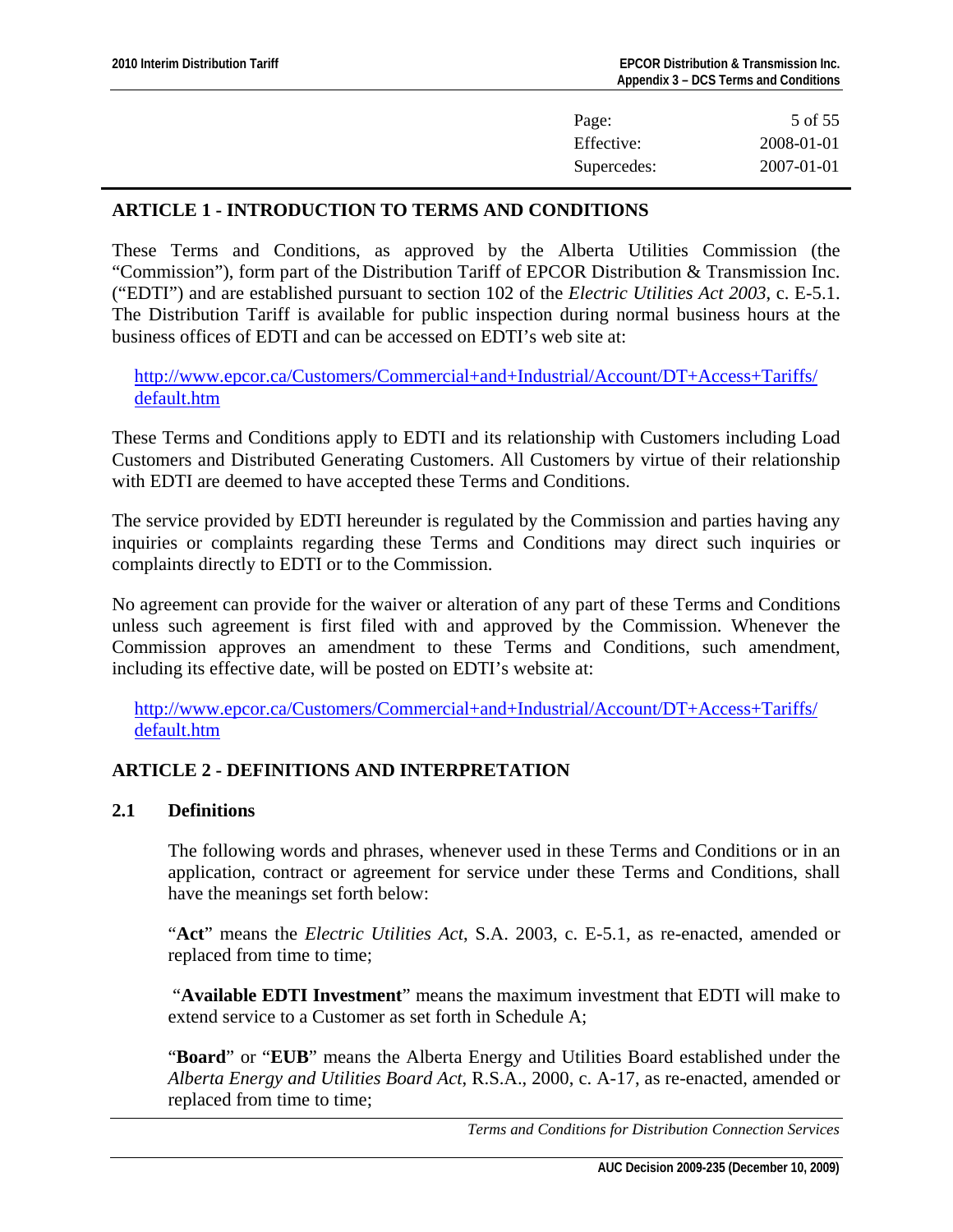## ARTICLE 1 - INTRODUCTION TO TERMS AND CONDITIONS

These Terms and Conditions, as approved by the Alberta Utilities Commission (the "Commission"), form part of the Distribution Tariff of EPCOR Distribution & Transmission Inc. ("EDTI") and are established pursuant to section 102 of the *Electric Utilities Act 2003*, c. E-5.1. The Distribution Tariff is available for public inspection during normal business hours at the business offices of EDTI and can be accessed on EDTI's web site at:

http://www.epcor.ca/Customers/Commercial+and+Industrial/Account/DT+Access+Tariffs/default.htm

These Terms and Conditions apply to EDTI and its relationship with Customers including Load Customers and Distributed Generating Customers. All Customers by virtue of their relationship with EDTI are deemed to have accepted these Terms and Conditions.

The service provided by EDTI hereunder is regulated by the Commission and parties having any inquiries or complaints regarding these Terms and Conditions may direct such inquiries or complaints directly to EDTI or to the Commission.

No agreement can provide for the waiver or alteration of any part of these Terms and Conditions unless such agreement is first filed with and approved by the Commission. Whenever the Commission approves an amendment to these Terms and Conditions, such amendment, including its effective date, will be posted on EDTI's website at:

http://www.epcor.ca/Customers/Commercial+and+Industrial/Account/DT+Access+Tariffs/default.htm

## ARTICLE 2 - DEFINITIONS AND INTERPRETATION

### 2.1 Definitions

The following words and phrases, whenever used in these Terms and Conditions or in an application, contract or agreement for service under these Terms and Conditions, shall have the meanings set forth below:

"**Act**" means the *Electric Utilities Act*, S.A. 2003, c. E-5.1, as re-enacted, amended or replaced from time to time;

"**Available EDTI Investment**" means the maximum investment that EDTI will make to extend service to a Customer as set forth in Schedule A;

"**Board**" or "**EUB**" means the Alberta Energy and Utilities Board established under the *Alberta Energy and Utilities Board Act*, R.S.A., 2000, c. A-17, as re-enacted, amended or replaced from time to time;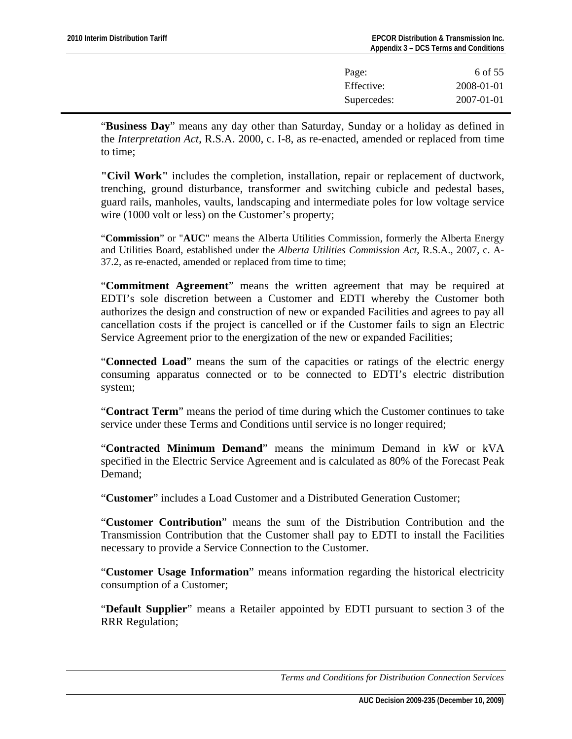"**Business Day**" means any day other than Saturday, Sunday or a holiday as defined in the *Interpretation Act*, R.S.A. 2000, c. I-8, as re-enacted, amended or replaced from time to time;

**"Civil Work"** includes the completion, installation, repair or replacement of ductwork, trenching, ground disturbance, transformer and switching cubicle and pedestal bases, guard rails, manholes, vaults, landscaping and intermediate poles for low voltage service wire (1000 volt or less) on the Customer's property;

"**Commission**" or "**AUC**" means the Alberta Utilities Commission, formerly the Alberta Energy and Utilities Board, established under the *Alberta Utilities Commission Act*, R.S.A., 2007, c. A-37.2, as re-enacted, amended or replaced from time to time;

"**Commitment Agreement**" means the written agreement that may be required at EDTI's sole discretion between a Customer and EDTI whereby the Customer both authorizes the design and construction of new or expanded Facilities and agrees to pay all cancellation costs if the project is cancelled or if the Customer fails to sign an Electric Service Agreement prior to the energization of the new or expanded Facilities;

"**Connected Load**" means the sum of the capacities or ratings of the electric energy consuming apparatus connected or to be connected to EDTI's electric distribution system;

"**Contract Term**" means the period of time during which the Customer continues to take service under these Terms and Conditions until service is no longer required;

"**Contracted Minimum Demand**" means the minimum Demand in kW or kVA specified in the Electric Service Agreement and is calculated as 80% of the Forecast Peak Demand;

"**Customer**" includes a Load Customer and a Distributed Generation Customer;

"**Customer Contribution**" means the sum of the Distribution Contribution and the Transmission Contribution that the Customer shall pay to EDTI to install the Facilities necessary to provide a Service Connection to the Customer.

"**Customer Usage Information**" means information regarding the historical electricity consumption of a Customer;

"**Default Supplier**" means a Retailer appointed by EDTI pursuant to section 3 of the RRR Regulation;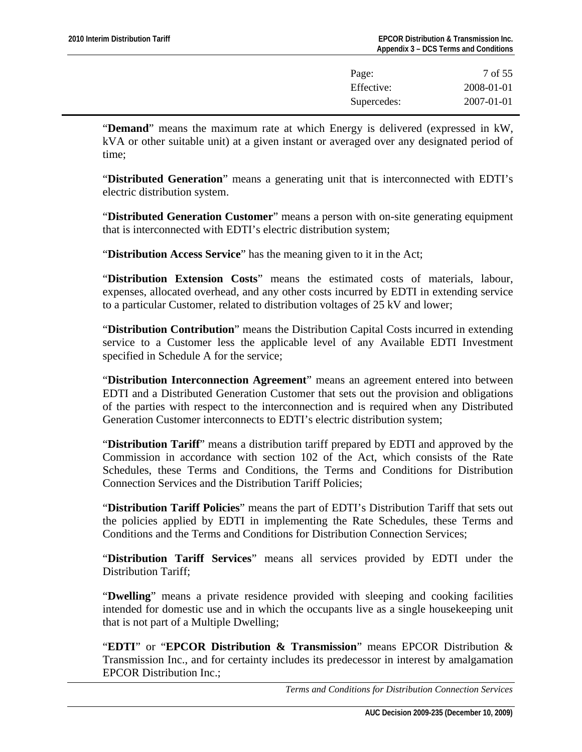"**Demand**" means the maximum rate at which Energy is delivered (expressed in kW, kVA or other suitable unit) at a given instant or averaged over any designated period of time;

"**Distributed Generation**" means a generating unit that is interconnected with EDTI's electric distribution system.

"**Distributed Generation Customer**" means a person with on-site generating equipment that is interconnected with EDTI's electric distribution system;

"**Distribution Access Service**" has the meaning given to it in the Act;

"**Distribution Extension Costs**" means the estimated costs of materials, labour, expenses, allocated overhead, and any other costs incurred by EDTI in extending service to a particular Customer, related to distribution voltages of 25 kV and lower;

"**Distribution Contribution**" means the Distribution Capital Costs incurred in extending service to a Customer less the applicable level of any Available EDTI Investment specified in Schedule A for the service;

"**Distribution Interconnection Agreement**" means an agreement entered into between EDTI and a Distributed Generation Customer that sets out the provision and obligations of the parties with respect to the interconnection and is required when any Distributed Generation Customer interconnects to EDTI's electric distribution system;

"**Distribution Tariff**" means a distribution tariff prepared by EDTI and approved by the Commission in accordance with section 102 of the Act, which consists of the Rate Schedules, these Terms and Conditions, the Terms and Conditions for Distribution Connection Services and the Distribution Tariff Policies;

"**Distribution Tariff Policies**" means the part of EDTI's Distribution Tariff that sets out the policies applied by EDTI in implementing the Rate Schedules, these Terms and Conditions and the Terms and Conditions for Distribution Connection Services;

"**Distribution Tariff Services**" means all services provided by EDTI under the Distribution Tariff;

"**Dwelling**" means a private residence provided with sleeping and cooking facilities intended for domestic use and in which the occupants live as a single housekeeping unit that is not part of a Multiple Dwelling;

"**EDTI**" or "**EPCOR Distribution & Transmission**" means EPCOR Distribution & Transmission Inc., and for certainty includes its predecessor in interest by amalgamation EPCOR Distribution Inc.;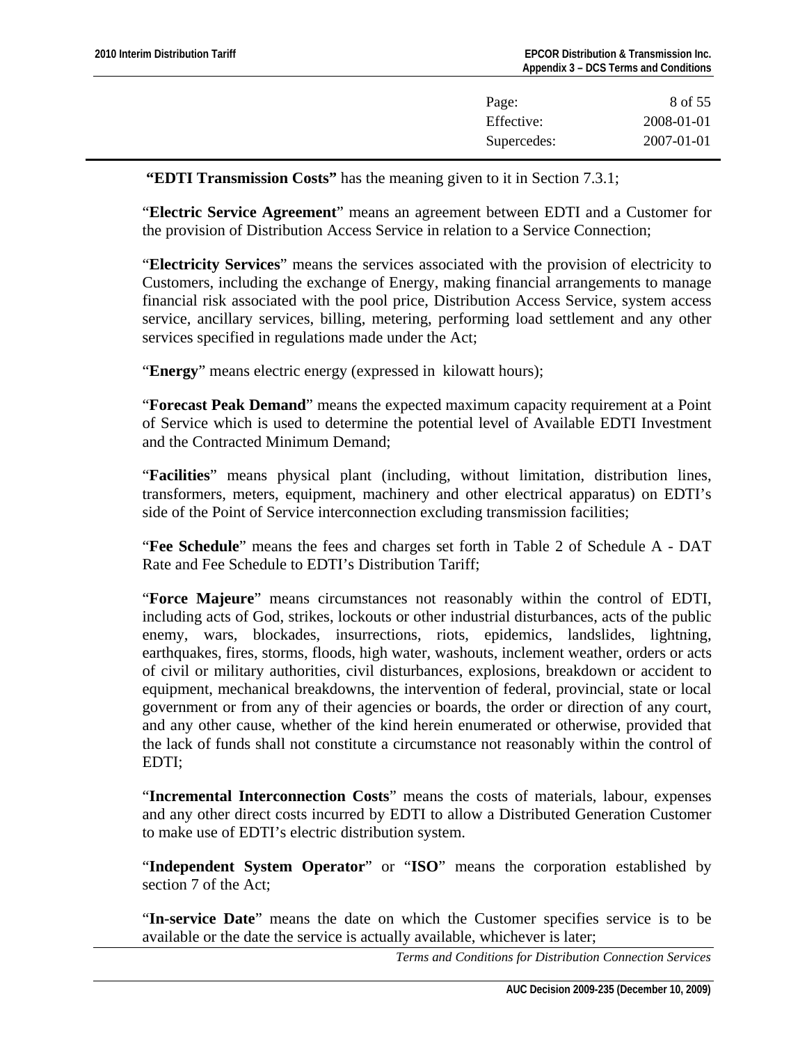**"EDTI Transmission Costs"** has the meaning given to it in Section 7.3.1;

"**Electric Service Agreement**" means an agreement between EDTI and a Customer for the provision of Distribution Access Service in relation to a Service Connection;

"**Electricity Services**" means the services associated with the provision of electricity to Customers, including the exchange of Energy, making financial arrangements to manage financial risk associated with the pool price, Distribution Access Service, system access service, ancillary services, billing, metering, performing load settlement and any other services specified in regulations made under the Act;

"**Energy**" means electric energy (expressed in kilowatt hours);

"**Forecast Peak Demand**" means the expected maximum capacity requirement at a Point of Service which is used to determine the potential level of Available EDTI Investment and the Contracted Minimum Demand;

"**Facilities**" means physical plant (including, without limitation, distribution lines, transformers, meters, equipment, machinery and other electrical apparatus) on EDTI's side of the Point of Service interconnection excluding transmission facilities;

"**Fee Schedule**" means the fees and charges set forth in Table 2 of Schedule A - DAT Rate and Fee Schedule to EDTI's Distribution Tariff;

"**Force Majeure**" means circumstances not reasonably within the control of EDTI, including acts of God, strikes, lockouts or other industrial disturbances, acts of the public enemy, wars, blockades, insurrections, riots, epidemics, landslides, lightning, earthquakes, fires, storms, floods, high water, washouts, inclement weather, orders or acts of civil or military authorities, civil disturbances, explosions, breakdown or accident to equipment, mechanical breakdowns, the intervention of federal, provincial, state or local government or from any of their agencies or boards, the order or direction of any court, and any other cause, whether of the kind herein enumerated or otherwise, provided that the lack of funds shall not constitute a circumstance not reasonably within the control of EDTI;

"**Incremental Interconnection Costs**" means the costs of materials, labour, expenses and any other direct costs incurred by EDTI to allow a Distributed Generation Customer to make use of EDTI's electric distribution system.

"**Independent System Operator**" or "**ISO**" means the corporation established by section 7 of the Act;

"**In-service Date**" means the date on which the Customer specifies service is to be available or the date the service is actually available, whichever is later;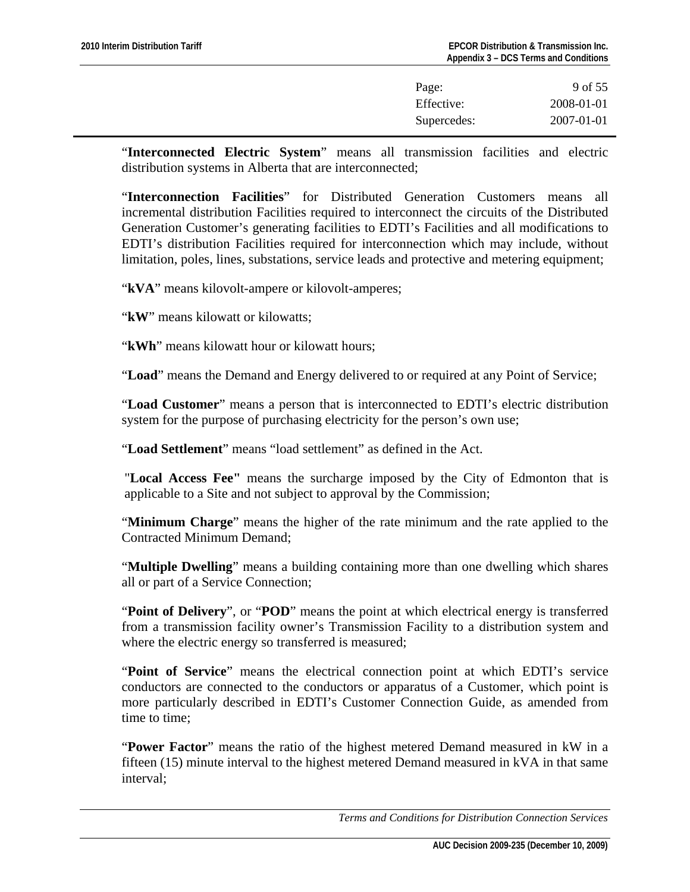"**Interconnected Electric System**" means all transmission facilities and electric distribution systems in Alberta that are interconnected;

"**Interconnection Facilities**" for Distributed Generation Customers means all incremental distribution Facilities required to interconnect the circuits of the Distributed Generation Customer's generating facilities to EDTI's Facilities and all modifications to EDTI's distribution Facilities required for interconnection which may include, without limitation, poles, lines, substations, service leads and protective and metering equipment;

"**kVA**" means kilovolt-ampere or kilovolt-amperes;

"**kW**" means kilowatt or kilowatts;

"**kWh**" means kilowatt hour or kilowatt hours;

"**Load**" means the Demand and Energy delivered to or required at any Point of Service;

"**Load Customer**" means a person that is interconnected to EDTI's electric distribution system for the purpose of purchasing electricity for the person's own use;

"**Load Settlement**" means "load settlement" as defined in the Act.

"**Local Access Fee"** means the surcharge imposed by the City of Edmonton that is applicable to a Site and not subject to approval by the Commission;

"**Minimum Charge**" means the higher of the rate minimum and the rate applied to the Contracted Minimum Demand;

"**Multiple Dwelling**" means a building containing more than one dwelling which shares all or part of a Service Connection;

"**Point of Delivery**", or "**POD**" means the point at which electrical energy is transferred from a transmission facility owner's Transmission Facility to a distribution system and where the electric energy so transferred is measured;

"**Point of Service**" means the electrical connection point at which EDTI's service conductors are connected to the conductors or apparatus of a Customer, which point is more particularly described in EDTI's Customer Connection Guide, as amended from time to time;

"**Power Factor**" means the ratio of the highest metered Demand measured in kW in a fifteen (15) minute interval to the highest metered Demand measured in kVA in that same interval;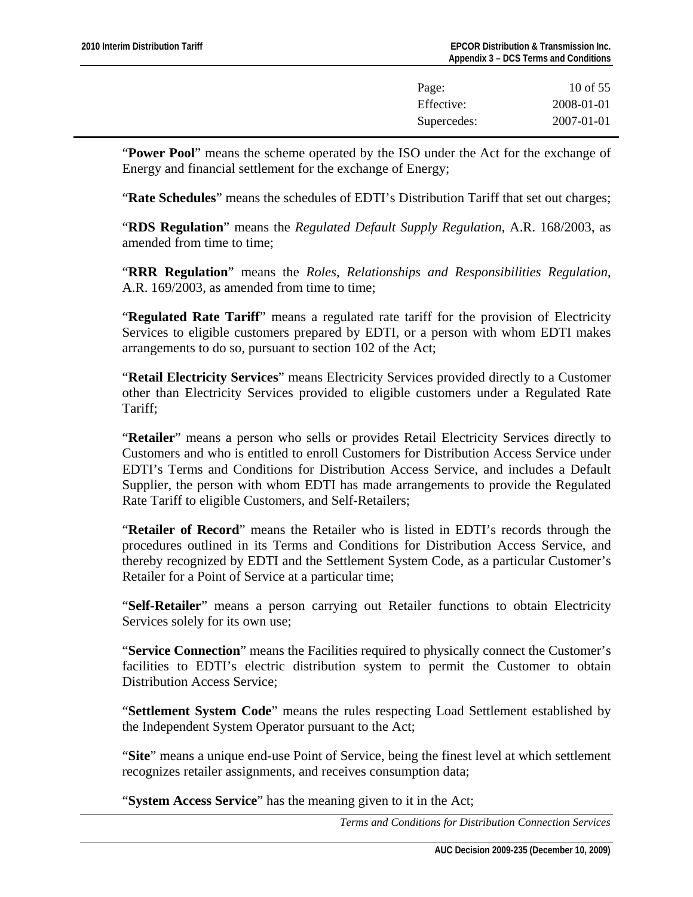"**Power Pool**" means the scheme operated by the ISO under the Act for the exchange of Energy and financial settlement for the exchange of Energy;

"**Rate Schedules**" means the schedules of EDTI's Distribution Tariff that set out charges;

"**RDS Regulation**" means the *Regulated Default Supply Regulation*, A.R. 168/2003, as amended from time to time;

"**RRR Regulation**" means the *Roles, Relationships and Responsibilities Regulation*, A.R. 169/2003, as amended from time to time;

"**Regulated Rate Tariff**" means a regulated rate tariff for the provision of Electricity Services to eligible customers prepared by EDTI, or a person with whom EDTI makes arrangements to do so, pursuant to section 102 of the Act;

"**Retail Electricity Services**" means Electricity Services provided directly to a Customer other than Electricity Services provided to eligible customers under a Regulated Rate Tariff;

"**Retailer**" means a person who sells or provides Retail Electricity Services directly to Customers and who is entitled to enroll Customers for Distribution Access Service under EDTI's Terms and Conditions for Distribution Access Service, and includes a Default Supplier, the person with whom EDTI has made arrangements to provide the Regulated Rate Tariff to eligible Customers, and Self-Retailers;

"**Retailer of Record**" means the Retailer who is listed in EDTI's records through the procedures outlined in its Terms and Conditions for Distribution Access Service, and thereby recognized by EDTI and the Settlement System Code, as a particular Customer's Retailer for a Point of Service at a particular time;

"**Self-Retailer**" means a person carrying out Retailer functions to obtain Electricity Services solely for its own use;

"**Service Connection**" means the Facilities required to physically connect the Customer's facilities to EDTI's electric distribution system to permit the Customer to obtain Distribution Access Service;

"**Settlement System Code**" means the rules respecting Load Settlement established by the Independent System Operator pursuant to the Act;

"**Site**" means a unique end-use Point of Service, being the finest level at which settlement recognizes retailer assignments, and receives consumption data;

"**System Access Service**" has the meaning given to it in the Act;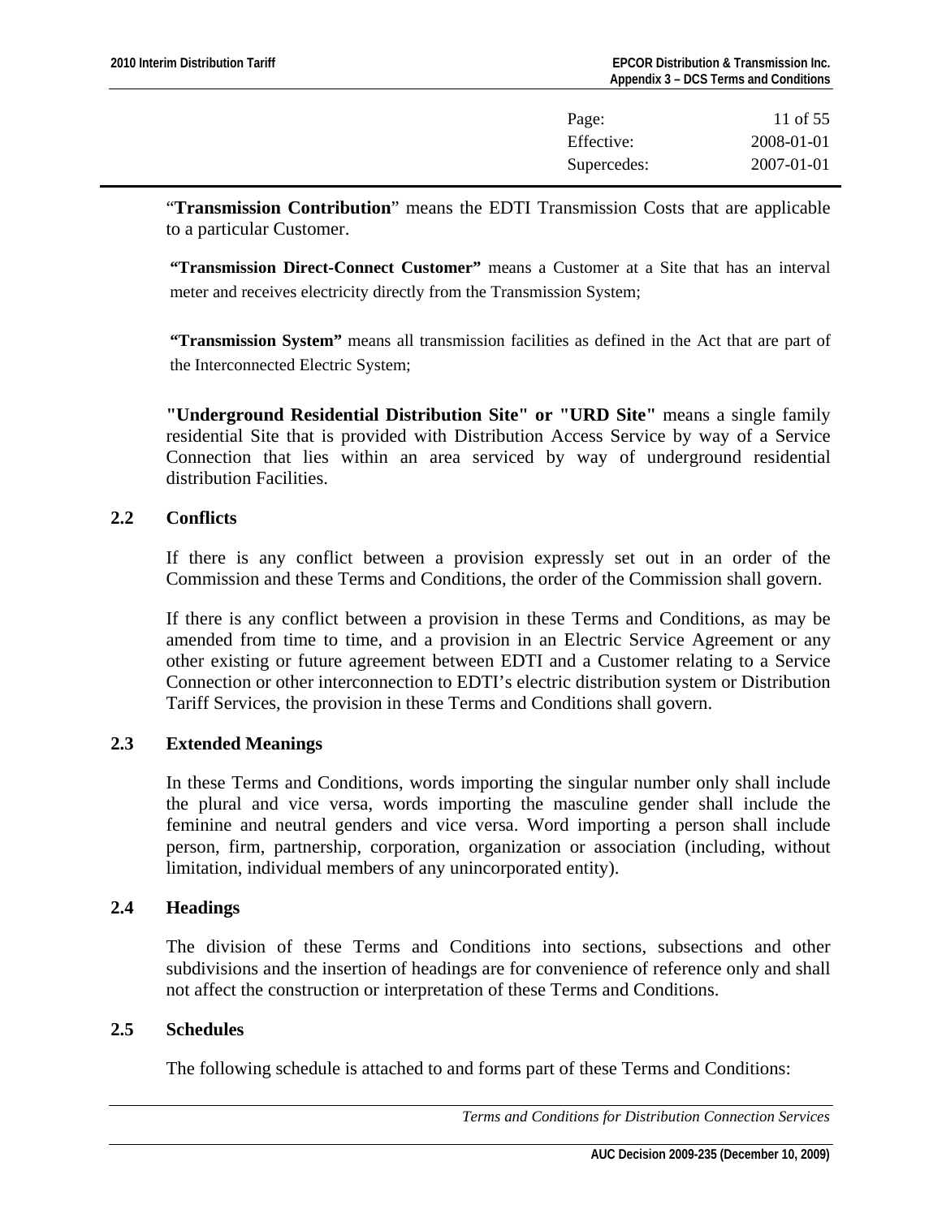"**Transmission Contribution**" means the EDTI Transmission Costs that are applicable to a particular Customer.

**"Transmission Direct-Connect Customer"** means a Customer at a Site that has an interval meter and receives electricity directly from the Transmission System;

**"Transmission System"** means all transmission facilities as defined in the Act that are part of the Interconnected Electric System;

**"Underground Residential Distribution Site" or "URD Site"** means a single family residential Site that is provided with Distribution Access Service by way of a Service Connection that lies within an area serviced by way of underground residential distribution Facilities.

### 2.2 Conflicts

If there is any conflict between a provision expressly set out in an order of the Commission and these Terms and Conditions, the order of the Commission shall govern.

If there is any conflict between a provision in these Terms and Conditions, as may be amended from time to time, and a provision in an Electric Service Agreement or any other existing or future agreement between EDTI and a Customer relating to a Service Connection or other interconnection to EDTI's electric distribution system or Distribution Tariff Services, the provision in these Terms and Conditions shall govern.

### 2.3 Extended Meanings

In these Terms and Conditions, words importing the singular number only shall include the plural and vice versa, words importing the masculine gender shall include the feminine and neutral genders and vice versa. Word importing a person shall include person, firm, partnership, corporation, organization or association (including, without limitation, individual members of any unincorporated entity).

### 2.4 Headings

The division of these Terms and Conditions into sections, subsections and other subdivisions and the insertion of headings are for convenience of reference only and shall not affect the construction or interpretation of these Terms and Conditions.

### 2.5 Schedules

The following schedule is attached to and forms part of these Terms and Conditions: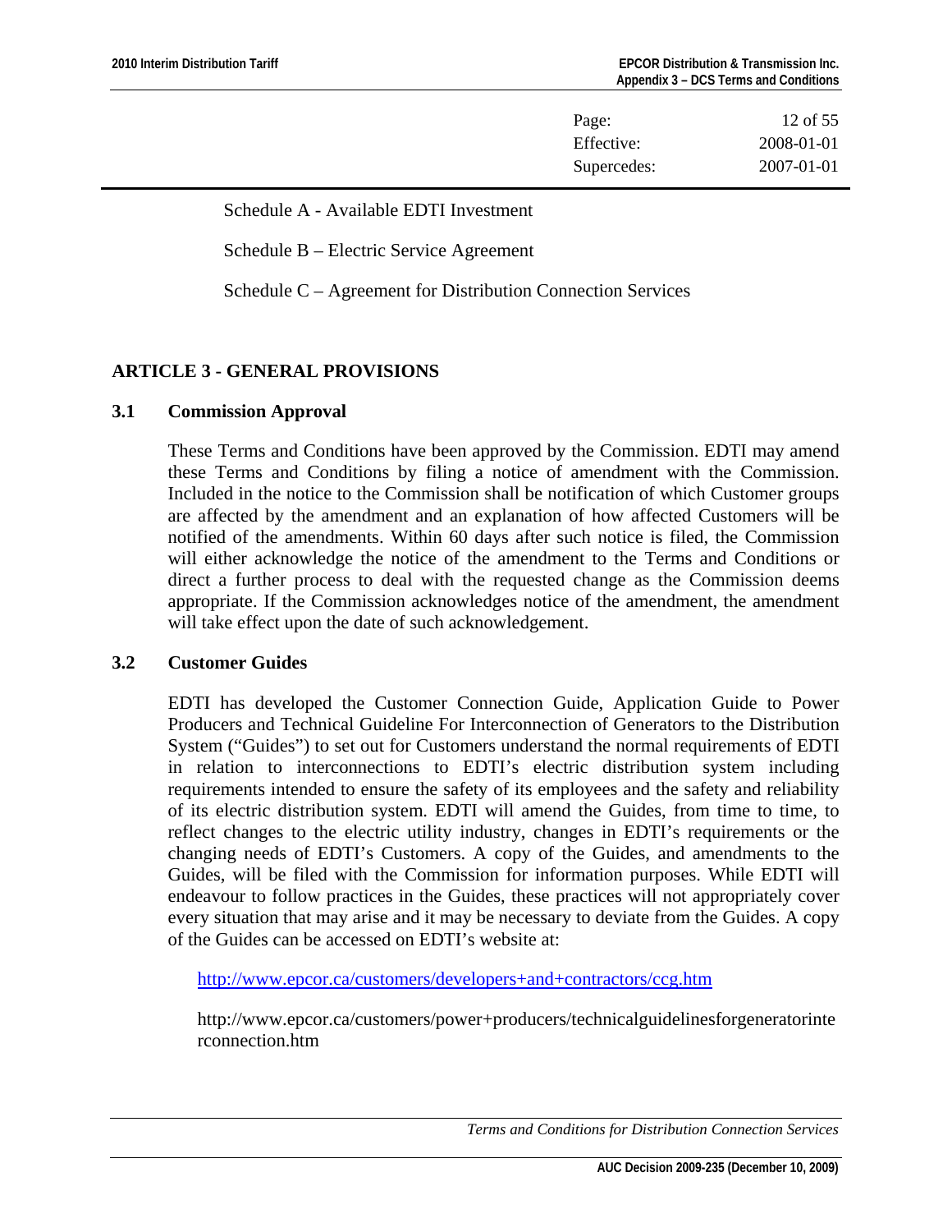Schedule A - Available EDTI Investment

Schedule B – Electric Service Agreement

Schedule C – Agreement for Distribution Connection Services

## ARTICLE 3 - GENERAL PROVISIONS

### 3.1 Commission Approval

These Terms and Conditions have been approved by the Commission. EDTI may amend these Terms and Conditions by filing a notice of amendment with the Commission. Included in the notice to the Commission shall be notification of which Customer groups are affected by the amendment and an explanation of how affected Customers will be notified of the amendments. Within 60 days after such notice is filed, the Commission will either acknowledge the notice of the amendment to the Terms and Conditions or direct a further process to deal with the requested change as the Commission deems appropriate. If the Commission acknowledges notice of the amendment, the amendment will take effect upon the date of such acknowledgement.

### 3.2 Customer Guides

EDTI has developed the Customer Connection Guide, Application Guide to Power Producers and Technical Guideline For Interconnection of Generators to the Distribution System ("Guides") to set out for Customers understand the normal requirements of EDTI in relation to interconnections to EDTI's electric distribution system including requirements intended to ensure the safety of its employees and the safety and reliability of its electric distribution system. EDTI will amend the Guides, from time to time, to reflect changes to the electric utility industry, changes in EDTI's requirements or the changing needs of EDTI's Customers. A copy of the Guides, and amendments to the Guides, will be filed with the Commission for information purposes. While EDTI will endeavour to follow practices in the Guides, these practices will not appropriately cover every situation that may arise and it may be necessary to deviate from the Guides. A copy of the Guides can be accessed on EDTI's website at:

http://www.epcor.ca/customers/developers+and+contractors/ccg.htm

http://www.epcor.ca/customers/power+producers/technicalguidelinesforgeneratorinterconnection.htm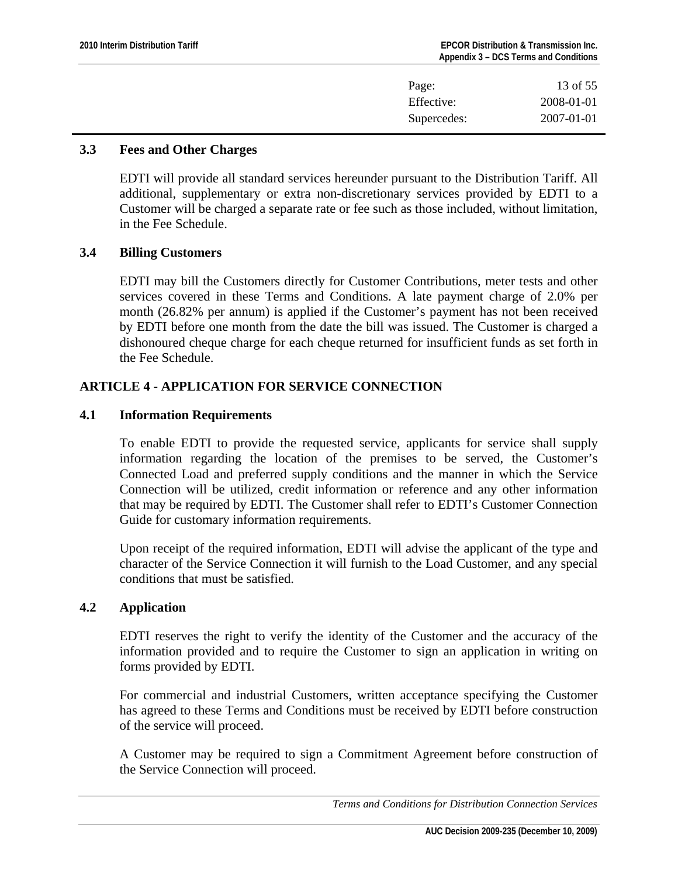### 3.3 Fees and Other Charges

EDTI will provide all standard services hereunder pursuant to the Distribution Tariff. All additional, supplementary or extra non-discretionary services provided by EDTI to a Customer will be charged a separate rate or fee such as those included, without limitation, in the Fee Schedule.

### 3.4 Billing Customers

EDTI may bill the Customers directly for Customer Contributions, meter tests and other services covered in these Terms and Conditions. A late payment charge of 2.0% per month (26.82% per annum) is applied if the Customer's payment has not been received by EDTI before one month from the date the bill was issued. The Customer is charged a dishonoured cheque charge for each cheque returned for insufficient funds as set forth in the Fee Schedule.

## ARTICLE 4 - APPLICATION FOR SERVICE CONNECTION

### 4.1 Information Requirements

To enable EDTI to provide the requested service, applicants for service shall supply information regarding the location of the premises to be served, the Customer's Connected Load and preferred supply conditions and the manner in which the Service Connection will be utilized, credit information or reference and any other information that may be required by EDTI. The Customer shall refer to EDTI's Customer Connection Guide for customary information requirements.

Upon receipt of the required information, EDTI will advise the applicant of the type and character of the Service Connection it will furnish to the Load Customer, and any special conditions that must be satisfied.

### 4.2 Application

EDTI reserves the right to verify the identity of the Customer and the accuracy of the information provided and to require the Customer to sign an application in writing on forms provided by EDTI.

For commercial and industrial Customers, written acceptance specifying the Customer has agreed to these Terms and Conditions must be received by EDTI before construction of the service will proceed.

A Customer may be required to sign a Commitment Agreement before construction of the Service Connection will proceed.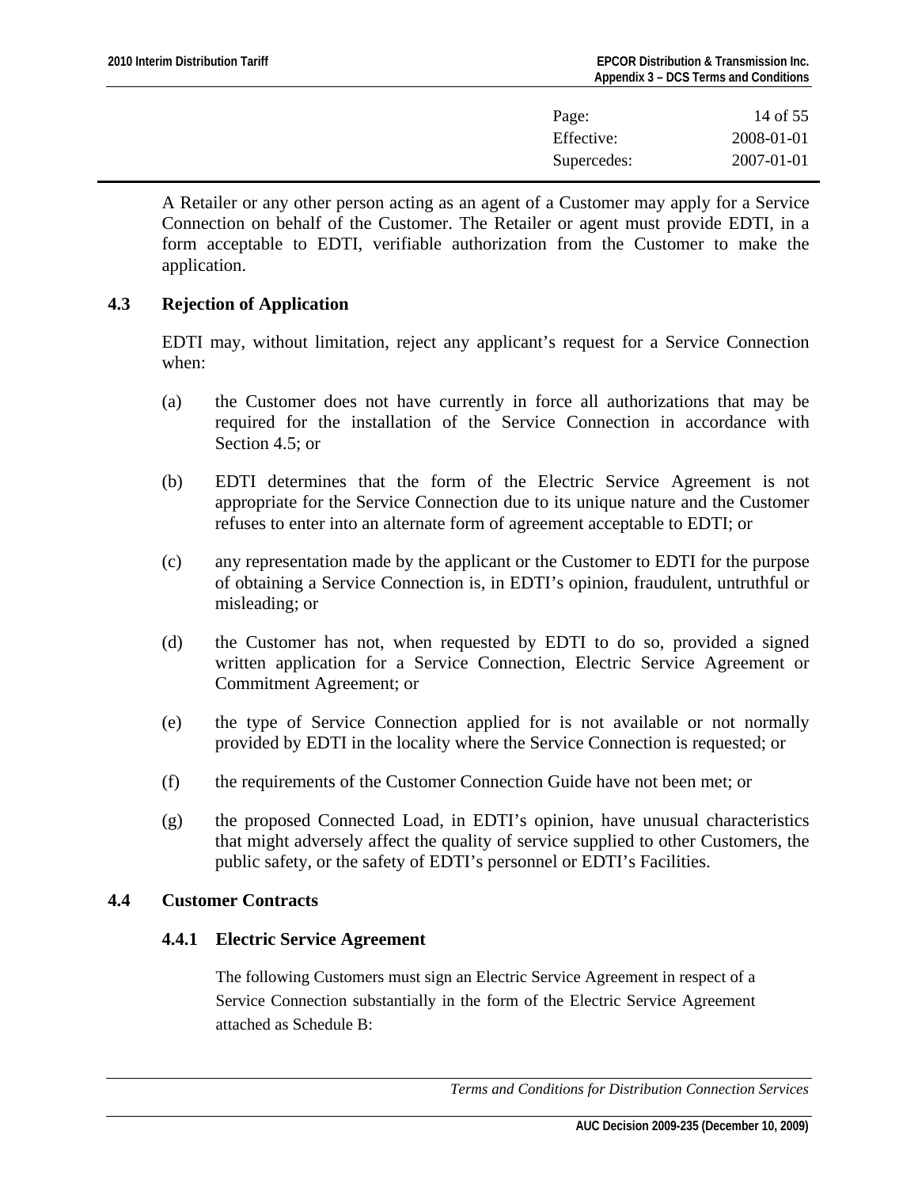A Retailer or any other person acting as an agent of a Customer may apply for a Service Connection on behalf of the Customer. The Retailer or agent must provide EDTI, in a form acceptable to EDTI, verifiable authorization from the Customer to make the application.

### 4.3 Rejection of Application

EDTI may, without limitation, reject any applicant's request for a Service Connection when:

(a) the Customer does not have currently in force all authorizations that may be required for the installation of the Service Connection in accordance with Section 4.5; or

(b) EDTI determines that the form of the Electric Service Agreement is not appropriate for the Service Connection due to its unique nature and the Customer refuses to enter into an alternate form of agreement acceptable to EDTI; or

(c) any representation made by the applicant or the Customer to EDTI for the purpose of obtaining a Service Connection is, in EDTI's opinion, fraudulent, untruthful or misleading; or

(d) the Customer has not, when requested by EDTI to do so, provided a signed written application for a Service Connection, Electric Service Agreement or Commitment Agreement; or

(e) the type of Service Connection applied for is not available or not normally provided by EDTI in the locality where the Service Connection is requested; or

(f) the requirements of the Customer Connection Guide have not been met; or

(g) the proposed Connected Load, in EDTI's opinion, have unusual characteristics that might adversely affect the quality of service supplied to other Customers, the public safety, or the safety of EDTI's personnel or EDTI's Facilities.

### 4.4 Customer Contracts

#### 4.4.1 Electric Service Agreement

The following Customers must sign an Electric Service Agreement in respect of a Service Connection substantially in the form of the Electric Service Agreement attached as Schedule B: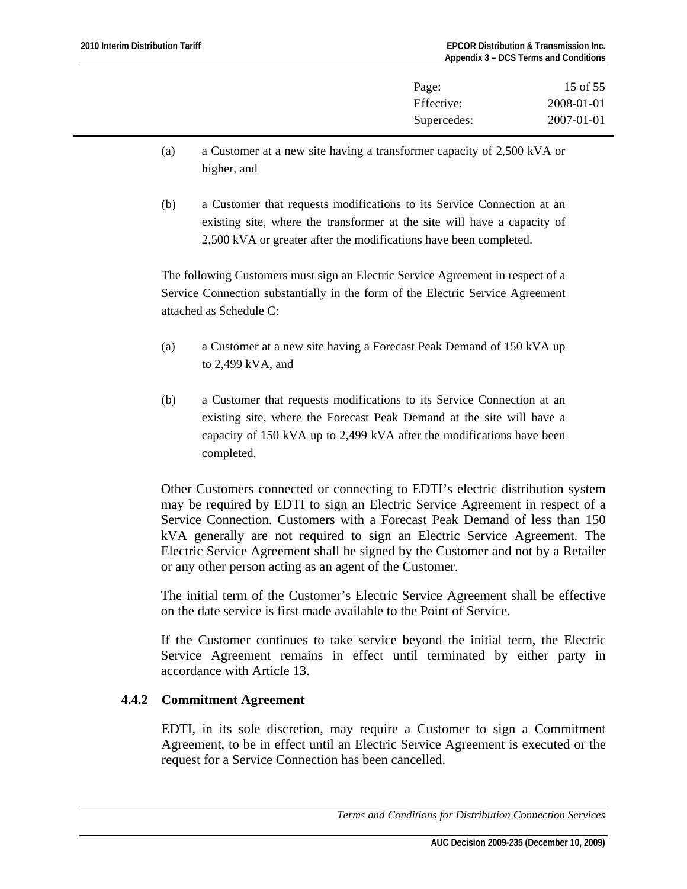(a) a Customer at a new site having a transformer capacity of 2,500 kVA or higher, and

(b) a Customer that requests modifications to its Service Connection at an existing site, where the transformer at the site will have a capacity of 2,500 kVA or greater after the modifications have been completed.

The following Customers must sign an Electric Service Agreement in respect of a Service Connection substantially in the form of the Electric Service Agreement attached as Schedule C:

(a) a Customer at a new site having a Forecast Peak Demand of 150 kVA up to 2,499 kVA, and

(b) a Customer that requests modifications to its Service Connection at an existing site, where the Forecast Peak Demand at the site will have a capacity of 150 kVA up to 2,499 kVA after the modifications have been completed.

Other Customers connected or connecting to EDTI's electric distribution system may be required by EDTI to sign an Electric Service Agreement in respect of a Service Connection. Customers with a Forecast Peak Demand of less than 150 kVA generally are not required to sign an Electric Service Agreement. The Electric Service Agreement shall be signed by the Customer and not by a Retailer or any other person acting as an agent of the Customer.

The initial term of the Customer's Electric Service Agreement shall be effective on the date service is first made available to the Point of Service.

If the Customer continues to take service beyond the initial term, the Electric Service Agreement remains in effect until terminated by either party in accordance with Article 13.

### 4.4.2 Commitment Agreement

EDTI, in its sole discretion, may require a Customer to sign a Commitment Agreement, to be in effect until an Electric Service Agreement is executed or the request for a Service Connection has been cancelled.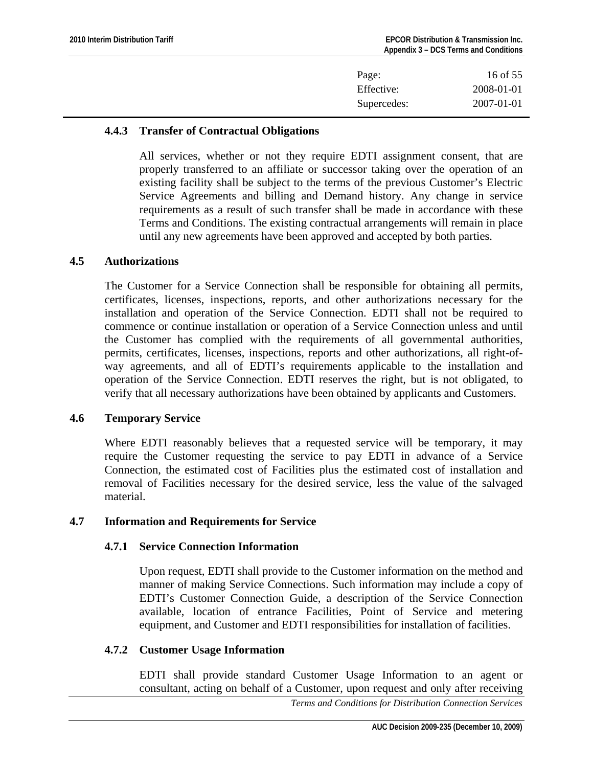#### 4.4.3 Transfer of Contractual Obligations

All services, whether or not they require EDTI assignment consent, that are properly transferred to an affiliate or successor taking over the operation of an existing facility shall be subject to the terms of the previous Customer's Electric Service Agreements and billing and Demand history. Any change in service requirements as a result of such transfer shall be made in accordance with these Terms and Conditions. The existing contractual arrangements will remain in place until any new agreements have been approved and accepted by both parties.

### 4.5 Authorizations

The Customer for a Service Connection shall be responsible for obtaining all permits, certificates, licenses, inspections, reports, and other authorizations necessary for the installation and operation of the Service Connection. EDTI shall not be required to commence or continue installation or operation of a Service Connection unless and until the Customer has complied with the requirements of all governmental authorities, permits, certificates, licenses, inspections, reports and other authorizations, all right-of-way agreements, and all of EDTI's requirements applicable to the installation and operation of the Service Connection. EDTI reserves the right, but is not obligated, to verify that all necessary authorizations have been obtained by applicants and Customers.

### 4.6 Temporary Service

Where EDTI reasonably believes that a requested service will be temporary, it may require the Customer requesting the service to pay EDTI in advance of a Service Connection, the estimated cost of Facilities plus the estimated cost of installation and removal of Facilities necessary for the desired service, less the value of the salvaged material.

### 4.7 Information and Requirements for Service

#### 4.7.1 Service Connection Information

Upon request, EDTI shall provide to the Customer information on the method and manner of making Service Connections. Such information may include a copy of EDTI's Customer Connection Guide, a description of the Service Connection available, location of entrance Facilities, Point of Service and metering equipment, and Customer and EDTI responsibilities for installation of facilities.

#### 4.7.2 Customer Usage Information

EDTI shall provide standard Customer Usage Information to an agent or consultant, acting on behalf of a Customer, upon request and only after receiving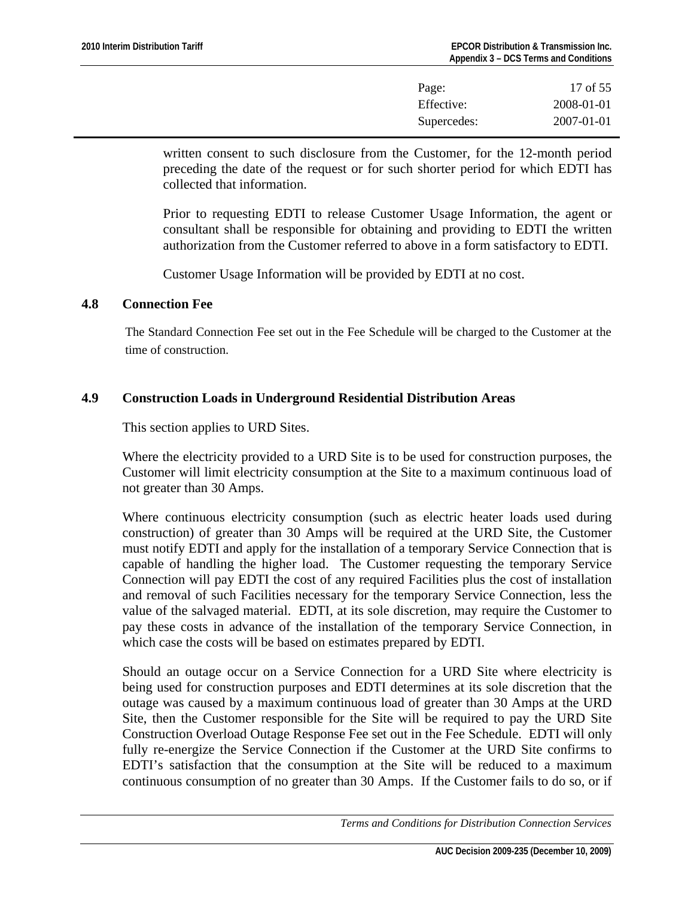written consent to such disclosure from the Customer, for the 12-month period preceding the date of the request or for such shorter period for which EDTI has collected that information.

Prior to requesting EDTI to release Customer Usage Information, the agent or consultant shall be responsible for obtaining and providing to EDTI the written authorization from the Customer referred to above in a form satisfactory to EDTI.

Customer Usage Information will be provided by EDTI at no cost.

### 4.8 Connection Fee

The Standard Connection Fee set out in the Fee Schedule will be charged to the Customer at the time of construction.

### 4.9 Construction Loads in Underground Residential Distribution Areas

This section applies to URD Sites.

Where the electricity provided to a URD Site is to be used for construction purposes, the Customer will limit electricity consumption at the Site to a maximum continuous load of not greater than 30 Amps.

Where continuous electricity consumption (such as electric heater loads used during construction) of greater than 30 Amps will be required at the URD Site, the Customer must notify EDTI and apply for the installation of a temporary Service Connection that is capable of handling the higher load. The Customer requesting the temporary Service Connection will pay EDTI the cost of any required Facilities plus the cost of installation and removal of such Facilities necessary for the temporary Service Connection, less the value of the salvaged material. EDTI, at its sole discretion, may require the Customer to pay these costs in advance of the installation of the temporary Service Connection, in which case the costs will be based on estimates prepared by EDTI.

Should an outage occur on a Service Connection for a URD Site where electricity is being used for construction purposes and EDTI determines at its sole discretion that the outage was caused by a maximum continuous load of greater than 30 Amps at the URD Site, then the Customer responsible for the Site will be required to pay the URD Site Construction Overload Outage Response Fee set out in the Fee Schedule. EDTI will only fully re-energize the Service Connection if the Customer at the URD Site confirms to EDTI's satisfaction that the consumption at the Site will be reduced to a maximum continuous consumption of no greater than 30 Amps. If the Customer fails to do so, or if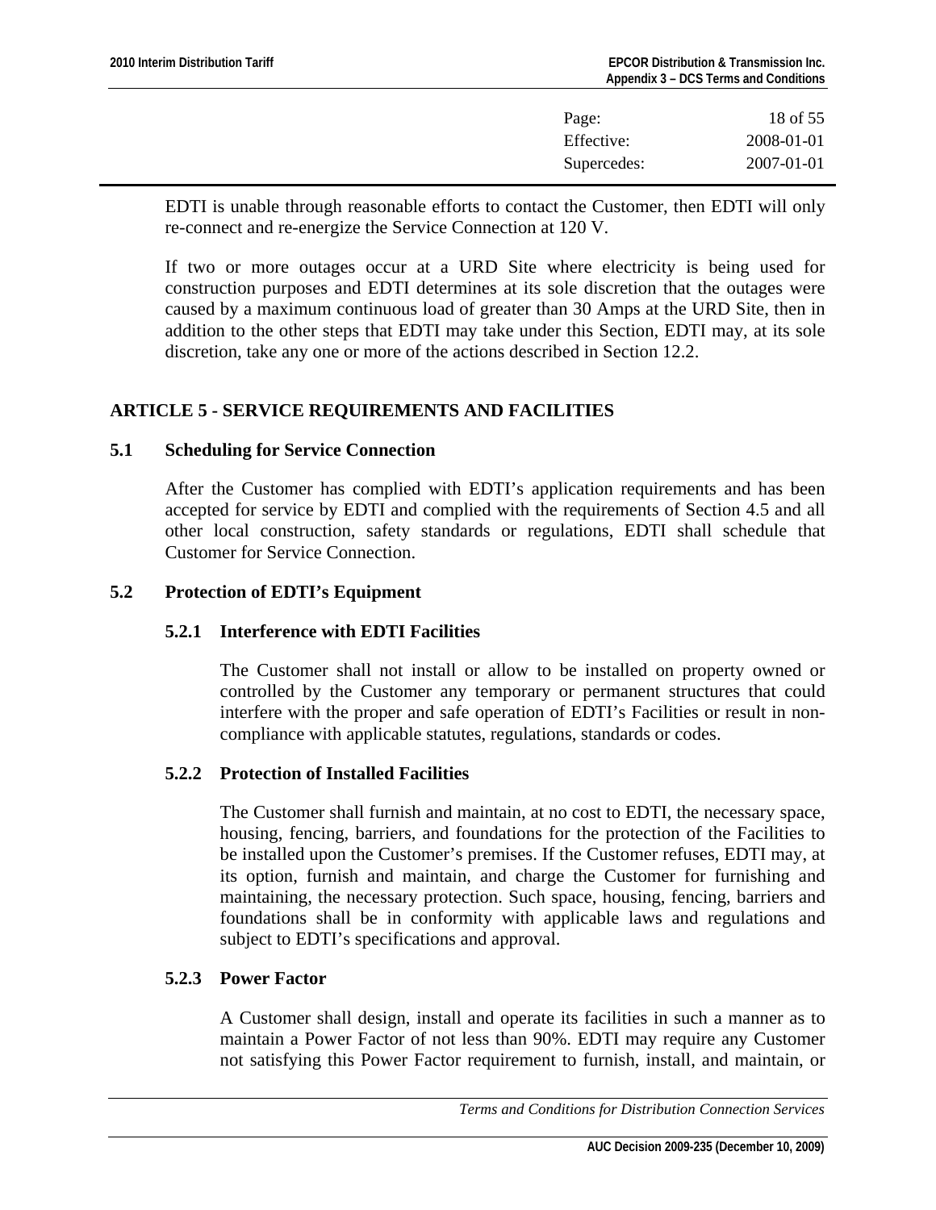EDTI is unable through reasonable efforts to contact the Customer, then EDTI will only re-connect and re-energize the Service Connection at 120 V.

If two or more outages occur at a URD Site where electricity is being used for construction purposes and EDTI determines at its sole discretion that the outages were caused by a maximum continuous load of greater than 30 Amps at the URD Site, then in addition to the other steps that EDTI may take under this Section, EDTI may, at its sole discretion, take any one or more of the actions described in Section 12.2.

## ARTICLE 5 - SERVICE REQUIREMENTS AND FACILITIES

### 5.1 Scheduling for Service Connection

After the Customer has complied with EDTI's application requirements and has been accepted for service by EDTI and complied with the requirements of Section 4.5 and all other local construction, safety standards or regulations, EDTI shall schedule that Customer for Service Connection.

### 5.2 Protection of EDTI's Equipment

#### 5.2.1 Interference with EDTI Facilities

The Customer shall not install or allow to be installed on property owned or controlled by the Customer any temporary or permanent structures that could interfere with the proper and safe operation of EDTI's Facilities or result in non-compliance with applicable statutes, regulations, standards or codes.

#### 5.2.2 Protection of Installed Facilities

The Customer shall furnish and maintain, at no cost to EDTI, the necessary space, housing, fencing, barriers, and foundations for the protection of the Facilities to be installed upon the Customer's premises. If the Customer refuses, EDTI may, at its option, furnish and maintain, and charge the Customer for furnishing and maintaining, the necessary protection. Such space, housing, fencing, barriers and foundations shall be in conformity with applicable laws and regulations and subject to EDTI's specifications and approval.

#### 5.2.3 Power Factor

A Customer shall design, install and operate its facilities in such a manner as to maintain a Power Factor of not less than 90%. EDTI may require any Customer not satisfying this Power Factor requirement to furnish, install, and maintain, or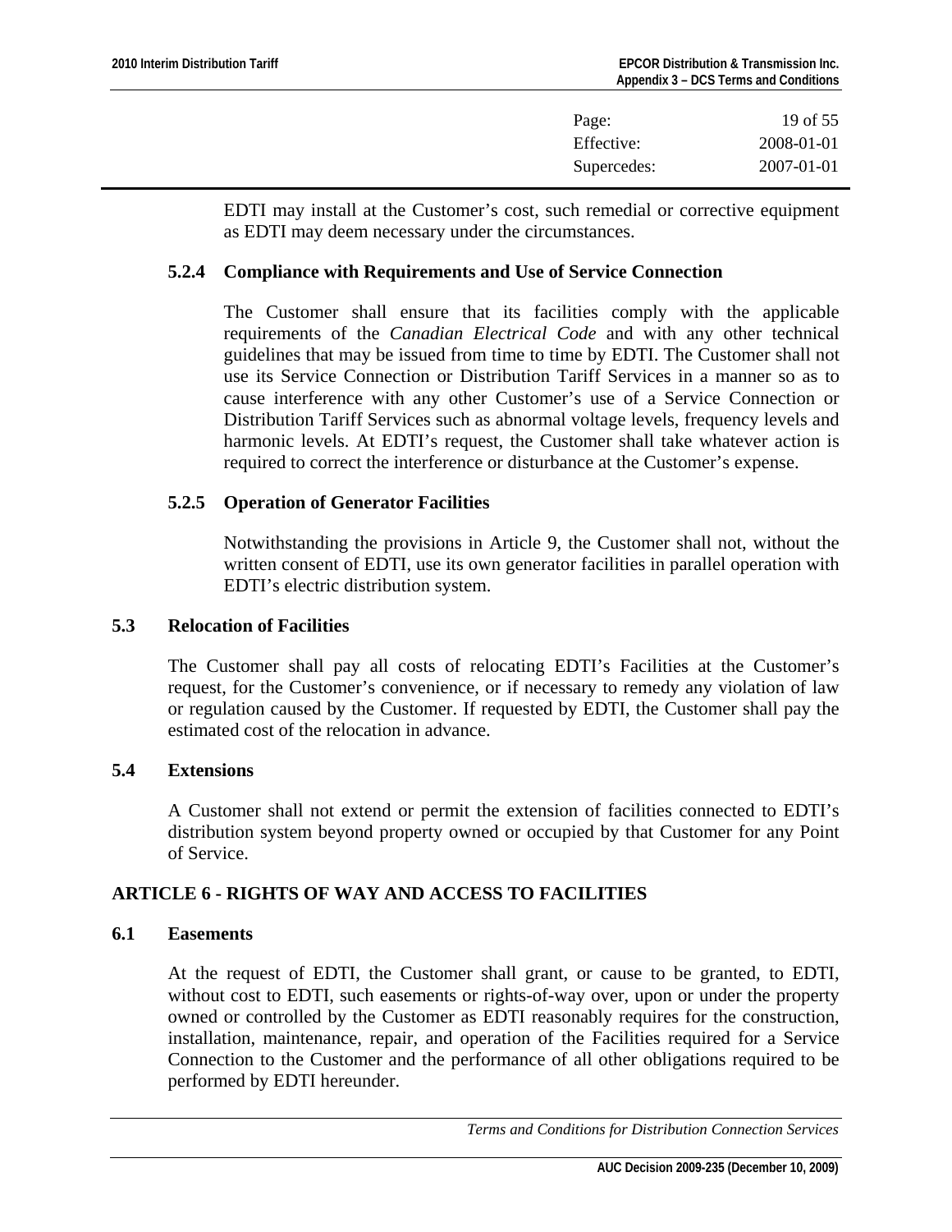EDTI may install at the Customer's cost, such remedial or corrective equipment as EDTI may deem necessary under the circumstances.

#### 5.2.4 Compliance with Requirements and Use of Service Connection

The Customer shall ensure that its facilities comply with the applicable requirements of the *Canadian Electrical Code* and with any other technical guidelines that may be issued from time to time by EDTI. The Customer shall not use its Service Connection or Distribution Tariff Services in a manner so as to cause interference with any other Customer's use of a Service Connection or Distribution Tariff Services such as abnormal voltage levels, frequency levels and harmonic levels. At EDTI's request, the Customer shall take whatever action is required to correct the interference or disturbance at the Customer's expense.

#### 5.2.5 Operation of Generator Facilities

Notwithstanding the provisions in Article 9, the Customer shall not, without the written consent of EDTI, use its own generator facilities in parallel operation with EDTI's electric distribution system.

### 5.3 Relocation of Facilities

The Customer shall pay all costs of relocating EDTI's Facilities at the Customer's request, for the Customer's convenience, or if necessary to remedy any violation of law or regulation caused by the Customer. If requested by EDTI, the Customer shall pay the estimated cost of the relocation in advance.

### 5.4 Extensions

A Customer shall not extend or permit the extension of facilities connected to EDTI's distribution system beyond property owned or occupied by that Customer for any Point of Service.

## ARTICLE 6 - RIGHTS OF WAY AND ACCESS TO FACILITIES

### 6.1 Easements

At the request of EDTI, the Customer shall grant, or cause to be granted, to EDTI, without cost to EDTI, such easements or rights-of-way over, upon or under the property owned or controlled by the Customer as EDTI reasonably requires for the construction, installation, maintenance, repair, and operation of the Facilities required for a Service Connection to the Customer and the performance of all other obligations required to be performed by EDTI hereunder.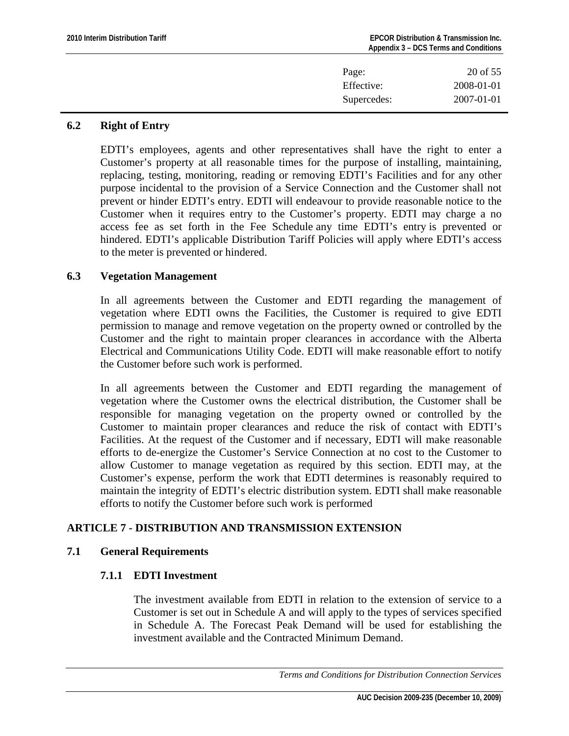### 6.2 Right of Entry

EDTI's employees, agents and other representatives shall have the right to enter a Customer's property at all reasonable times for the purpose of installing, maintaining, replacing, testing, monitoring, reading or removing EDTI's Facilities and for any other purpose incidental to the provision of a Service Connection and the Customer shall not prevent or hinder EDTI's entry. EDTI will endeavour to provide reasonable notice to the Customer when it requires entry to the Customer's property. EDTI may charge a no access fee as set forth in the Fee Schedule any time EDTI's entry is prevented or hindered. EDTI's applicable Distribution Tariff Policies will apply where EDTI's access to the meter is prevented or hindered.

### 6.3 Vegetation Management

In all agreements between the Customer and EDTI regarding the management of vegetation where EDTI owns the Facilities, the Customer is required to give EDTI permission to manage and remove vegetation on the property owned or controlled by the Customer and the right to maintain proper clearances in accordance with the Alberta Electrical and Communications Utility Code. EDTI will make reasonable effort to notify the Customer before such work is performed.

In all agreements between the Customer and EDTI regarding the management of vegetation where the Customer owns the electrical distribution, the Customer shall be responsible for managing vegetation on the property owned or controlled by the Customer to maintain proper clearances and reduce the risk of contact with EDTI's Facilities. At the request of the Customer and if necessary, EDTI will make reasonable efforts to de-energize the Customer's Service Connection at no cost to the Customer to allow Customer to manage vegetation as required by this section. EDTI may, at the Customer's expense, perform the work that EDTI determines is reasonably required to maintain the integrity of EDTI's electric distribution system. EDTI shall make reasonable efforts to notify the Customer before such work is performed

## ARTICLE 7 - DISTRIBUTION AND TRANSMISSION EXTENSION

### 7.1 General Requirements

#### 7.1.1 EDTI Investment

The investment available from EDTI in relation to the extension of service to a Customer is set out in Schedule A and will apply to the types of services specified in Schedule A. The Forecast Peak Demand will be used for establishing the investment available and the Contracted Minimum Demand.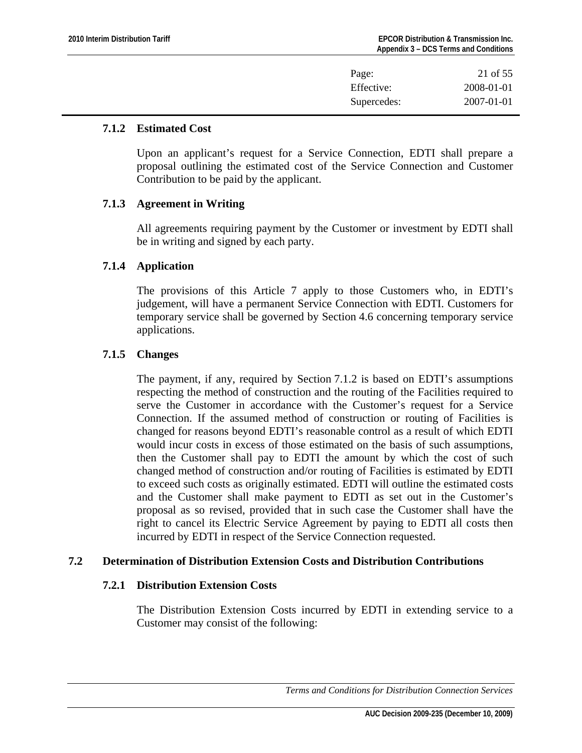### 7.1.2 Estimated Cost

Upon an applicant's request for a Service Connection, EDTI shall prepare a proposal outlining the estimated cost of the Service Connection and Customer Contribution to be paid by the applicant.

### 7.1.3 Agreement in Writing

All agreements requiring payment by the Customer or investment by EDTI shall be in writing and signed by each party.

### 7.1.4 Application

The provisions of this Article 7 apply to those Customers who, in EDTI's judgement, will have a permanent Service Connection with EDTI. Customers for temporary service shall be governed by Section 4.6 concerning temporary service applications.

### 7.1.5 Changes

The payment, if any, required by Section 7.1.2 is based on EDTI's assumptions respecting the method of construction and the routing of the Facilities required to serve the Customer in accordance with the Customer's request for a Service Connection. If the assumed method of construction or routing of Facilities is changed for reasons beyond EDTI's reasonable control as a result of which EDTI would incur costs in excess of those estimated on the basis of such assumptions, then the Customer shall pay to EDTI the amount by which the cost of such changed method of construction and/or routing of Facilities is estimated by EDTI to exceed such costs as originally estimated. EDTI will outline the estimated costs and the Customer shall make payment to EDTI as set out in the Customer's proposal as so revised, provided that in such case the Customer shall have the right to cancel its Electric Service Agreement by paying to EDTI all costs then incurred by EDTI in respect of the Service Connection requested.

## 7.2 Determination of Distribution Extension Costs and Distribution Contributions

### 7.2.1 Distribution Extension Costs

The Distribution Extension Costs incurred by EDTI in extending service to a Customer may consist of the following: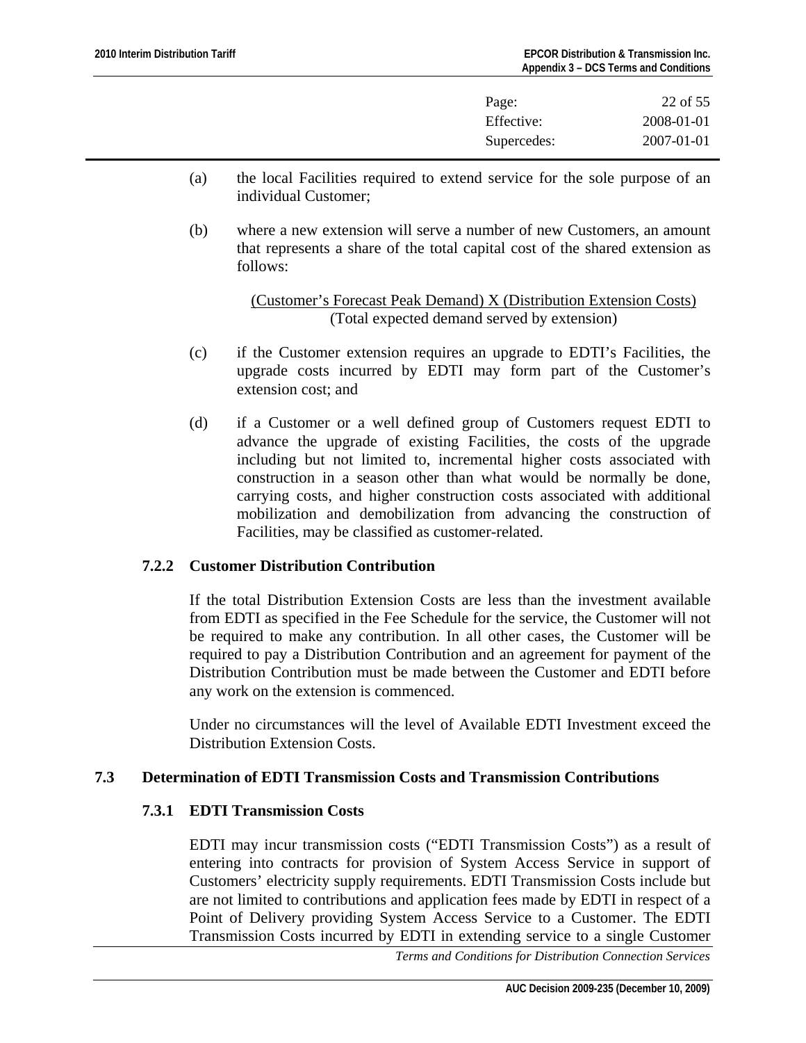(a) the local Facilities required to extend service for the sole purpose of an individual Customer;

(b) where a new extension will serve a number of new Customers, an amount that represents a share of the total capital cost of the shared extension as follows:

$$\frac{\text{(Customer's Forecast Peak Demand) X (Distribution Extension Costs)}}{\text{(Total expected demand served by extension)}}$$

(c) if the Customer extension requires an upgrade to EDTI's Facilities, the upgrade costs incurred by EDTI may form part of the Customer's extension cost; and

(d) if a Customer or a well defined group of Customers request EDTI to advance the upgrade of existing Facilities, the costs of the upgrade including but not limited to, incremental higher costs associated with construction in a season other than what would be normally be done, carrying costs, and higher construction costs associated with additional mobilization and demobilization from advancing the construction of Facilities, may be classified as customer-related.

### 7.2.2 Customer Distribution Contribution

If the total Distribution Extension Costs are less than the investment available from EDTI as specified in the Fee Schedule for the service, the Customer will not be required to make any contribution. In all other cases, the Customer will be required to pay a Distribution Contribution and an agreement for payment of the Distribution Contribution must be made between the Customer and EDTI before any work on the extension is commenced.

Under no circumstances will the level of Available EDTI Investment exceed the Distribution Extension Costs.

## 7.3 Determination of EDTI Transmission Costs and Transmission Contributions

### 7.3.1 EDTI Transmission Costs

EDTI may incur transmission costs ("EDTI Transmission Costs") as a result of entering into contracts for provision of System Access Service in support of Customers' electricity supply requirements. EDTI Transmission Costs include but are not limited to contributions and application fees made by EDTI in respect of a Point of Delivery providing System Access Service to a Customer. The EDTI Transmission Costs incurred by EDTI in extending service to a single Customer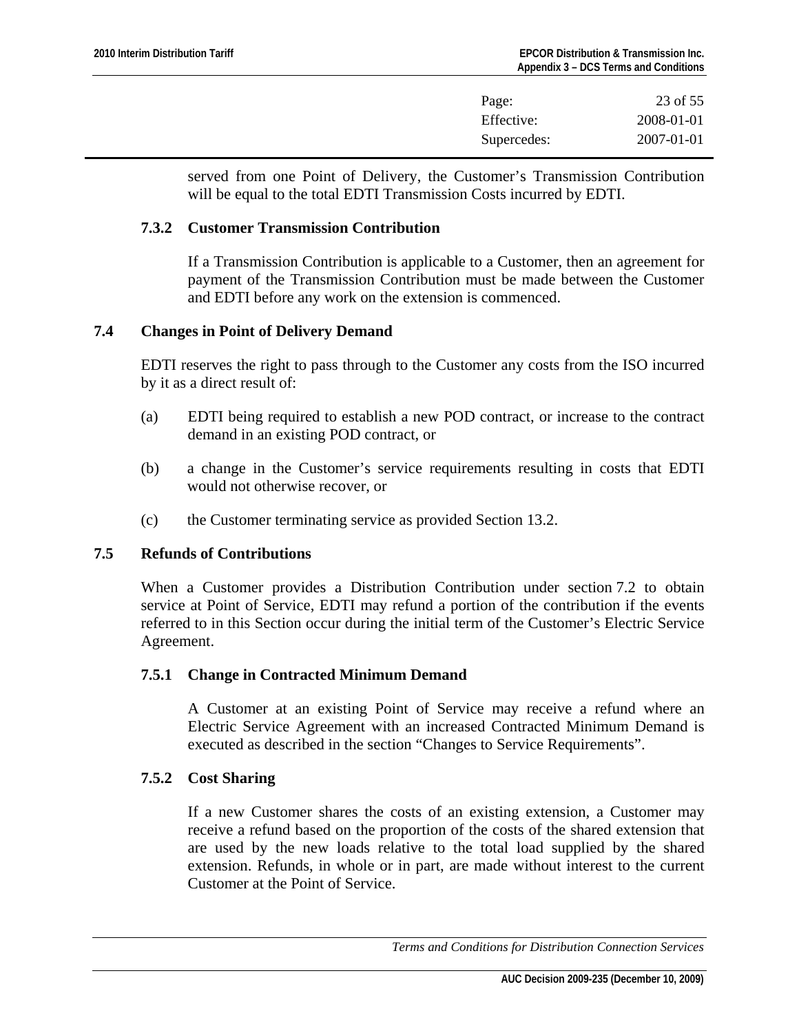served from one Point of Delivery, the Customer's Transmission Contribution will be equal to the total EDTI Transmission Costs incurred by EDTI.

### 7.3.2 Customer Transmission Contribution

If a Transmission Contribution is applicable to a Customer, then an agreement for payment of the Transmission Contribution must be made between the Customer and EDTI before any work on the extension is commenced.

## 7.4 Changes in Point of Delivery Demand

EDTI reserves the right to pass through to the Customer any costs from the ISO incurred by it as a direct result of:

(a) EDTI being required to establish a new POD contract, or increase to the contract demand in an existing POD contract, or

(b) a change in the Customer's service requirements resulting in costs that EDTI would not otherwise recover, or

(c) the Customer terminating service as provided Section 13.2.

## 7.5 Refunds of Contributions

When a Customer provides a Distribution Contribution under section 7.2 to obtain service at Point of Service, EDTI may refund a portion of the contribution if the events referred to in this Section occur during the initial term of the Customer's Electric Service Agreement.

### 7.5.1 Change in Contracted Minimum Demand

A Customer at an existing Point of Service may receive a refund where an Electric Service Agreement with an increased Contracted Minimum Demand is executed as described in the section "Changes to Service Requirements".

### 7.5.2 Cost Sharing

If a new Customer shares the costs of an existing extension, a Customer may receive a refund based on the proportion of the costs of the shared extension that are used by the new loads relative to the total load supplied by the shared extension. Refunds, in whole or in part, are made without interest to the current Customer at the Point of Service.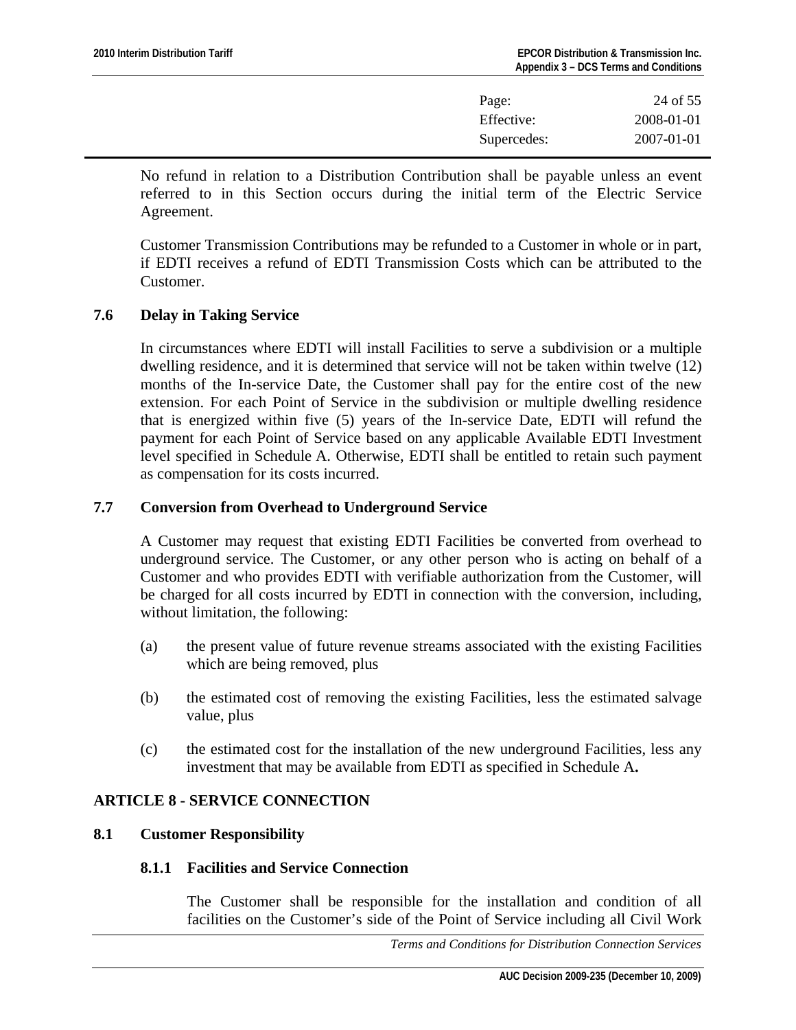No refund in relation to a Distribution Contribution shall be payable unless an event referred to in this Section occurs during the initial term of the Electric Service Agreement.

Customer Transmission Contributions may be refunded to a Customer in whole or in part, if EDTI receives a refund of EDTI Transmission Costs which can be attributed to the Customer.

### 7.6 Delay in Taking Service

In circumstances where EDTI will install Facilities to serve a subdivision or a multiple dwelling residence, and it is determined that service will not be taken within twelve (12) months of the In-service Date, the Customer shall pay for the entire cost of the new extension. For each Point of Service in the subdivision or multiple dwelling residence that is energized within five (5) years of the In-service Date, EDTI will refund the payment for each Point of Service based on any applicable Available EDTI Investment level specified in Schedule A. Otherwise, EDTI shall be entitled to retain such payment as compensation for its costs incurred.

### 7.7 Conversion from Overhead to Underground Service

A Customer may request that existing EDTI Facilities be converted from overhead to underground service. The Customer, or any other person who is acting on behalf of a Customer and who provides EDTI with verifiable authorization from the Customer, will be charged for all costs incurred by EDTI in connection with the conversion, including, without limitation, the following:

(a) the present value of future revenue streams associated with the existing Facilities which are being removed, plus

(b) the estimated cost of removing the existing Facilities, less the estimated salvage value, plus

(c) the estimated cost for the installation of the new underground Facilities, less any investment that may be available from EDTI as specified in Schedule A**.**

## ARTICLE 8 - SERVICE CONNECTION

### 8.1 Customer Responsibility

#### 8.1.1 Facilities and Service Connection

The Customer shall be responsible for the installation and condition of all facilities on the Customer's side of the Point of Service including all Civil Work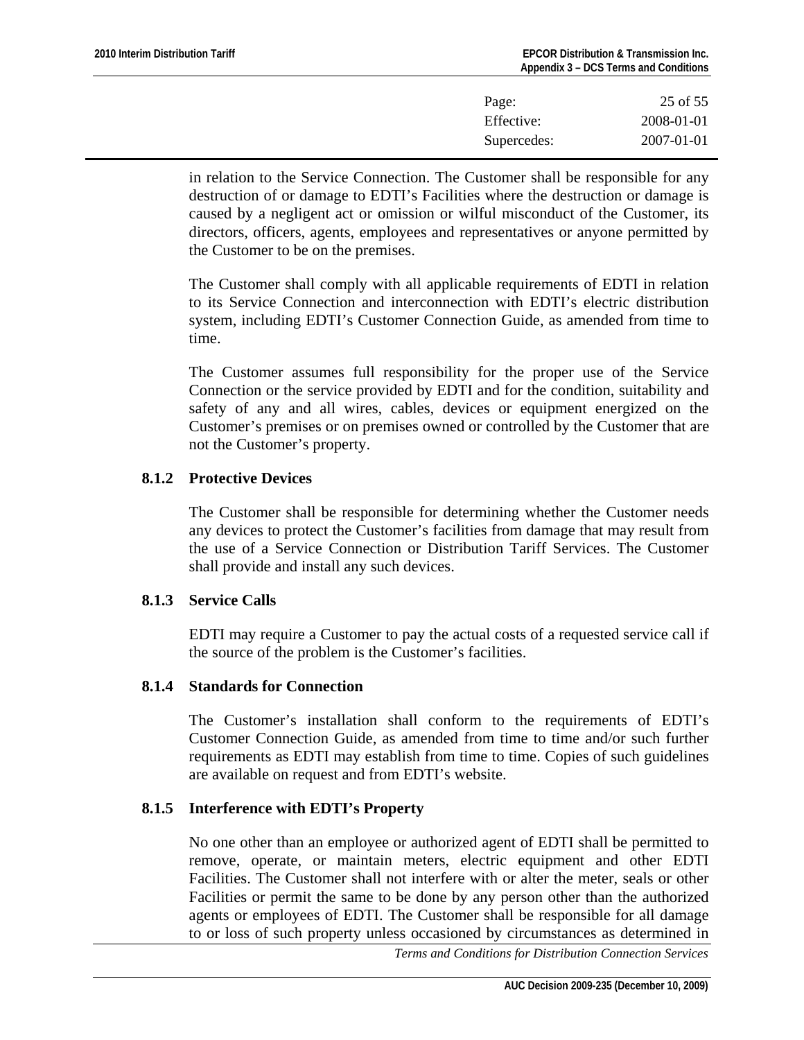in relation to the Service Connection. The Customer shall be responsible for any destruction of or damage to EDTI's Facilities where the destruction or damage is caused by a negligent act or omission or wilful misconduct of the Customer, its directors, officers, agents, employees and representatives or anyone permitted by the Customer to be on the premises.

The Customer shall comply with all applicable requirements of EDTI in relation to its Service Connection and interconnection with EDTI's electric distribution system, including EDTI's Customer Connection Guide, as amended from time to time.

The Customer assumes full responsibility for the proper use of the Service Connection or the service provided by EDTI and for the condition, suitability and safety of any and all wires, cables, devices or equipment energized on the Customer's premises or on premises owned or controlled by the Customer that are not the Customer's property.

### 8.1.2 Protective Devices

The Customer shall be responsible for determining whether the Customer needs any devices to protect the Customer's facilities from damage that may result from the use of a Service Connection or Distribution Tariff Services. The Customer shall provide and install any such devices.

### 8.1.3 Service Calls

EDTI may require a Customer to pay the actual costs of a requested service call if the source of the problem is the Customer's facilities.

### 8.1.4 Standards for Connection

The Customer's installation shall conform to the requirements of EDTI's Customer Connection Guide, as amended from time to time and/or such further requirements as EDTI may establish from time to time. Copies of such guidelines are available on request and from EDTI's website.

### 8.1.5 Interference with EDTI's Property

No one other than an employee or authorized agent of EDTI shall be permitted to remove, operate, or maintain meters, electric equipment and other EDTI Facilities. The Customer shall not interfere with or alter the meter, seals or other Facilities or permit the same to be done by any person other than the authorized agents or employees of EDTI. The Customer shall be responsible for all damage to or loss of such property unless occasioned by circumstances as determined in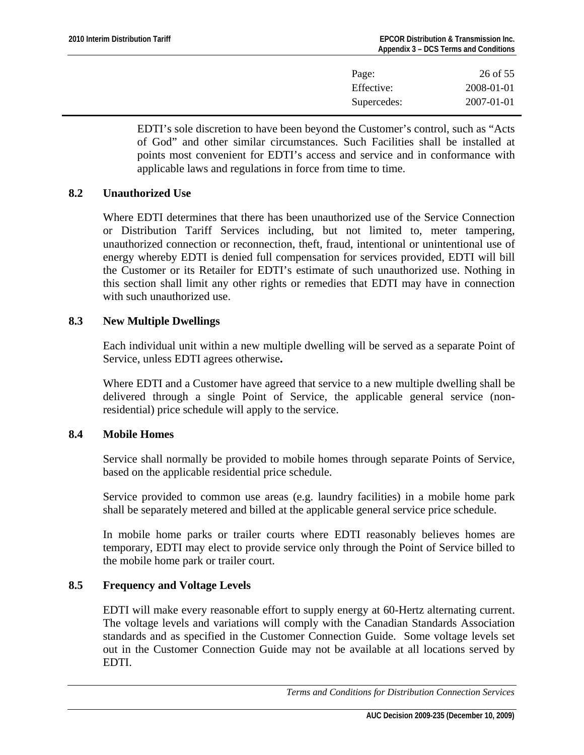EDTI's sole discretion to have been beyond the Customer's control, such as "Acts of God" and other similar circumstances. Such Facilities shall be installed at points most convenient for EDTI's access and service and in conformance with applicable laws and regulations in force from time to time.

### 8.2 Unauthorized Use

Where EDTI determines that there has been unauthorized use of the Service Connection or Distribution Tariff Services including, but not limited to, meter tampering, unauthorized connection or reconnection, theft, fraud, intentional or unintentional use of energy whereby EDTI is denied full compensation for services provided, EDTI will bill the Customer or its Retailer for EDTI's estimate of such unauthorized use. Nothing in this section shall limit any other rights or remedies that EDTI may have in connection with such unauthorized use.

### 8.3 New Multiple Dwellings

Each individual unit within a new multiple dwelling will be served as a separate Point of Service, unless EDTI agrees otherwise**.**

Where EDTI and a Customer have agreed that service to a new multiple dwelling shall be delivered through a single Point of Service, the applicable general service (non-residential) price schedule will apply to the service.

### 8.4 Mobile Homes

Service shall normally be provided to mobile homes through separate Points of Service, based on the applicable residential price schedule.

Service provided to common use areas (e.g. laundry facilities) in a mobile home park shall be separately metered and billed at the applicable general service price schedule.

In mobile home parks or trailer courts where EDTI reasonably believes homes are temporary, EDTI may elect to provide service only through the Point of Service billed to the mobile home park or trailer court.

### 8.5 Frequency and Voltage Levels

EDTI will make every reasonable effort to supply energy at 60-Hertz alternating current. The voltage levels and variations will comply with the Canadian Standards Association standards and as specified in the Customer Connection Guide. Some voltage levels set out in the Customer Connection Guide may not be available at all locations served by EDTI.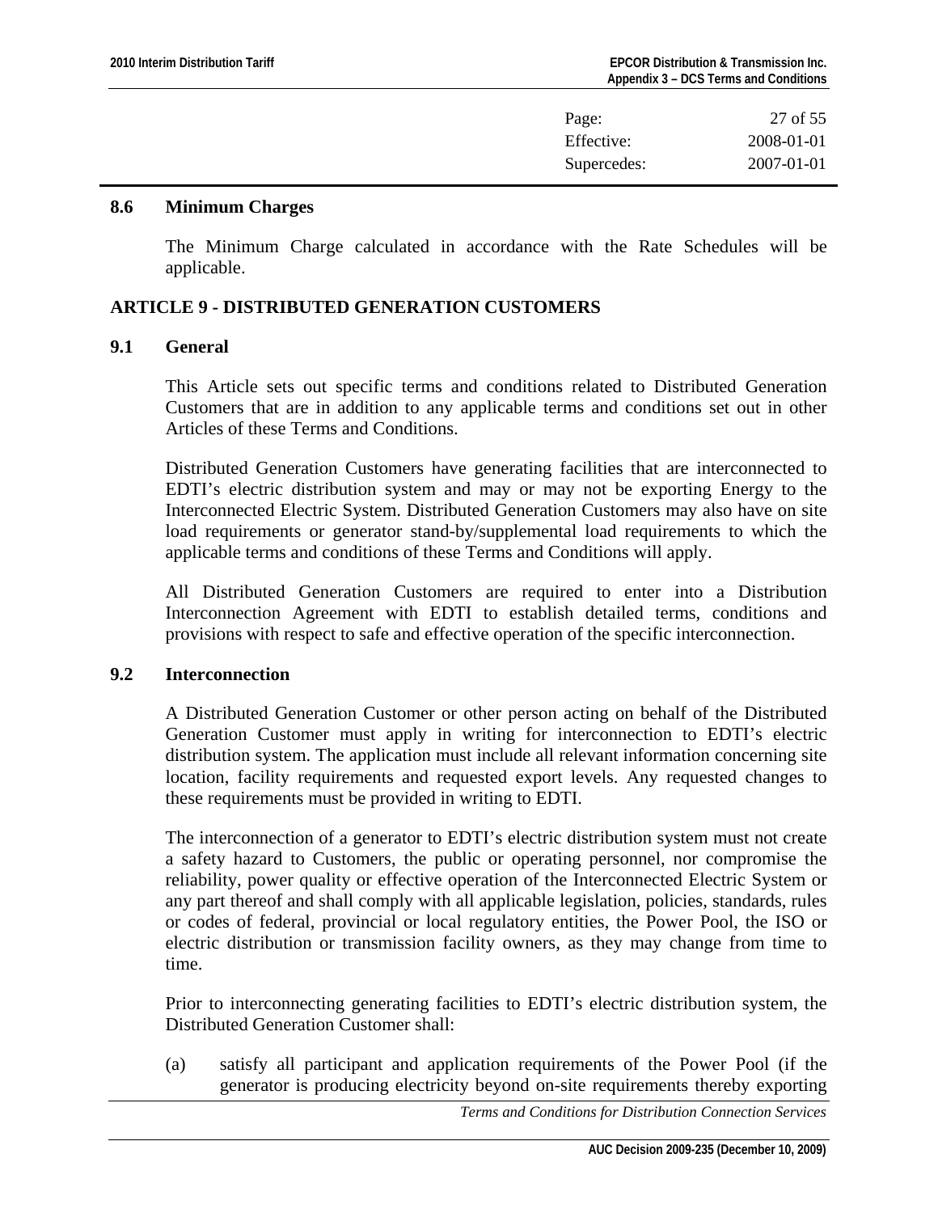| Page: | 27 of 55 |
| --- | --- |
| Effective: | 2008-01-01 |
| Supercedes: | 2007-01-01 |

### 8.6 Minimum Charges

The Minimum Charge calculated in accordance with the Rate Schedules will be applicable.

## ARTICLE 9 - DISTRIBUTED GENERATION CUSTOMERS

### 9.1 General

This Article sets out specific terms and conditions related to Distributed Generation Customers that are in addition to any applicable terms and conditions set out in other Articles of these Terms and Conditions.

Distributed Generation Customers have generating facilities that are interconnected to EDTI's electric distribution system and may or may not be exporting Energy to the Interconnected Electric System. Distributed Generation Customers may also have on site load requirements or generator stand-by/supplemental load requirements to which the applicable terms and conditions of these Terms and Conditions will apply.

All Distributed Generation Customers are required to enter into a Distribution Interconnection Agreement with EDTI to establish detailed terms, conditions and provisions with respect to safe and effective operation of the specific interconnection.

### 9.2 Interconnection

A Distributed Generation Customer or other person acting on behalf of the Distributed Generation Customer must apply in writing for interconnection to EDTI's electric distribution system. The application must include all relevant information concerning site location, facility requirements and requested export levels. Any requested changes to these requirements must be provided in writing to EDTI.

The interconnection of a generator to EDTI's electric distribution system must not create a safety hazard to Customers, the public or operating personnel, nor compromise the reliability, power quality or effective operation of the Interconnected Electric System or any part thereof and shall comply with all applicable legislation, policies, standards, rules or codes of federal, provincial or local regulatory entities, the Power Pool, the ISO or electric distribution or transmission facility owners, as they may change from time to time.

Prior to interconnecting generating facilities to EDTI's electric distribution system, the Distributed Generation Customer shall:

(a) satisfy all participant and application requirements of the Power Pool (if the generator is producing electricity beyond on-site requirements thereby exporting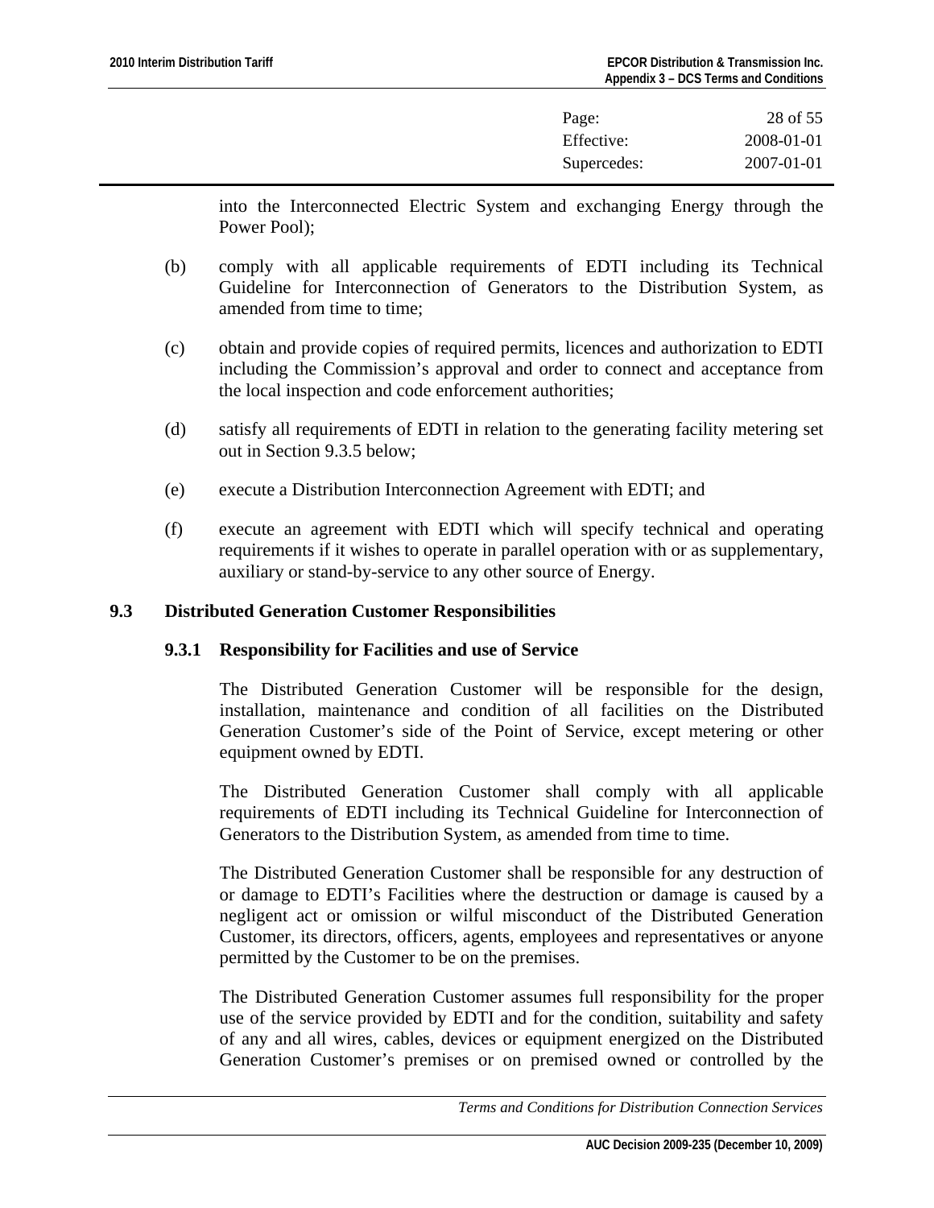into the Interconnected Electric System and exchanging Energy through the Power Pool);

(b) comply with all applicable requirements of EDTI including its Technical Guideline for Interconnection of Generators to the Distribution System, as amended from time to time;

(c) obtain and provide copies of required permits, licences and authorization to EDTI including the Commission's approval and order to connect and acceptance from the local inspection and code enforcement authorities;

(d) satisfy all requirements of EDTI in relation to the generating facility metering set out in Section 9.3.5 below;

(e) execute a Distribution Interconnection Agreement with EDTI; and

(f) execute an agreement with EDTI which will specify technical and operating requirements if it wishes to operate in parallel operation with or as supplementary, auxiliary or stand-by-service to any other source of Energy.

## 9.3 Distributed Generation Customer Responsibilities

### 9.3.1 Responsibility for Facilities and use of Service

The Distributed Generation Customer will be responsible for the design, installation, maintenance and condition of all facilities on the Distributed Generation Customer's side of the Point of Service, except metering or other equipment owned by EDTI.

The Distributed Generation Customer shall comply with all applicable requirements of EDTI including its Technical Guideline for Interconnection of Generators to the Distribution System, as amended from time to time.

The Distributed Generation Customer shall be responsible for any destruction of or damage to EDTI's Facilities where the destruction or damage is caused by a negligent act or omission or wilful misconduct of the Distributed Generation Customer, its directors, officers, agents, employees and representatives or anyone permitted by the Customer to be on the premises.

The Distributed Generation Customer assumes full responsibility for the proper use of the service provided by EDTI and for the condition, suitability and safety of any and all wires, cables, devices or equipment energized on the Distributed Generation Customer's premises or on premised owned or controlled by the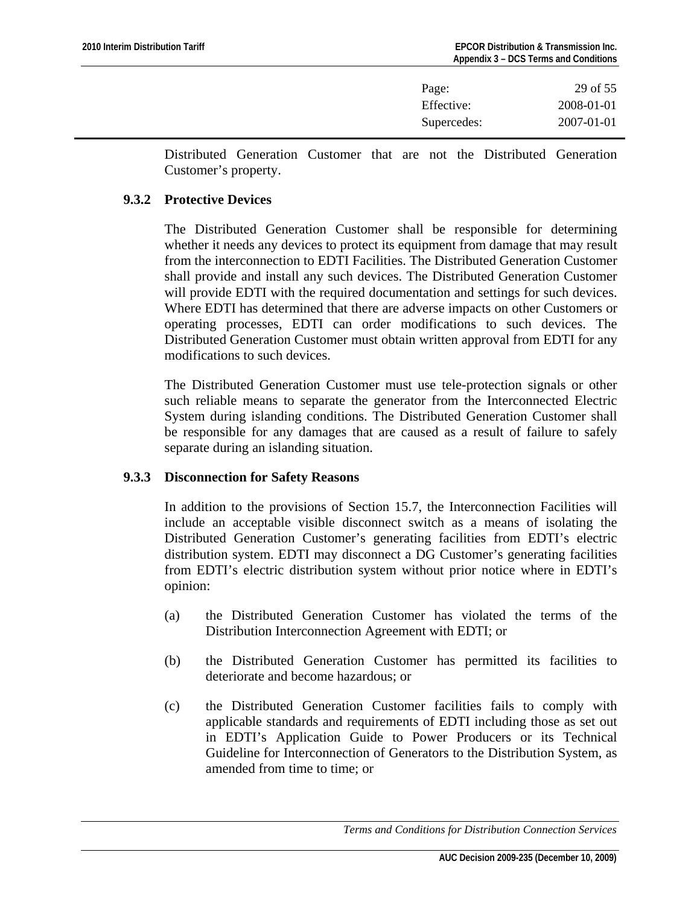Distributed Generation Customer that are not the Distributed Generation Customer's property.

### 9.3.2 Protective Devices

The Distributed Generation Customer shall be responsible for determining whether it needs any devices to protect its equipment from damage that may result from the interconnection to EDTI Facilities. The Distributed Generation Customer shall provide and install any such devices. The Distributed Generation Customer will provide EDTI with the required documentation and settings for such devices. Where EDTI has determined that there are adverse impacts on other Customers or operating processes, EDTI can order modifications to such devices. The Distributed Generation Customer must obtain written approval from EDTI for any modifications to such devices.

The Distributed Generation Customer must use tele-protection signals or other such reliable means to separate the generator from the Interconnected Electric System during islanding conditions. The Distributed Generation Customer shall be responsible for any damages that are caused as a result of failure to safely separate during an islanding situation.

### 9.3.3 Disconnection for Safety Reasons

In addition to the provisions of Section 15.7, the Interconnection Facilities will include an acceptable visible disconnect switch as a means of isolating the Distributed Generation Customer's generating facilities from EDTI's electric distribution system. EDTI may disconnect a DG Customer's generating facilities from EDTI's electric distribution system without prior notice where in EDTI's opinion:

(a) the Distributed Generation Customer has violated the terms of the Distribution Interconnection Agreement with EDTI; or

(b) the Distributed Generation Customer has permitted its facilities to deteriorate and become hazardous; or

(c) the Distributed Generation Customer facilities fails to comply with applicable standards and requirements of EDTI including those as set out in EDTI's Application Guide to Power Producers or its Technical Guideline for Interconnection of Generators to the Distribution System, as amended from time to time; or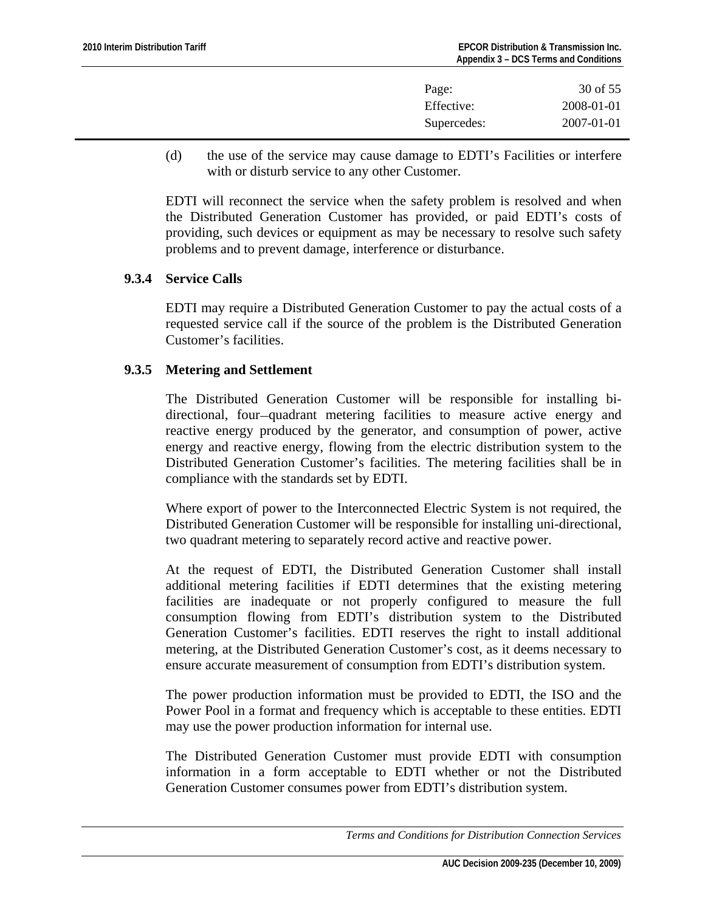(d) the use of the service may cause damage to EDTI's Facilities or interfere with or disturb service to any other Customer.

EDTI will reconnect the service when the safety problem is resolved and when the Distributed Generation Customer has provided, or paid EDTI's costs of providing, such devices or equipment as may be necessary to resolve such safety problems and to prevent damage, interference or disturbance.

### 9.3.4 Service Calls

EDTI may require a Distributed Generation Customer to pay the actual costs of a requested service call if the source of the problem is the Distributed Generation Customer's facilities.

### 9.3.5 Metering and Settlement

The Distributed Generation Customer will be responsible for installing bi-directional, four–quadrant metering facilities to measure active energy and reactive energy produced by the generator, and consumption of power, active energy and reactive energy, flowing from the electric distribution system to the Distributed Generation Customer's facilities. The metering facilities shall be in compliance with the standards set by EDTI.

Where export of power to the Interconnected Electric System is not required, the Distributed Generation Customer will be responsible for installing uni-directional, two quadrant metering to separately record active and reactive power.

At the request of EDTI, the Distributed Generation Customer shall install additional metering facilities if EDTI determines that the existing metering facilities are inadequate or not properly configured to measure the full consumption flowing from EDTI's distribution system to the Distributed Generation Customer's facilities. EDTI reserves the right to install additional metering, at the Distributed Generation Customer's cost, as it deems necessary to ensure accurate measurement of consumption from EDTI's distribution system.

The power production information must be provided to EDTI, the ISO and the Power Pool in a format and frequency which is acceptable to these entities. EDTI may use the power production information for internal use.

The Distributed Generation Customer must provide EDTI with consumption information in a form acceptable to EDTI whether or not the Distributed Generation Customer consumes power from EDTI's distribution system.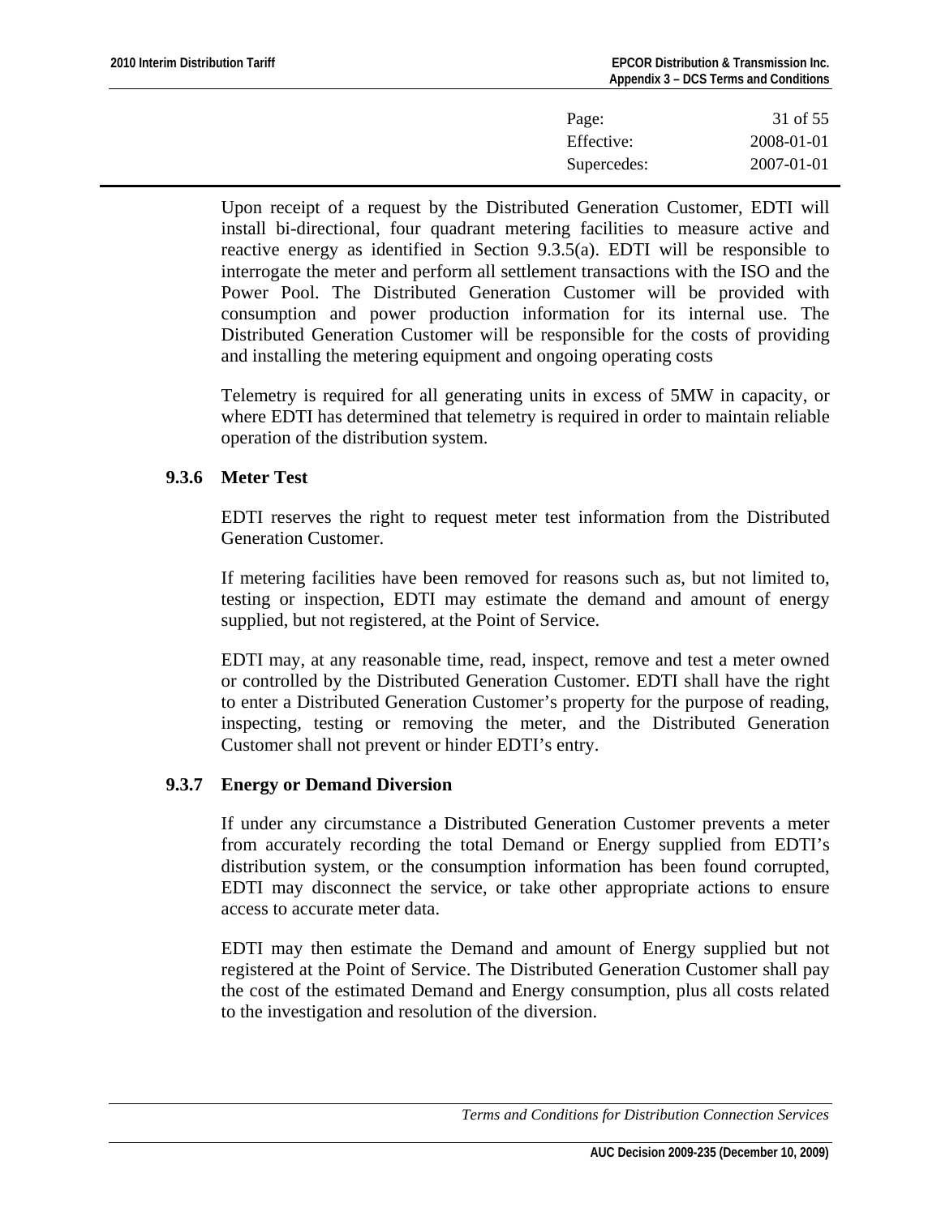Upon receipt of a request by the Distributed Generation Customer, EDTI will install bi-directional, four quadrant metering facilities to measure active and reactive energy as identified in Section 9.3.5(a). EDTI will be responsible to interrogate the meter and perform all settlement transactions with the ISO and the Power Pool. The Distributed Generation Customer will be provided with consumption and power production information for its internal use. The Distributed Generation Customer will be responsible for the costs of providing and installing the metering equipment and ongoing operating costs

Telemetry is required for all generating units in excess of 5MW in capacity, or where EDTI has determined that telemetry is required in order to maintain reliable operation of the distribution system.

### 9.3.6 Meter Test

EDTI reserves the right to request meter test information from the Distributed Generation Customer.

If metering facilities have been removed for reasons such as, but not limited to, testing or inspection, EDTI may estimate the demand and amount of energy supplied, but not registered, at the Point of Service.

EDTI may, at any reasonable time, read, inspect, remove and test a meter owned or controlled by the Distributed Generation Customer. EDTI shall have the right to enter a Distributed Generation Customer's property for the purpose of reading, inspecting, testing or removing the meter, and the Distributed Generation Customer shall not prevent or hinder EDTI's entry.

### 9.3.7 Energy or Demand Diversion

If under any circumstance a Distributed Generation Customer prevents a meter from accurately recording the total Demand or Energy supplied from EDTI's distribution system, or the consumption information has been found corrupted, EDTI may disconnect the service, or take other appropriate actions to ensure access to accurate meter data.

EDTI may then estimate the Demand and amount of Energy supplied but not registered at the Point of Service. The Distributed Generation Customer shall pay the cost of the estimated Demand and Energy consumption, plus all costs related to the investigation and resolution of the diversion.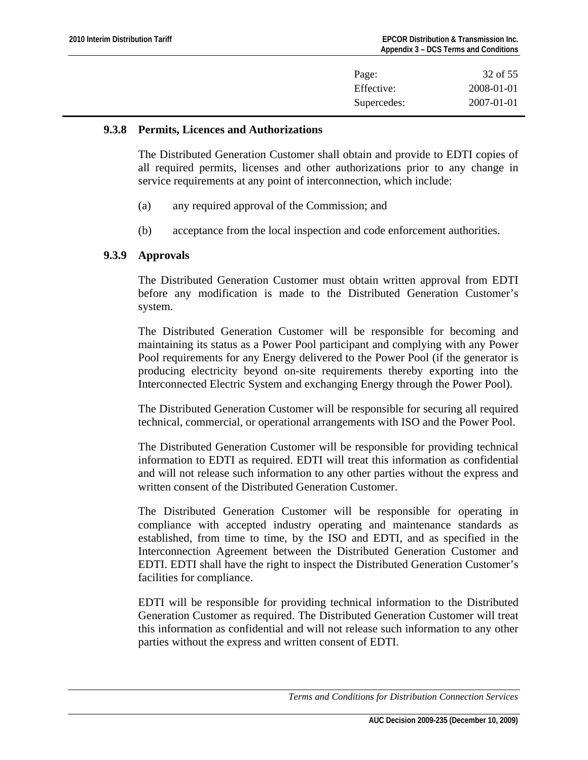### 9.3.8 Permits, Licences and Authorizations

The Distributed Generation Customer shall obtain and provide to EDTI copies of all required permits, licenses and other authorizations prior to any change in service requirements at any point of interconnection, which include:

(a) any required approval of the Commission; and

(b) acceptance from the local inspection and code enforcement authorities.

### 9.3.9 Approvals

The Distributed Generation Customer must obtain written approval from EDTI before any modification is made to the Distributed Generation Customer's system.

The Distributed Generation Customer will be responsible for becoming and maintaining its status as a Power Pool participant and complying with any Power Pool requirements for any Energy delivered to the Power Pool (if the generator is producing electricity beyond on-site requirements thereby exporting into the Interconnected Electric System and exchanging Energy through the Power Pool).

The Distributed Generation Customer will be responsible for securing all required technical, commercial, or operational arrangements with ISO and the Power Pool.

The Distributed Generation Customer will be responsible for providing technical information to EDTI as required. EDTI will treat this information as confidential and will not release such information to any other parties without the express and written consent of the Distributed Generation Customer.

The Distributed Generation Customer will be responsible for operating in compliance with accepted industry operating and maintenance standards as established, from time to time, by the ISO and EDTI, and as specified in the Interconnection Agreement between the Distributed Generation Customer and EDTI. EDTI shall have the right to inspect the Distributed Generation Customer's facilities for compliance.

EDTI will be responsible for providing technical information to the Distributed Generation Customer as required. The Distributed Generation Customer will treat this information as confidential and will not release such information to any other parties without the express and written consent of EDTI.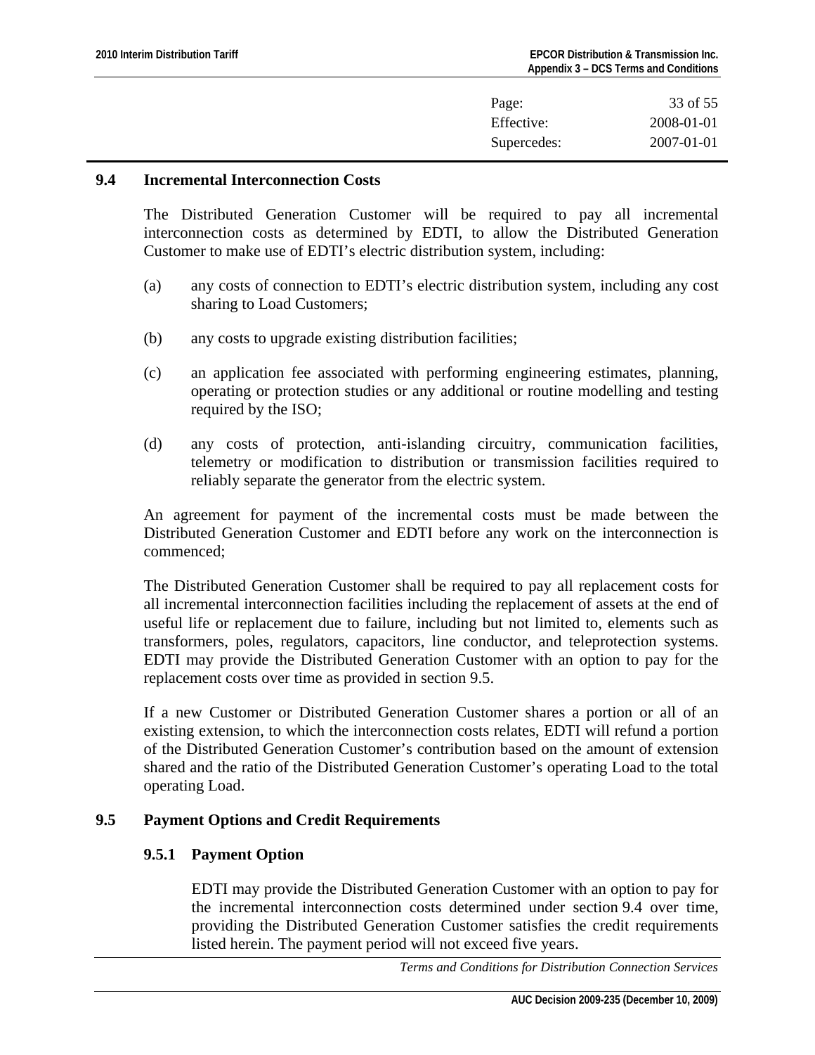## 9.4 Incremental Interconnection Costs

The Distributed Generation Customer will be required to pay all incremental interconnection costs as determined by EDTI, to allow the Distributed Generation Customer to make use of EDTI's electric distribution system, including:

(a) any costs of connection to EDTI's electric distribution system, including any cost sharing to Load Customers;

(b) any costs to upgrade existing distribution facilities;

(c) an application fee associated with performing engineering estimates, planning, operating or protection studies or any additional or routine modelling and testing required by the ISO;

(d) any costs of protection, anti-islanding circuitry, communication facilities, telemetry or modification to distribution or transmission facilities required to reliably separate the generator from the electric system.

An agreement for payment of the incremental costs must be made between the Distributed Generation Customer and EDTI before any work on the interconnection is commenced;

The Distributed Generation Customer shall be required to pay all replacement costs for all incremental interconnection facilities including the replacement of assets at the end of useful life or replacement due to failure, including but not limited to, elements such as transformers, poles, regulators, capacitors, line conductor, and teleprotection systems. EDTI may provide the Distributed Generation Customer with an option to pay for the replacement costs over time as provided in section 9.5.

If a new Customer or Distributed Generation Customer shares a portion or all of an existing extension, to which the interconnection costs relates, EDTI will refund a portion of the Distributed Generation Customer's contribution based on the amount of extension shared and the ratio of the Distributed Generation Customer's operating Load to the total operating Load.

## 9.5 Payment Options and Credit Requirements

### 9.5.1 Payment Option

EDTI may provide the Distributed Generation Customer with an option to pay for the incremental interconnection costs determined under section 9.4 over time, providing the Distributed Generation Customer satisfies the credit requirements listed herein. The payment period will not exceed five years.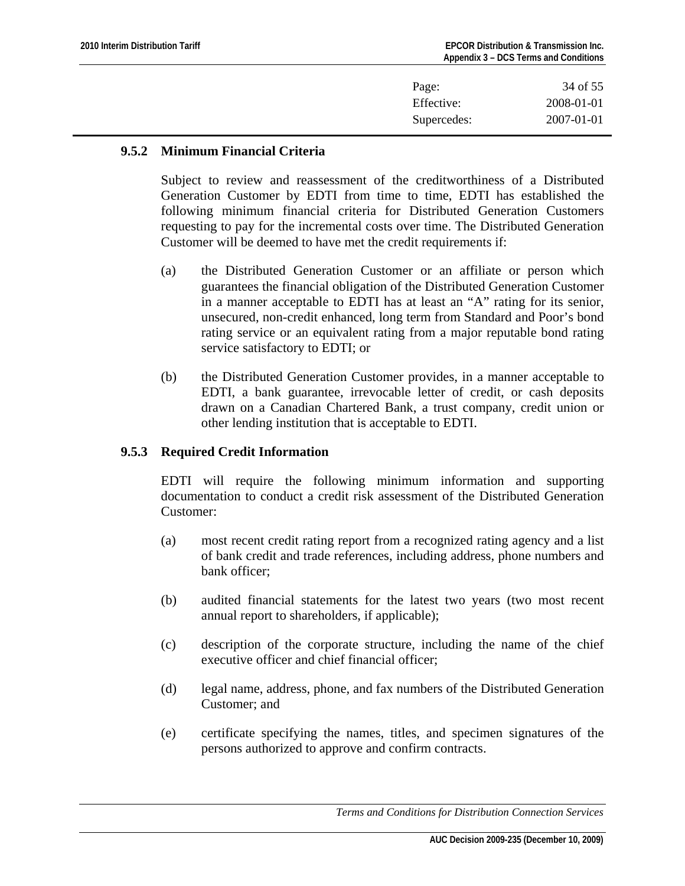### 9.5.2 Minimum Financial Criteria

Subject to review and reassessment of the creditworthiness of a Distributed Generation Customer by EDTI from time to time, EDTI has established the following minimum financial criteria for Distributed Generation Customers requesting to pay for the incremental costs over time. The Distributed Generation Customer will be deemed to have met the credit requirements if:

(a) the Distributed Generation Customer or an affiliate or person which guarantees the financial obligation of the Distributed Generation Customer in a manner acceptable to EDTI has at least an "A" rating for its senior, unsecured, non-credit enhanced, long term from Standard and Poor's bond rating service or an equivalent rating from a major reputable bond rating service satisfactory to EDTI; or

(b) the Distributed Generation Customer provides, in a manner acceptable to EDTI, a bank guarantee, irrevocable letter of credit, or cash deposits drawn on a Canadian Chartered Bank, a trust company, credit union or other lending institution that is acceptable to EDTI.

### 9.5.3 Required Credit Information

EDTI will require the following minimum information and supporting documentation to conduct a credit risk assessment of the Distributed Generation Customer:

(a) most recent credit rating report from a recognized rating agency and a list of bank credit and trade references, including address, phone numbers and bank officer;

(b) audited financial statements for the latest two years (two most recent annual report to shareholders, if applicable);

(c) description of the corporate structure, including the name of the chief executive officer and chief financial officer;

(d) legal name, address, phone, and fax numbers of the Distributed Generation Customer; and

(e) certificate specifying the names, titles, and specimen signatures of the persons authorized to approve and confirm contracts.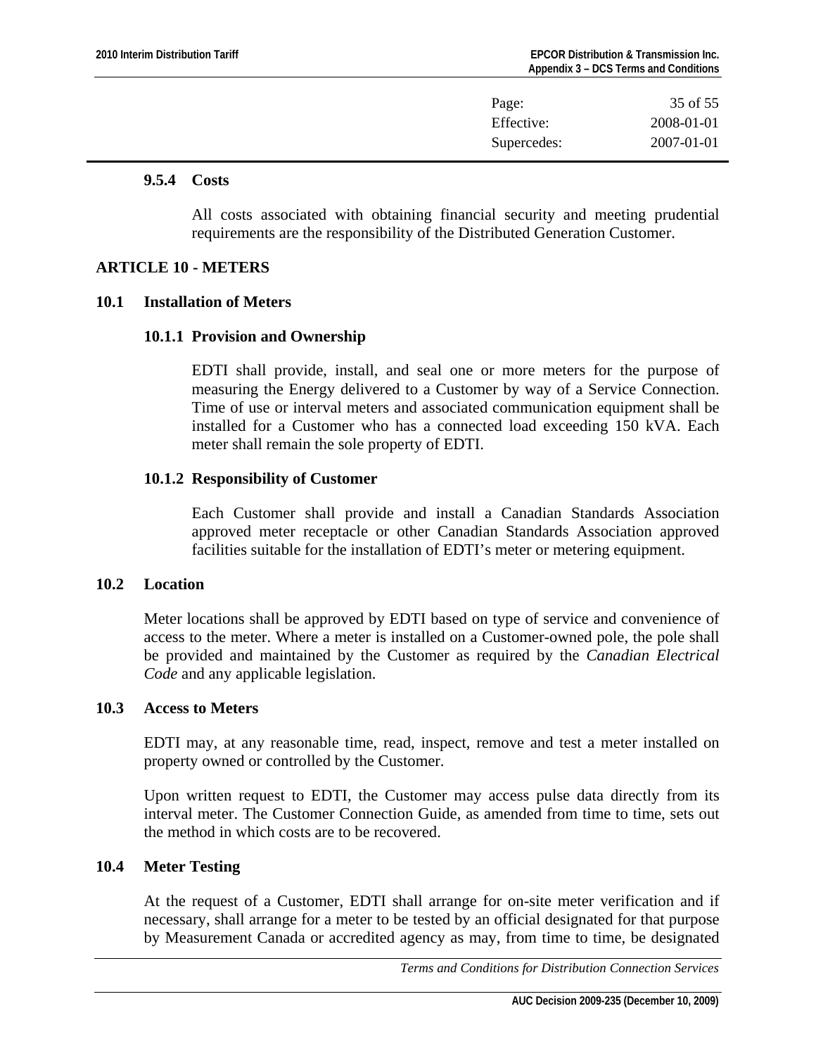#### 9.5.4 Costs

All costs associated with obtaining financial security and meeting prudential requirements are the responsibility of the Distributed Generation Customer.

## ARTICLE 10 - METERS

### 10.1 Installation of Meters

#### 10.1.1 Provision and Ownership

EDTI shall provide, install, and seal one or more meters for the purpose of measuring the Energy delivered to a Customer by way of a Service Connection. Time of use or interval meters and associated communication equipment shall be installed for a Customer who has a connected load exceeding 150 kVA. Each meter shall remain the sole property of EDTI.

#### 10.1.2 Responsibility of Customer

Each Customer shall provide and install a Canadian Standards Association approved meter receptacle or other Canadian Standards Association approved facilities suitable for the installation of EDTI's meter or metering equipment.

### 10.2 Location

Meter locations shall be approved by EDTI based on type of service and convenience of access to the meter. Where a meter is installed on a Customer-owned pole, the pole shall be provided and maintained by the Customer as required by the *Canadian Electrical Code* and any applicable legislation.

### 10.3 Access to Meters

EDTI may, at any reasonable time, read, inspect, remove and test a meter installed on property owned or controlled by the Customer.

Upon written request to EDTI, the Customer may access pulse data directly from its interval meter. The Customer Connection Guide, as amended from time to time, sets out the method in which costs are to be recovered.

### 10.4 Meter Testing

At the request of a Customer, EDTI shall arrange for on-site meter verification and if necessary, shall arrange for a meter to be tested by an official designated for that purpose by Measurement Canada or accredited agency as may, from time to time, be designated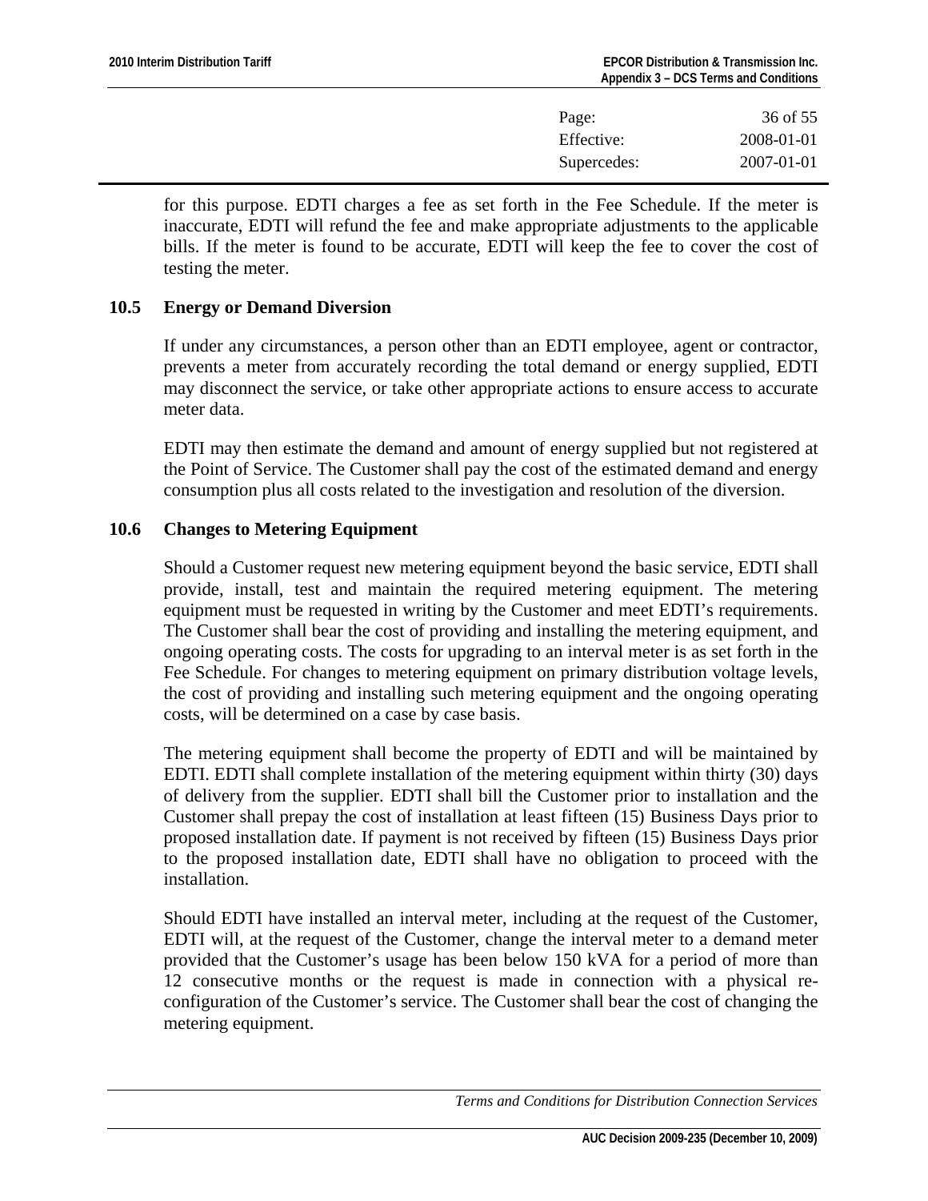for this purpose. EDTI charges a fee as set forth in the Fee Schedule. If the meter is inaccurate, EDTI will refund the fee and make appropriate adjustments to the applicable bills. If the meter is found to be accurate, EDTI will keep the fee to cover the cost of testing the meter.

### 10.5 Energy or Demand Diversion

If under any circumstances, a person other than an EDTI employee, agent or contractor, prevents a meter from accurately recording the total demand or energy supplied, EDTI may disconnect the service, or take other appropriate actions to ensure access to accurate meter data.

EDTI may then estimate the demand and amount of energy supplied but not registered at the Point of Service. The Customer shall pay the cost of the estimated demand and energy consumption plus all costs related to the investigation and resolution of the diversion.

### 10.6 Changes to Metering Equipment

Should a Customer request new metering equipment beyond the basic service, EDTI shall provide, install, test and maintain the required metering equipment. The metering equipment must be requested in writing by the Customer and meet EDTI's requirements. The Customer shall bear the cost of providing and installing the metering equipment, and ongoing operating costs. The costs for upgrading to an interval meter is as set forth in the Fee Schedule. For changes to metering equipment on primary distribution voltage levels, the cost of providing and installing such metering equipment and the ongoing operating costs, will be determined on a case by case basis.

The metering equipment shall become the property of EDTI and will be maintained by EDTI. EDTI shall complete installation of the metering equipment within thirty (30) days of delivery from the supplier. EDTI shall bill the Customer prior to installation and the Customer shall prepay the cost of installation at least fifteen (15) Business Days prior to proposed installation date. If payment is not received by fifteen (15) Business Days prior to the proposed installation date, EDTI shall have no obligation to proceed with the installation.

Should EDTI have installed an interval meter, including at the request of the Customer, EDTI will, at the request of the Customer, change the interval meter to a demand meter provided that the Customer's usage has been below 150 kVA for a period of more than 12 consecutive months or the request is made in connection with a physical re-configuration of the Customer's service. The Customer shall bear the cost of changing the metering equipment.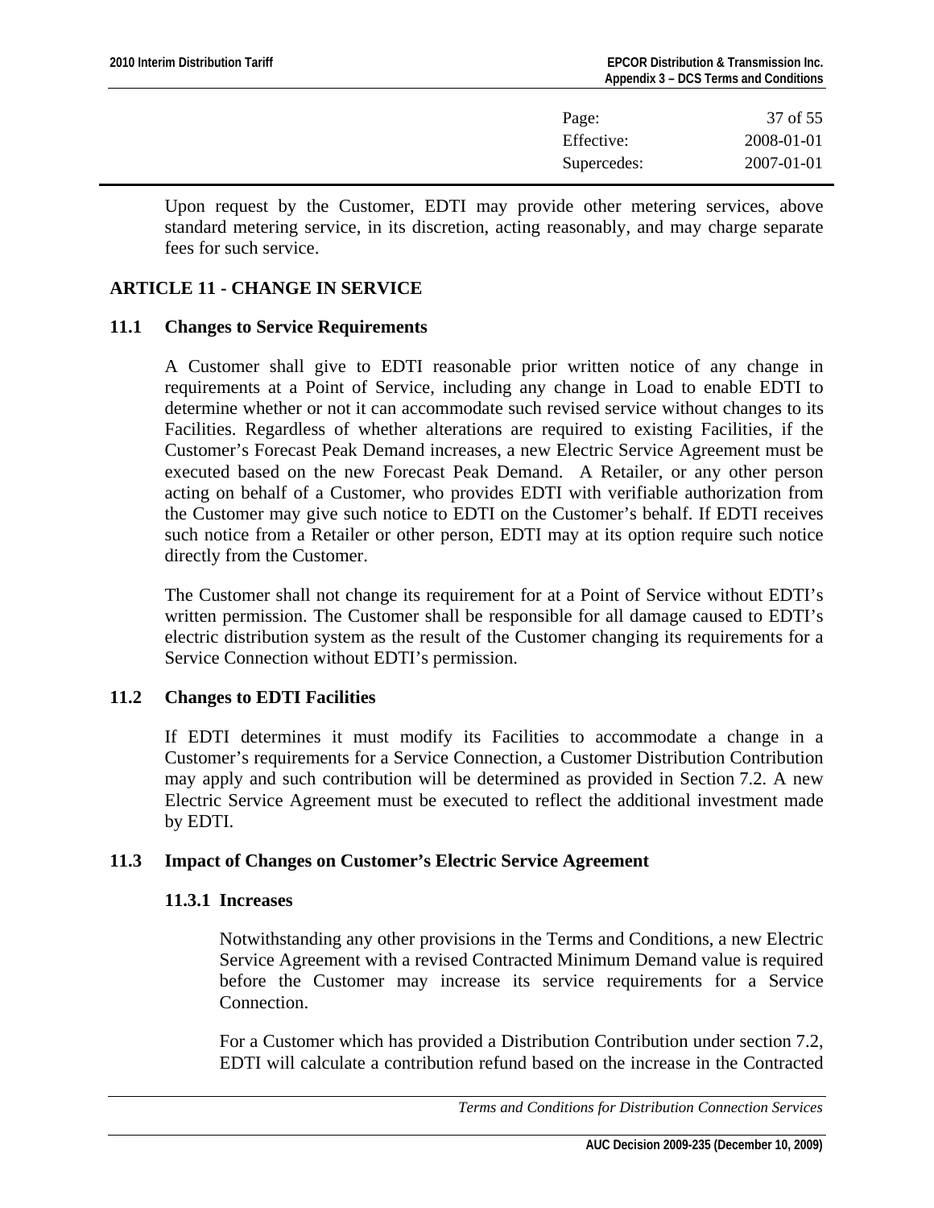Upon request by the Customer, EDTI may provide other metering services, above standard metering service, in its discretion, acting reasonably, and may charge separate fees for such service.

## ARTICLE 11 - CHANGE IN SERVICE

### 11.1 Changes to Service Requirements

A Customer shall give to EDTI reasonable prior written notice of any change in requirements at a Point of Service, including any change in Load to enable EDTI to determine whether or not it can accommodate such revised service without changes to its Facilities. Regardless of whether alterations are required to existing Facilities, if the Customer's Forecast Peak Demand increases, a new Electric Service Agreement must be executed based on the new Forecast Peak Demand. A Retailer, or any other person acting on behalf of a Customer, who provides EDTI with verifiable authorization from the Customer may give such notice to EDTI on the Customer's behalf. If EDTI receives such notice from a Retailer or other person, EDTI may at its option require such notice directly from the Customer.

The Customer shall not change its requirement for at a Point of Service without EDTI's written permission. The Customer shall be responsible for all damage caused to EDTI's electric distribution system as the result of the Customer changing its requirements for a Service Connection without EDTI's permission.

### 11.2 Changes to EDTI Facilities

If EDTI determines it must modify its Facilities to accommodate a change in a Customer's requirements for a Service Connection, a Customer Distribution Contribution may apply and such contribution will be determined as provided in Section 7.2. A new Electric Service Agreement must be executed to reflect the additional investment made by EDTI.

### 11.3 Impact of Changes on Customer's Electric Service Agreement

#### 11.3.1 Increases

Notwithstanding any other provisions in the Terms and Conditions, a new Electric Service Agreement with a revised Contracted Minimum Demand value is required before the Customer may increase its service requirements for a Service Connection.

For a Customer which has provided a Distribution Contribution under section 7.2, EDTI will calculate a contribution refund based on the increase in the Contracted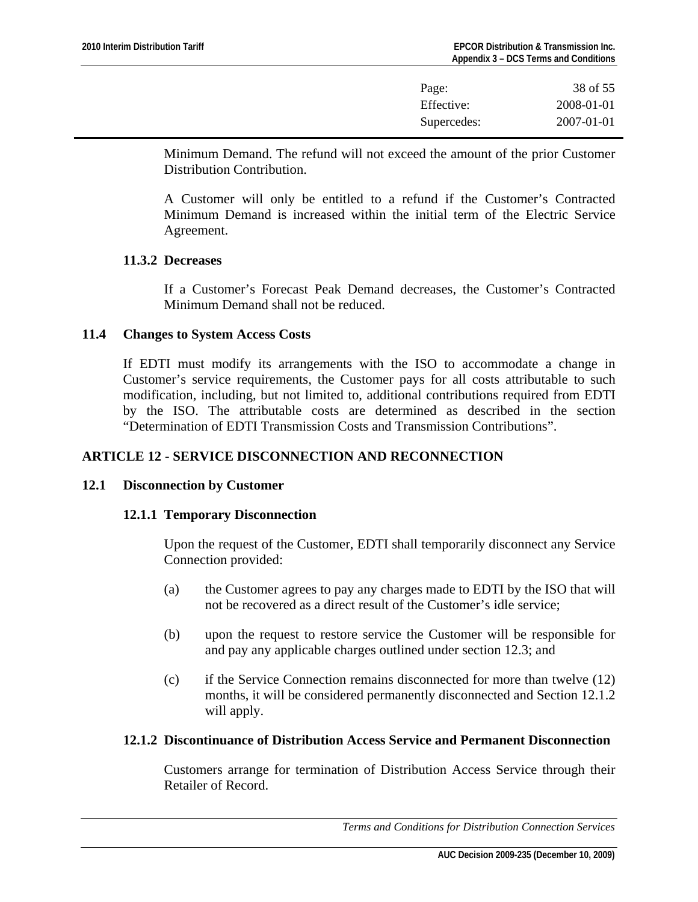Minimum Demand. The refund will not exceed the amount of the prior Customer Distribution Contribution.

A Customer will only be entitled to a refund if the Customer's Contracted Minimum Demand is increased within the initial term of the Electric Service Agreement.

#### 11.3.2 Decreases

If a Customer's Forecast Peak Demand decreases, the Customer's Contracted Minimum Demand shall not be reduced.

### 11.4 Changes to System Access Costs

If EDTI must modify its arrangements with the ISO to accommodate a change in Customer's service requirements, the Customer pays for all costs attributable to such modification, including, but not limited to, additional contributions required from EDTI by the ISO. The attributable costs are determined as described in the section "Determination of EDTI Transmission Costs and Transmission Contributions".

## ARTICLE 12 - SERVICE DISCONNECTION AND RECONNECTION

### 12.1 Disconnection by Customer

#### 12.1.1 Temporary Disconnection

Upon the request of the Customer, EDTI shall temporarily disconnect any Service Connection provided:

(a) the Customer agrees to pay any charges made to EDTI by the ISO that will not be recovered as a direct result of the Customer's idle service;

(b) upon the request to restore service the Customer will be responsible for and pay any applicable charges outlined under section 12.3; and

(c) if the Service Connection remains disconnected for more than twelve (12) months, it will be considered permanently disconnected and Section 12.1.2 will apply.

#### 12.1.2 Discontinuance of Distribution Access Service and Permanent Disconnection

Customers arrange for termination of Distribution Access Service through their Retailer of Record.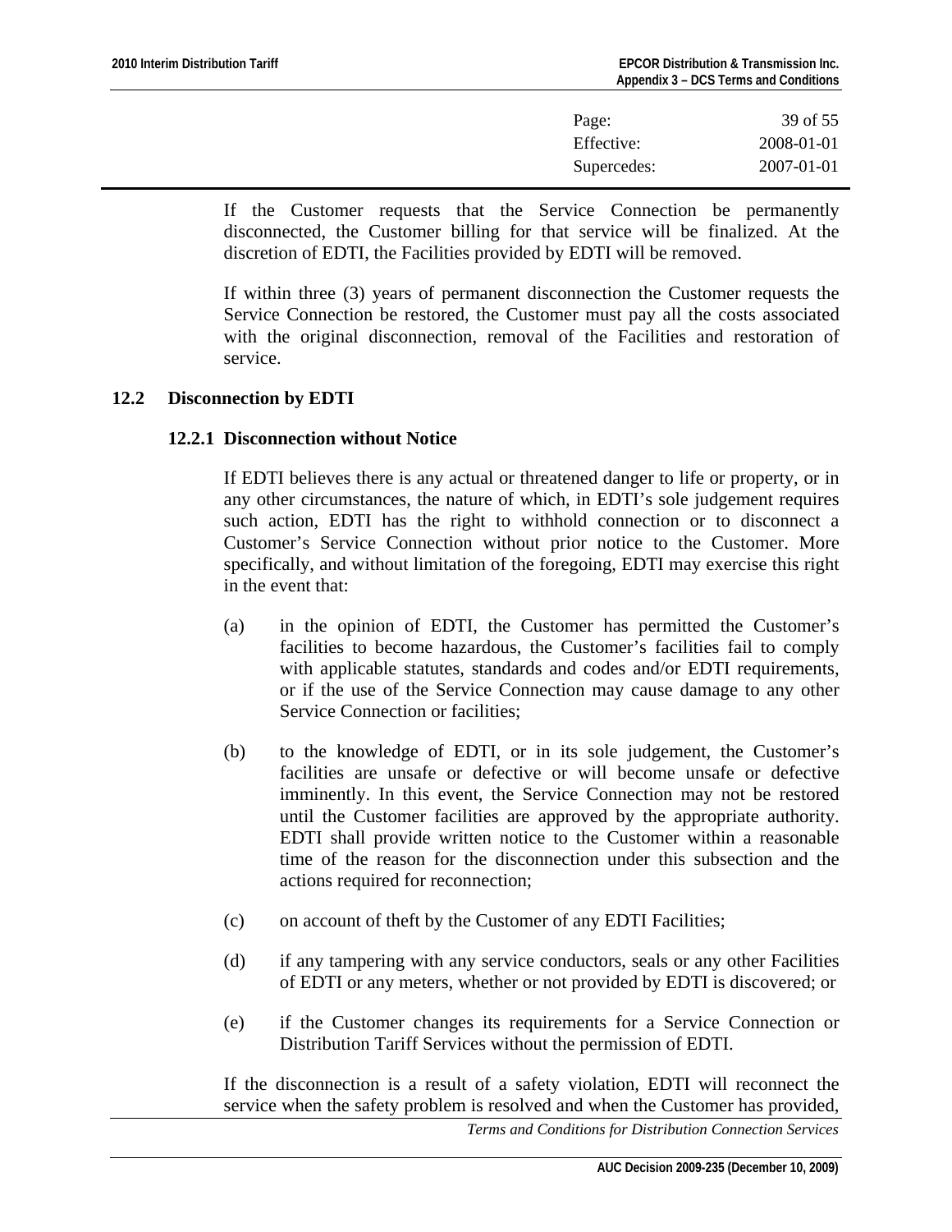If the Customer requests that the Service Connection be permanently disconnected, the Customer billing for that service will be finalized. At the discretion of EDTI, the Facilities provided by EDTI will be removed.

If within three (3) years of permanent disconnection the Customer requests the Service Connection be restored, the Customer must pay all the costs associated with the original disconnection, removal of the Facilities and restoration of service.

## 12.2 Disconnection by EDTI

### 12.2.1 Disconnection without Notice

If EDTI believes there is any actual or threatened danger to life or property, or in any other circumstances, the nature of which, in EDTI's sole judgement requires such action, EDTI has the right to withhold connection or to disconnect a Customer's Service Connection without prior notice to the Customer. More specifically, and without limitation of the foregoing, EDTI may exercise this right in the event that:

(a) in the opinion of EDTI, the Customer has permitted the Customer's facilities to become hazardous, the Customer's facilities fail to comply with applicable statutes, standards and codes and/or EDTI requirements, or if the use of the Service Connection may cause damage to any other Service Connection or facilities;

(b) to the knowledge of EDTI, or in its sole judgement, the Customer's facilities are unsafe or defective or will become unsafe or defective imminently. In this event, the Service Connection may not be restored until the Customer facilities are approved by the appropriate authority. EDTI shall provide written notice to the Customer within a reasonable time of the reason for the disconnection under this subsection and the actions required for reconnection;

(c) on account of theft by the Customer of any EDTI Facilities;

(d) if any tampering with any service conductors, seals or any other Facilities of EDTI or any meters, whether or not provided by EDTI is discovered; or

(e) if the Customer changes its requirements for a Service Connection or Distribution Tariff Services without the permission of EDTI.

If the disconnection is a result of a safety violation, EDTI will reconnect the service when the safety problem is resolved and when the Customer has provided,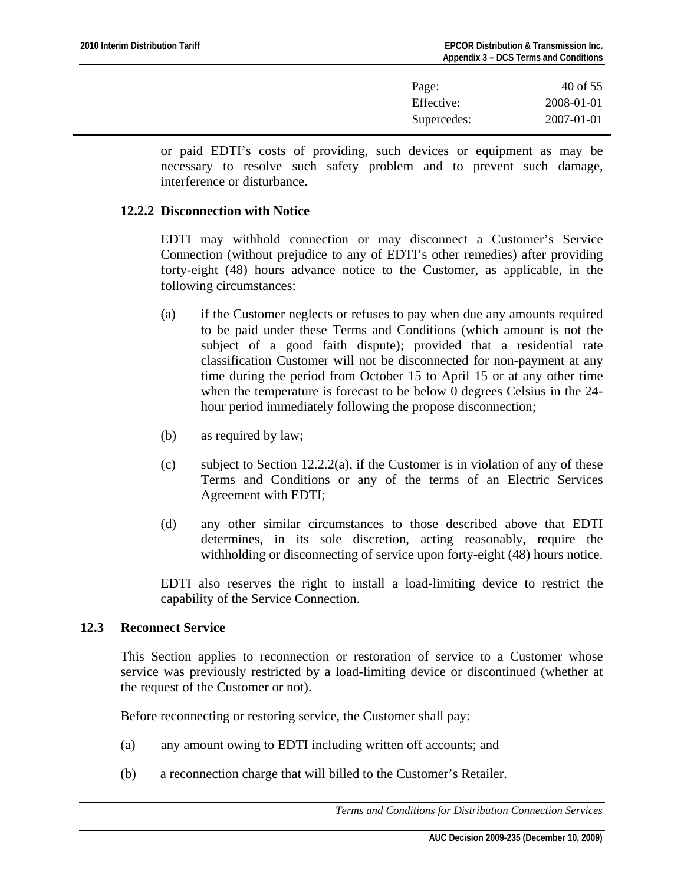or paid EDTI's costs of providing, such devices or equipment as may be necessary to resolve such safety problem and to prevent such damage, interference or disturbance.

### 12.2.2 Disconnection with Notice

EDTI may withhold connection or may disconnect a Customer's Service Connection (without prejudice to any of EDTI's other remedies) after providing forty-eight (48) hours advance notice to the Customer, as applicable, in the following circumstances:

(a) if the Customer neglects or refuses to pay when due any amounts required to be paid under these Terms and Conditions (which amount is not the subject of a good faith dispute); provided that a residential rate classification Customer will not be disconnected for non-payment at any time during the period from October 15 to April 15 or at any other time when the temperature is forecast to be below 0 degrees Celsius in the 24-hour period immediately following the propose disconnection;

(b) as required by law;

(c) subject to Section 12.2.2(a), if the Customer is in violation of any of these Terms and Conditions or any of the terms of an Electric Services Agreement with EDTI;

(d) any other similar circumstances to those described above that EDTI determines, in its sole discretion, acting reasonably, require the withholding or disconnecting of service upon forty-eight (48) hours notice.

EDTI also reserves the right to install a load-limiting device to restrict the capability of the Service Connection.

## 12.3 Reconnect Service

This Section applies to reconnection or restoration of service to a Customer whose service was previously restricted by a load-limiting device or discontinued (whether at the request of the Customer or not).

Before reconnecting or restoring service, the Customer shall pay:

(a) any amount owing to EDTI including written off accounts; and

(b) a reconnection charge that will billed to the Customer's Retailer.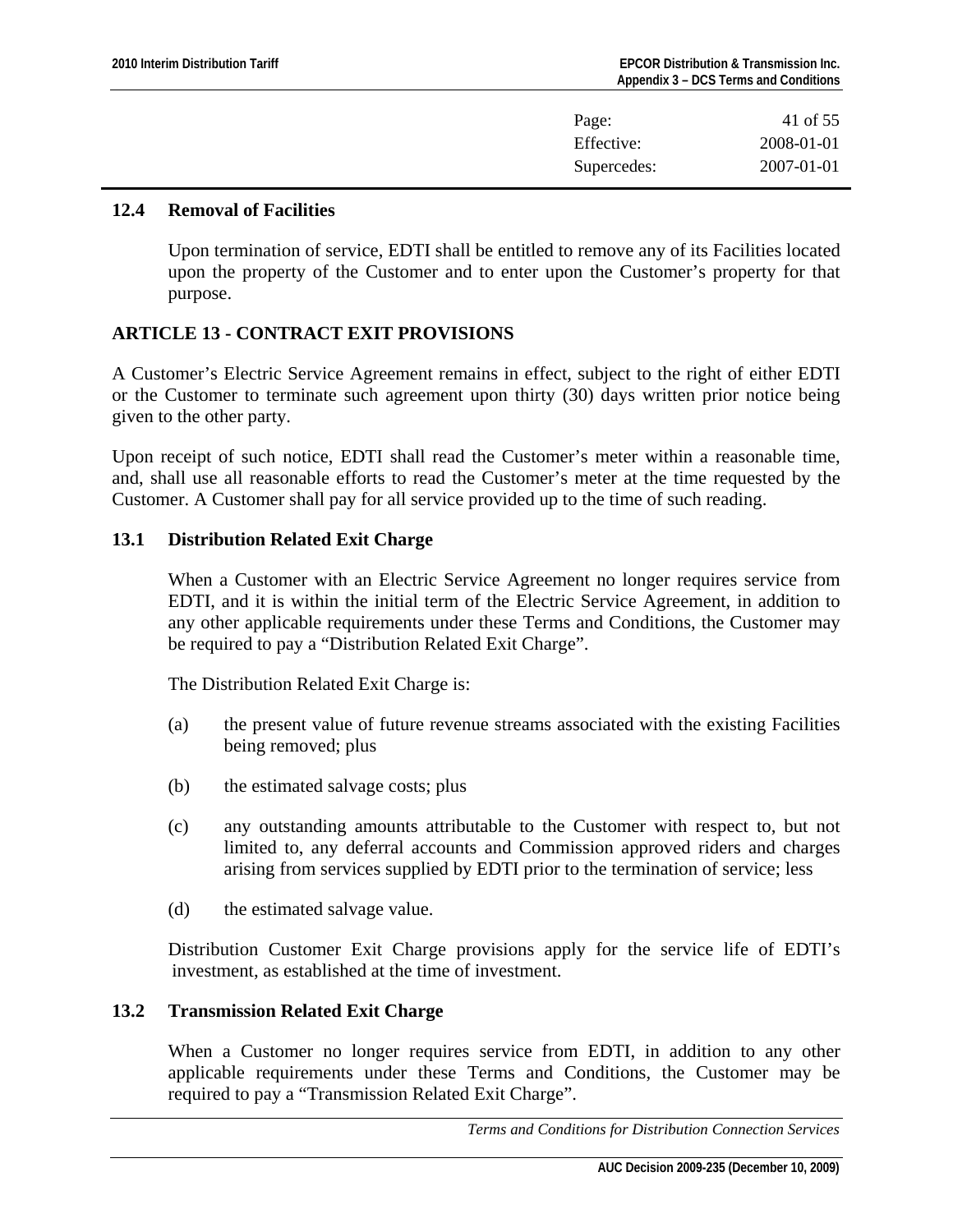### 12.4 Removal of Facilities

Upon termination of service, EDTI shall be entitled to remove any of its Facilities located upon the property of the Customer and to enter upon the Customer's property for that purpose.

## ARTICLE 13 - CONTRACT EXIT PROVISIONS

A Customer's Electric Service Agreement remains in effect, subject to the right of either EDTI or the Customer to terminate such agreement upon thirty (30) days written prior notice being given to the other party.

Upon receipt of such notice, EDTI shall read the Customer's meter within a reasonable time, and, shall use all reasonable efforts to read the Customer's meter at the time requested by the Customer. A Customer shall pay for all service provided up to the time of such reading.

### 13.1 Distribution Related Exit Charge

When a Customer with an Electric Service Agreement no longer requires service from EDTI, and it is within the initial term of the Electric Service Agreement, in addition to any other applicable requirements under these Terms and Conditions, the Customer may be required to pay a "Distribution Related Exit Charge".

The Distribution Related Exit Charge is:

(a) the present value of future revenue streams associated with the existing Facilities being removed; plus

(b) the estimated salvage costs; plus

(c) any outstanding amounts attributable to the Customer with respect to, but not limited to, any deferral accounts and Commission approved riders and charges arising from services supplied by EDTI prior to the termination of service; less

(d) the estimated salvage value.

Distribution Customer Exit Charge provisions apply for the service life of EDTI's investment, as established at the time of investment.

### 13.2 Transmission Related Exit Charge

When a Customer no longer requires service from EDTI, in addition to any other applicable requirements under these Terms and Conditions, the Customer may be required to pay a "Transmission Related Exit Charge".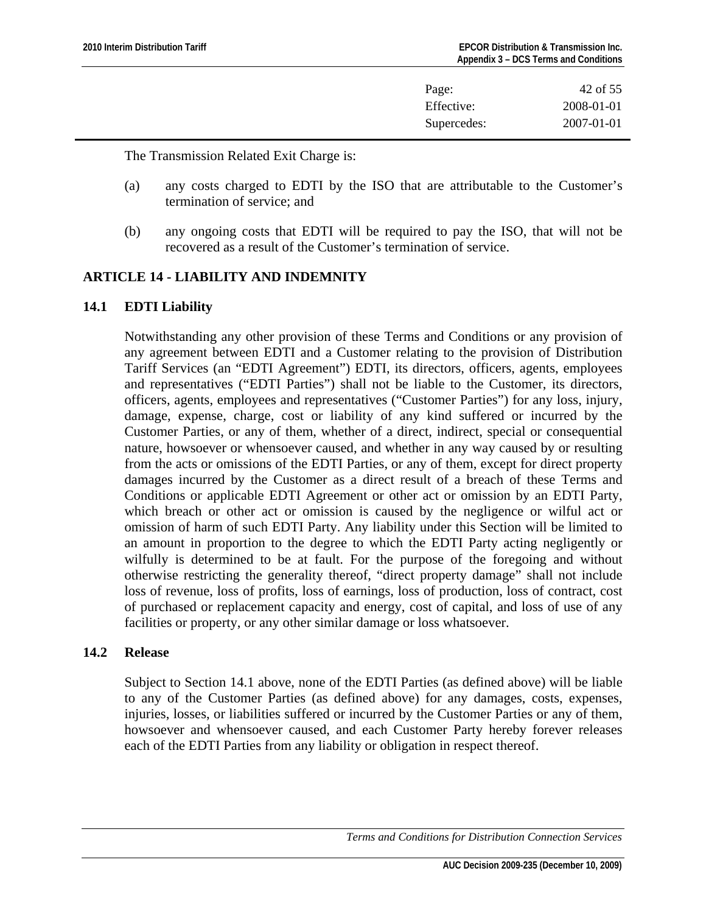The Transmission Related Exit Charge is:

(a) any costs charged to EDTI by the ISO that are attributable to the Customer's termination of service; and

(b) any ongoing costs that EDTI will be required to pay the ISO, that will not be recovered as a result of the Customer's termination of service.

## ARTICLE 14 - LIABILITY AND INDEMNITY

### 14.1 EDTI Liability

Notwithstanding any other provision of these Terms and Conditions or any provision of any agreement between EDTI and a Customer relating to the provision of Distribution Tariff Services (an "EDTI Agreement") EDTI, its directors, officers, agents, employees and representatives ("EDTI Parties") shall not be liable to the Customer, its directors, officers, agents, employees and representatives ("Customer Parties") for any loss, injury, damage, expense, charge, cost or liability of any kind suffered or incurred by the Customer Parties, or any of them, whether of a direct, indirect, special or consequential nature, howsoever or whensoever caused, and whether in any way caused by or resulting from the acts or omissions of the EDTI Parties, or any of them, except for direct property damages incurred by the Customer as a direct result of a breach of these Terms and Conditions or applicable EDTI Agreement or other act or omission by an EDTI Party, which breach or other act or omission is caused by the negligence or wilful act or omission of harm of such EDTI Party. Any liability under this Section will be limited to an amount in proportion to the degree to which the EDTI Party acting negligently or wilfully is determined to be at fault. For the purpose of the foregoing and without otherwise restricting the generality thereof, "direct property damage" shall not include loss of revenue, loss of profits, loss of earnings, loss of production, loss of contract, cost of purchased or replacement capacity and energy, cost of capital, and loss of use of any facilities or property, or any other similar damage or loss whatsoever.

### 14.2 Release

Subject to Section 14.1 above, none of the EDTI Parties (as defined above) will be liable to any of the Customer Parties (as defined above) for any damages, costs, expenses, injuries, losses, or liabilities suffered or incurred by the Customer Parties or any of them, howsoever and whensoever caused, and each Customer Party hereby forever releases each of the EDTI Parties from any liability or obligation in respect thereof.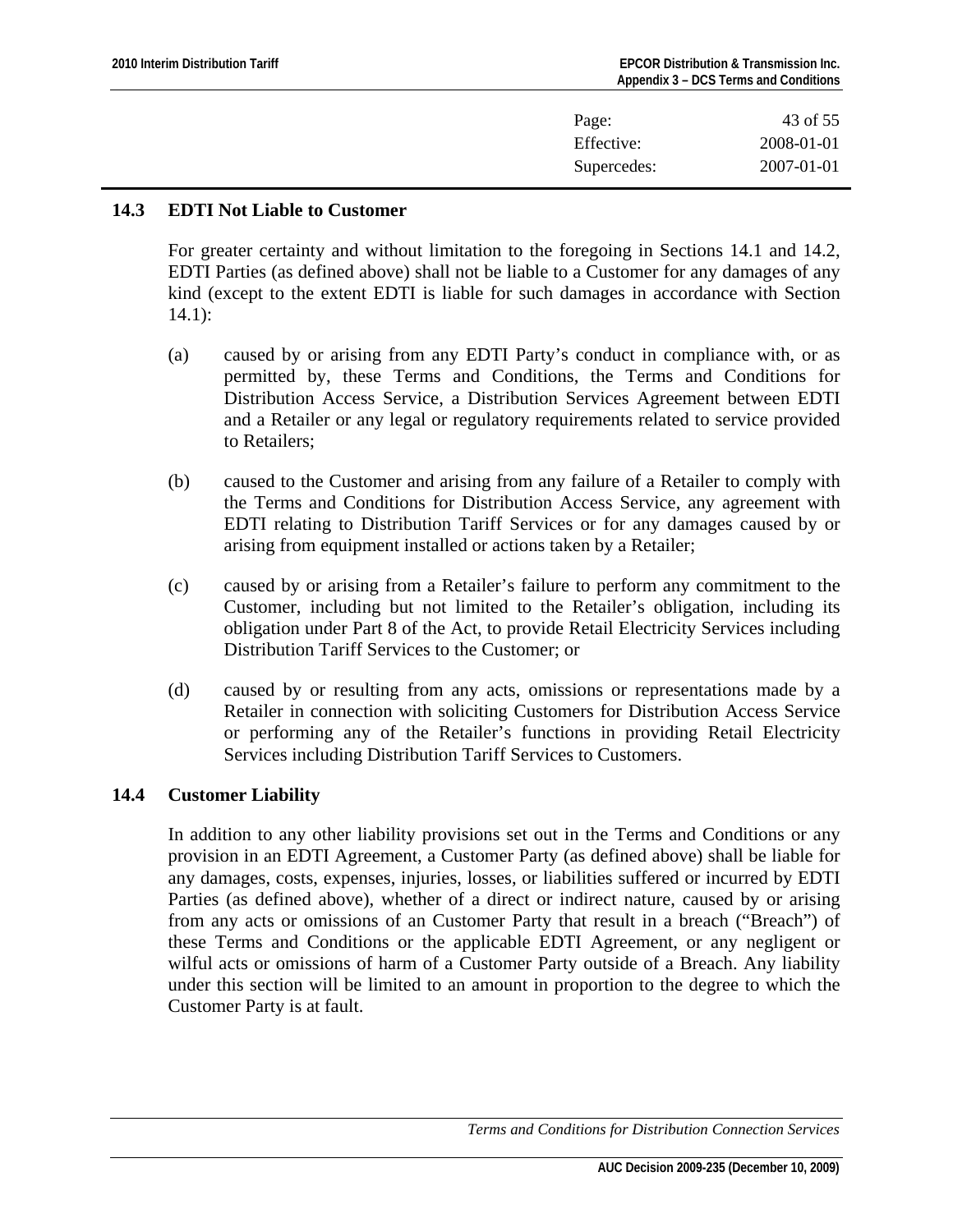## 14.3 EDTI Not Liable to Customer

For greater certainty and without limitation to the foregoing in Sections 14.1 and 14.2, EDTI Parties (as defined above) shall not be liable to a Customer for any damages of any kind (except to the extent EDTI is liable for such damages in accordance with Section 14.1):

(a) caused by or arising from any EDTI Party's conduct in compliance with, or as permitted by, these Terms and Conditions, the Terms and Conditions for Distribution Access Service, a Distribution Services Agreement between EDTI and a Retailer or any legal or regulatory requirements related to service provided to Retailers;

(b) caused to the Customer and arising from any failure of a Retailer to comply with the Terms and Conditions for Distribution Access Service, any agreement with EDTI relating to Distribution Tariff Services or for any damages caused by or arising from equipment installed or actions taken by a Retailer;

(c) caused by or arising from a Retailer's failure to perform any commitment to the Customer, including but not limited to the Retailer's obligation, including its obligation under Part 8 of the Act, to provide Retail Electricity Services including Distribution Tariff Services to the Customer; or

(d) caused by or resulting from any acts, omissions or representations made by a Retailer in connection with soliciting Customers for Distribution Access Service or performing any of the Retailer's functions in providing Retail Electricity Services including Distribution Tariff Services to Customers.

## 14.4 Customer Liability

In addition to any other liability provisions set out in the Terms and Conditions or any provision in an EDTI Agreement, a Customer Party (as defined above) shall be liable for any damages, costs, expenses, injuries, losses, or liabilities suffered or incurred by EDTI Parties (as defined above), whether of a direct or indirect nature, caused by or arising from any acts or omissions of an Customer Party that result in a breach ("Breach") of these Terms and Conditions or the applicable EDTI Agreement, or any negligent or wilful acts or omissions of harm of a Customer Party outside of a Breach. Any liability under this section will be limited to an amount in proportion to the degree to which the Customer Party is at fault.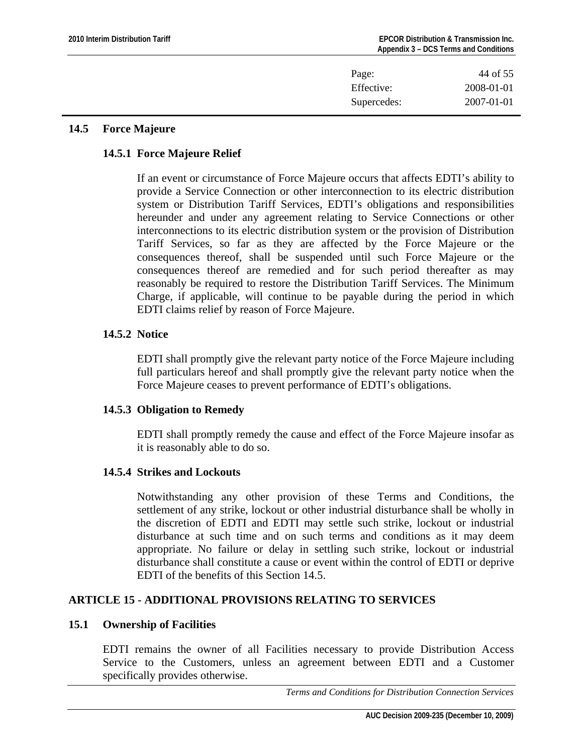| Page: | 44 of 55 |
|---|---|
| Effective: | 2008-01-01 |
| Supercedes: | 2007-01-01 |

### 14.5 Force Majeure

#### 14.5.1 Force Majeure Relief

If an event or circumstance of Force Majeure occurs that affects EDTI's ability to provide a Service Connection or other interconnection to its electric distribution system or Distribution Tariff Services, EDTI's obligations and responsibilities hereunder and under any agreement relating to Service Connections or other interconnections to its electric distribution system or the provision of Distribution Tariff Services, so far as they are affected by the Force Majeure or the consequences thereof, shall be suspended until such Force Majeure or the consequences thereof are remedied and for such period thereafter as may reasonably be required to restore the Distribution Tariff Services. The Minimum Charge, if applicable, will continue to be payable during the period in which EDTI claims relief by reason of Force Majeure.

#### 14.5.2 Notice

EDTI shall promptly give the relevant party notice of the Force Majeure including full particulars hereof and shall promptly give the relevant party notice when the Force Majeure ceases to prevent performance of EDTI's obligations.

#### 14.5.3 Obligation to Remedy

EDTI shall promptly remedy the cause and effect of the Force Majeure insofar as it is reasonably able to do so.

#### 14.5.4 Strikes and Lockouts

Notwithstanding any other provision of these Terms and Conditions, the settlement of any strike, lockout or other industrial disturbance shall be wholly in the discretion of EDTI and EDTI may settle such strike, lockout or industrial disturbance at such time and on such terms and conditions as it may deem appropriate. No failure or delay in settling such strike, lockout or industrial disturbance shall constitute a cause or event within the control of EDTI or deprive EDTI of the benefits of this Section 14.5.

## ARTICLE 15 - ADDITIONAL PROVISIONS RELATING TO SERVICES

### 15.1 Ownership of Facilities

EDTI remains the owner of all Facilities necessary to provide Distribution Access Service to the Customers, unless an agreement between EDTI and a Customer specifically provides otherwise.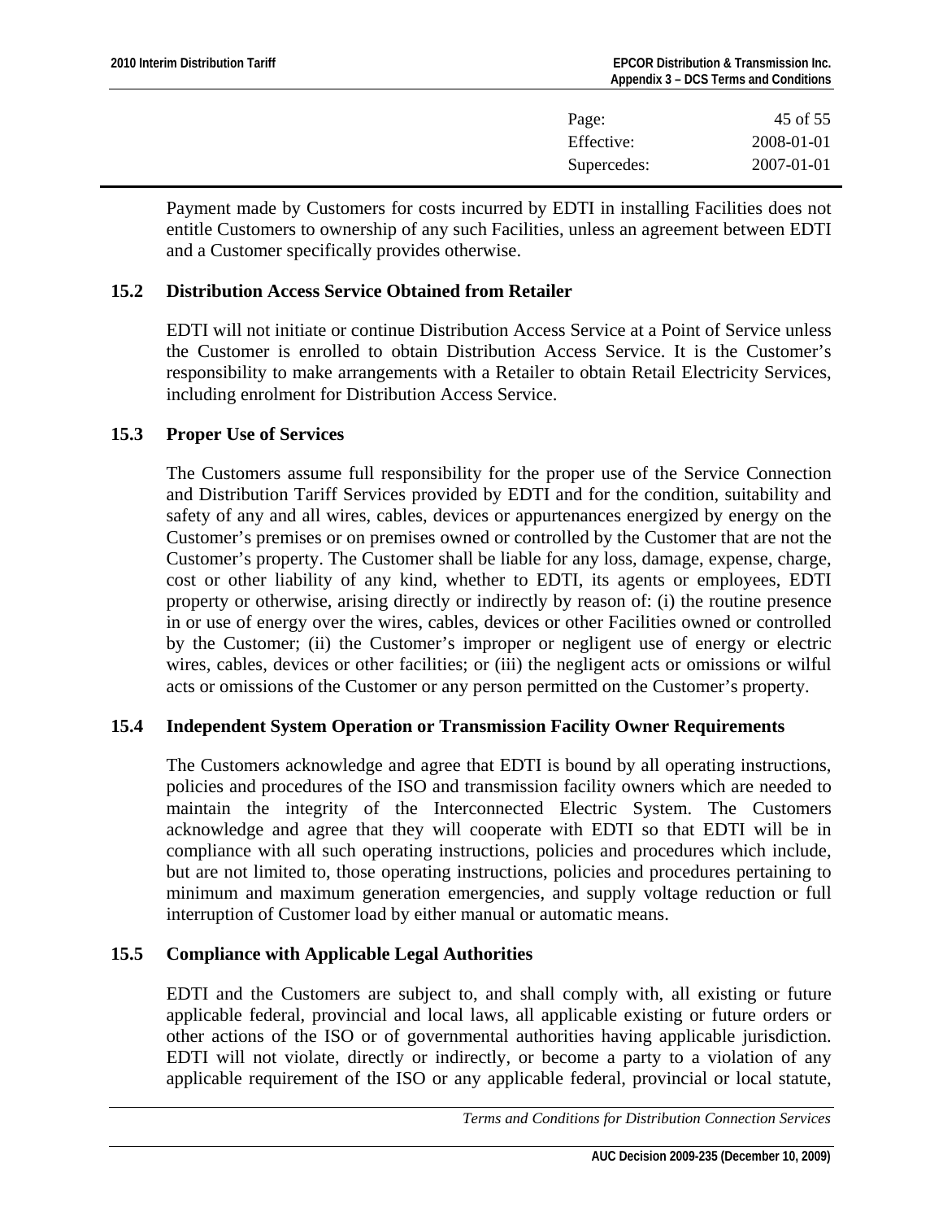Payment made by Customers for costs incurred by EDTI in installing Facilities does not entitle Customers to ownership of any such Facilities, unless an agreement between EDTI and a Customer specifically provides otherwise.

### 15.2 Distribution Access Service Obtained from Retailer

EDTI will not initiate or continue Distribution Access Service at a Point of Service unless the Customer is enrolled to obtain Distribution Access Service. It is the Customer's responsibility to make arrangements with a Retailer to obtain Retail Electricity Services, including enrolment for Distribution Access Service.

### 15.3 Proper Use of Services

The Customers assume full responsibility for the proper use of the Service Connection and Distribution Tariff Services provided by EDTI and for the condition, suitability and safety of any and all wires, cables, devices or appurtenances energized by energy on the Customer's premises or on premises owned or controlled by the Customer that are not the Customer's property. The Customer shall be liable for any loss, damage, expense, charge, cost or other liability of any kind, whether to EDTI, its agents or employees, EDTI property or otherwise, arising directly or indirectly by reason of: (i) the routine presence in or use of energy over the wires, cables, devices or other Facilities owned or controlled by the Customer; (ii) the Customer's improper or negligent use of energy or electric wires, cables, devices or other facilities; or (iii) the negligent acts or omissions or wilful acts or omissions of the Customer or any person permitted on the Customer's property.

### 15.4 Independent System Operation or Transmission Facility Owner Requirements

The Customers acknowledge and agree that EDTI is bound by all operating instructions, policies and procedures of the ISO and transmission facility owners which are needed to maintain the integrity of the Interconnected Electric System. The Customers acknowledge and agree that they will cooperate with EDTI so that EDTI will be in compliance with all such operating instructions, policies and procedures which include, but are not limited to, those operating instructions, policies and procedures pertaining to minimum and maximum generation emergencies, and supply voltage reduction or full interruption of Customer load by either manual or automatic means.

### 15.5 Compliance with Applicable Legal Authorities

EDTI and the Customers are subject to, and shall comply with, all existing or future applicable federal, provincial and local laws, all applicable existing or future orders or other actions of the ISO or of governmental authorities having applicable jurisdiction. EDTI will not violate, directly or indirectly, or become a party to a violation of any applicable requirement of the ISO or any applicable federal, provincial or local statute,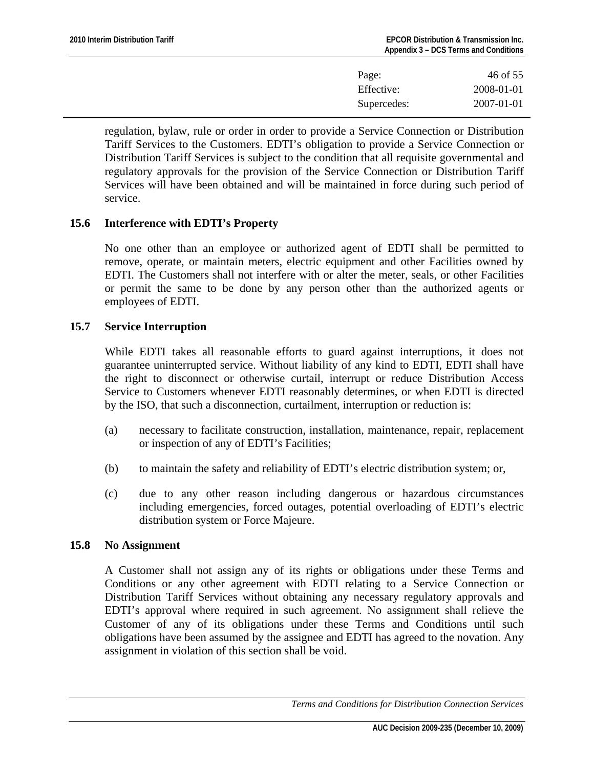regulation, bylaw, rule or order in order to provide a Service Connection or Distribution Tariff Services to the Customers. EDTI's obligation to provide a Service Connection or Distribution Tariff Services is subject to the condition that all requisite governmental and regulatory approvals for the provision of the Service Connection or Distribution Tariff Services will have been obtained and will be maintained in force during such period of service.

### 15.6 Interference with EDTI's Property

No one other than an employee or authorized agent of EDTI shall be permitted to remove, operate, or maintain meters, electric equipment and other Facilities owned by EDTI. The Customers shall not interfere with or alter the meter, seals, or other Facilities or permit the same to be done by any person other than the authorized agents or employees of EDTI.

### 15.7 Service Interruption

While EDTI takes all reasonable efforts to guard against interruptions, it does not guarantee uninterrupted service. Without liability of any kind to EDTI, EDTI shall have the right to disconnect or otherwise curtail, interrupt or reduce Distribution Access Service to Customers whenever EDTI reasonably determines, or when EDTI is directed by the ISO, that such a disconnection, curtailment, interruption or reduction is:

(a) necessary to facilitate construction, installation, maintenance, repair, replacement or inspection of any of EDTI's Facilities;

(b) to maintain the safety and reliability of EDTI's electric distribution system; or,

(c) due to any other reason including dangerous or hazardous circumstances including emergencies, forced outages, potential overloading of EDTI's electric distribution system or Force Majeure.

### 15.8 No Assignment

A Customer shall not assign any of its rights or obligations under these Terms and Conditions or any other agreement with EDTI relating to a Service Connection or Distribution Tariff Services without obtaining any necessary regulatory approvals and EDTI's approval where required in such agreement. No assignment shall relieve the Customer of any of its obligations under these Terms and Conditions until such obligations have been assumed by the assignee and EDTI has agreed to the novation. Any assignment in violation of this section shall be void.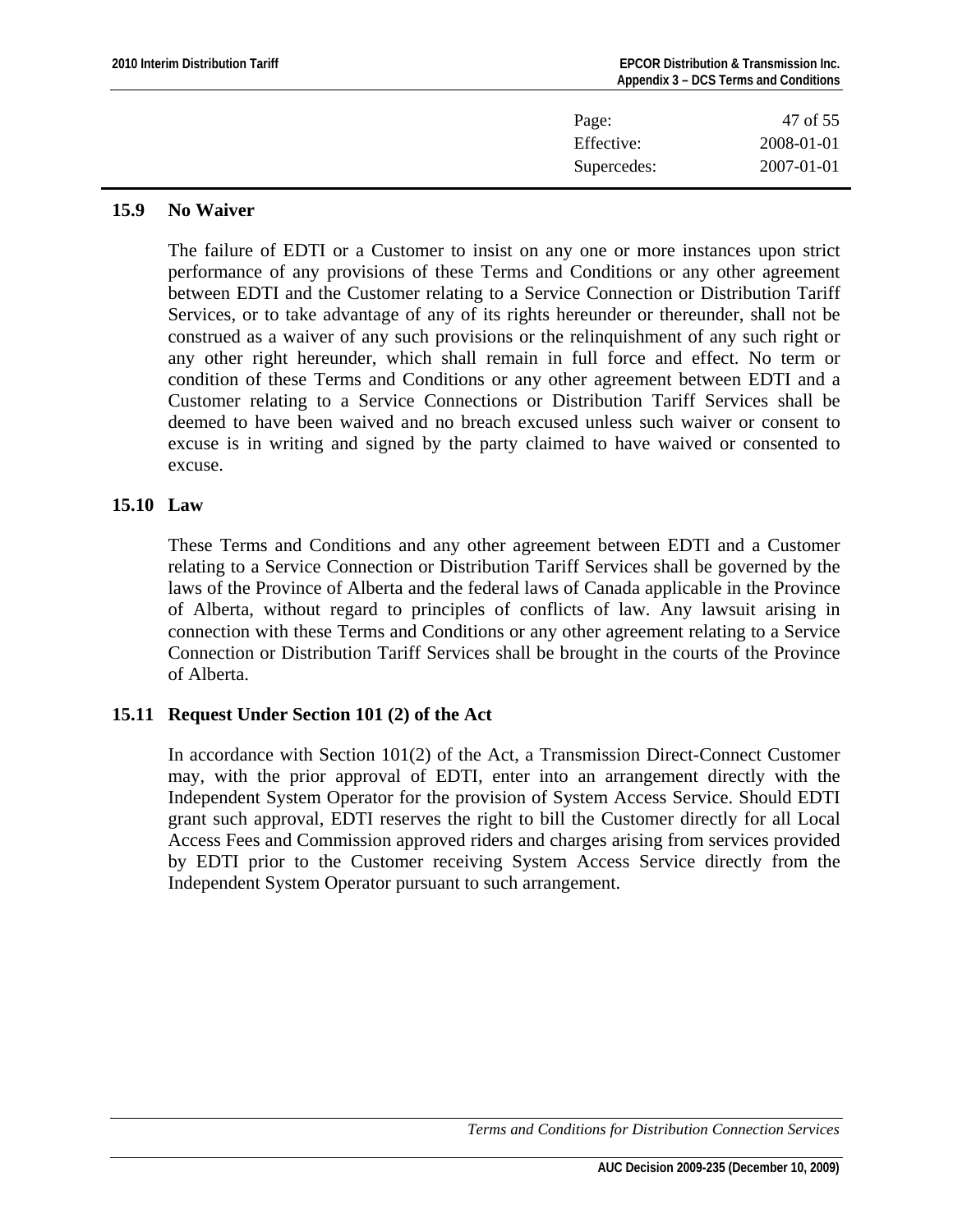### 15.9 No Waiver

The failure of EDTI or a Customer to insist on any one or more instances upon strict performance of any provisions of these Terms and Conditions or any other agreement between EDTI and the Customer relating to a Service Connection or Distribution Tariff Services, or to take advantage of any of its rights hereunder or thereunder, shall not be construed as a waiver of any such provisions or the relinquishment of any such right or any other right hereunder, which shall remain in full force and effect. No term or condition of these Terms and Conditions or any other agreement between EDTI and a Customer relating to a Service Connections or Distribution Tariff Services shall be deemed to have been waived and no breach excused unless such waiver or consent to excuse is in writing and signed by the party claimed to have waived or consented to excuse.

### 15.10 Law

These Terms and Conditions and any other agreement between EDTI and a Customer relating to a Service Connection or Distribution Tariff Services shall be governed by the laws of the Province of Alberta and the federal laws of Canada applicable in the Province of Alberta, without regard to principles of conflicts of law. Any lawsuit arising in connection with these Terms and Conditions or any other agreement relating to a Service Connection or Distribution Tariff Services shall be brought in the courts of the Province of Alberta.

### 15.11 Request Under Section 101 (2) of the Act

In accordance with Section 101(2) of the Act, a Transmission Direct-Connect Customer may, with the prior approval of EDTI, enter into an arrangement directly with the Independent System Operator for the provision of System Access Service. Should EDTI grant such approval, EDTI reserves the right to bill the Customer directly for all Local Access Fees and Commission approved riders and charges arising from services provided by EDTI prior to the Customer receiving System Access Service directly from the Independent System Operator pursuant to such arrangement.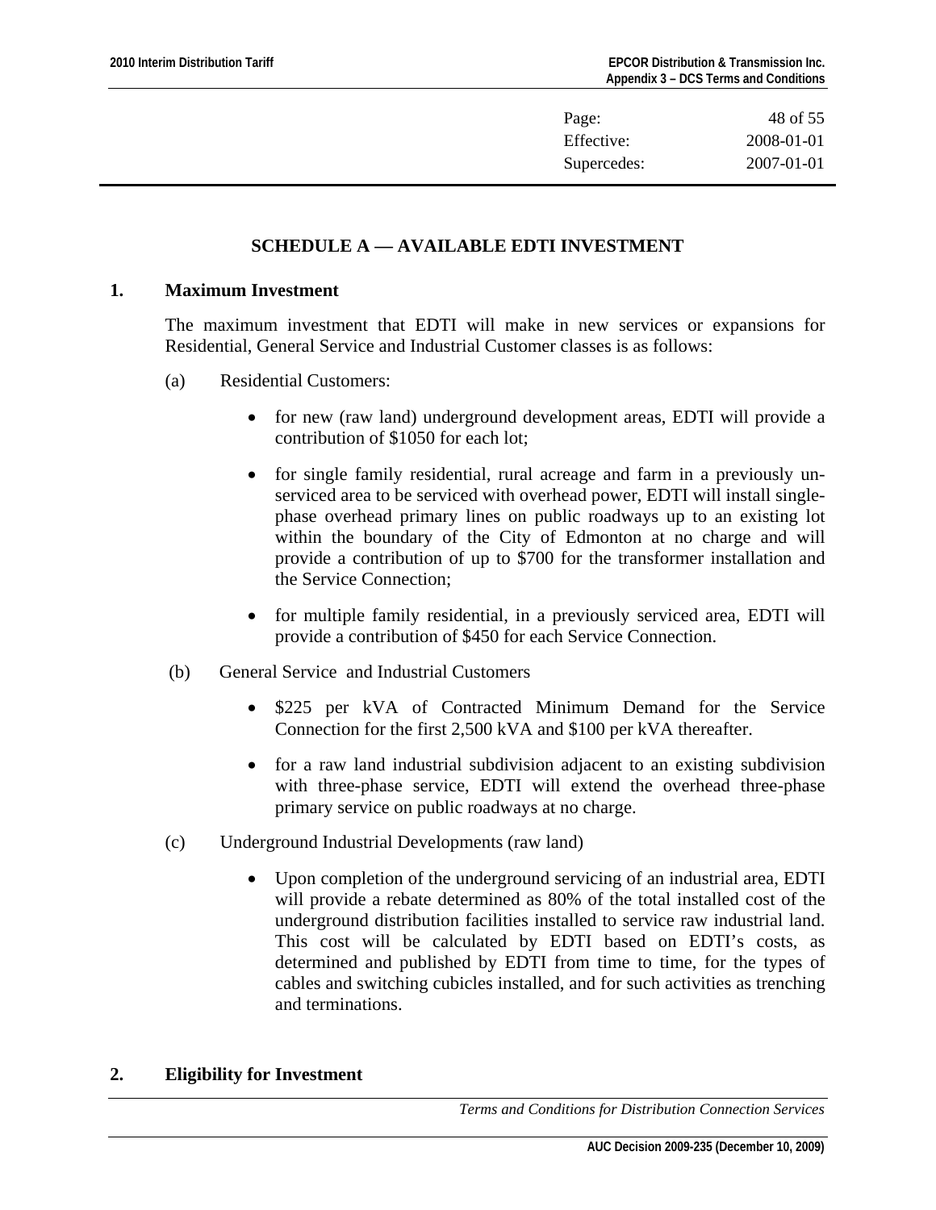| Page: | 48 of 55 |
|---|---|
| Effective: | 2008-01-01 |
| Supercedes: | 2007-01-01 |

## SCHEDULE A — AVAILABLE EDTI INVESTMENT

### 1. Maximum Investment

The maximum investment that EDTI will make in new services or expansions for Residential, General Service and Industrial Customer classes is as follows:

(a) Residential Customers:

- for new (raw land) underground development areas, EDTI will provide a contribution of $1050 for each lot;
- for single family residential, rural acreage and farm in a previously un-serviced area to be serviced with overhead power, EDTI will install single-phase overhead primary lines on public roadways up to an existing lot within the boundary of the City of Edmonton at no charge and will provide a contribution of up to $700 for the transformer installation and the Service Connection;
- for multiple family residential, in a previously serviced area, EDTI will provide a contribution of $450 for each Service Connection.

(b) General Service and Industrial Customers

- $225 per kVA of Contracted Minimum Demand for the Service Connection for the first 2,500 kVA and $100 per kVA thereafter.
- for a raw land industrial subdivision adjacent to an existing subdivision with three-phase service, EDTI will extend the overhead three-phase primary service on public roadways at no charge.

(c) Underground Industrial Developments (raw land)

- Upon completion of the underground servicing of an industrial area, EDTI will provide a rebate determined as 80% of the total installed cost of the underground distribution facilities installed to service raw industrial land. This cost will be calculated by EDTI based on EDTI's costs, as determined and published by EDTI from time to time, for the types of cables and switching cubicles installed, and for such activities as trenching and terminations.

### 2. Eligibility for Investment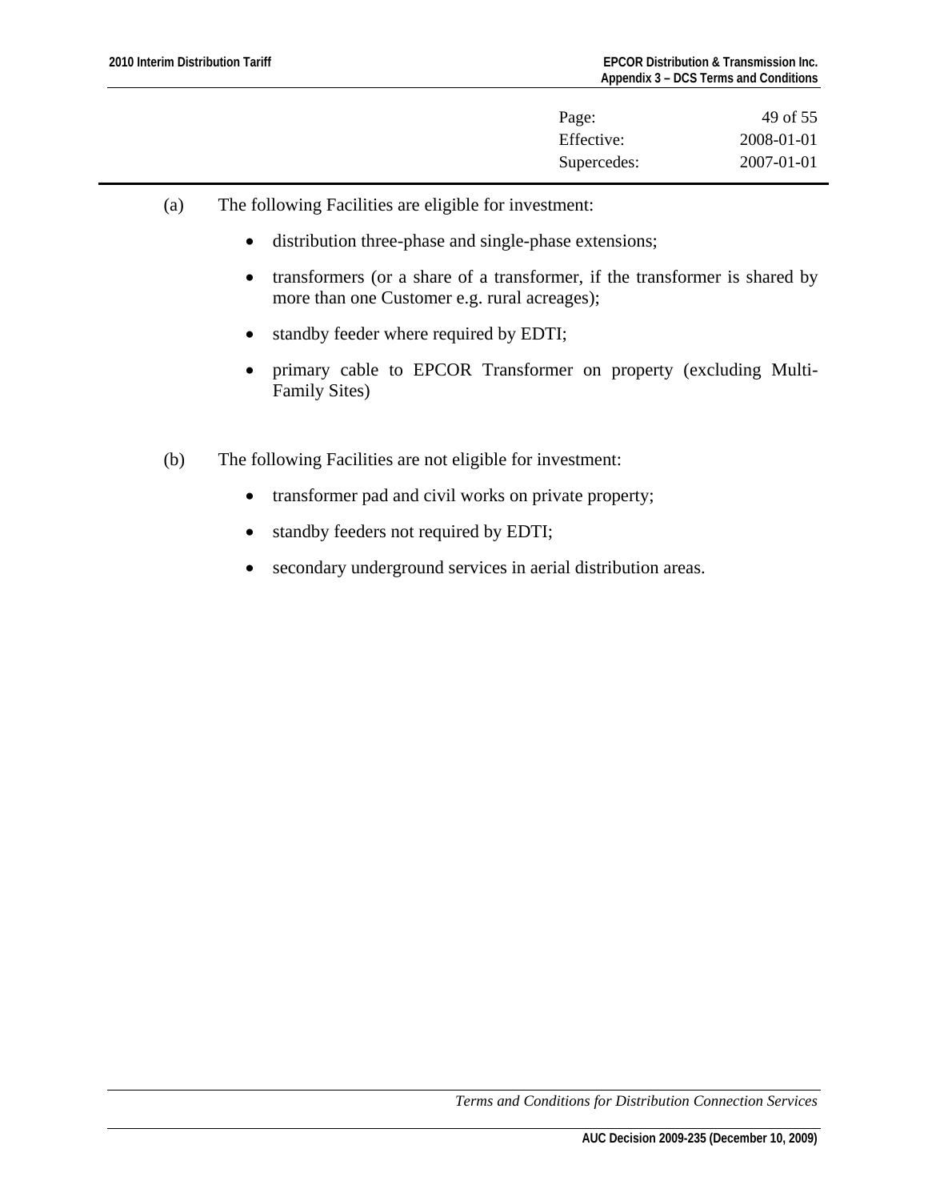(a) The following Facilities are eligible for investment:

- distribution three-phase and single-phase extensions;
- transformers (or a share of a transformer, if the transformer is shared by more than one Customer e.g. rural acreages);
- standby feeder where required by EDTI;
- primary cable to EPCOR Transformer on property (excluding Multi-Family Sites)

(b) The following Facilities are not eligible for investment:

- transformer pad and civil works on private property;
- standby feeders not required by EDTI;
- secondary underground services in aerial distribution areas.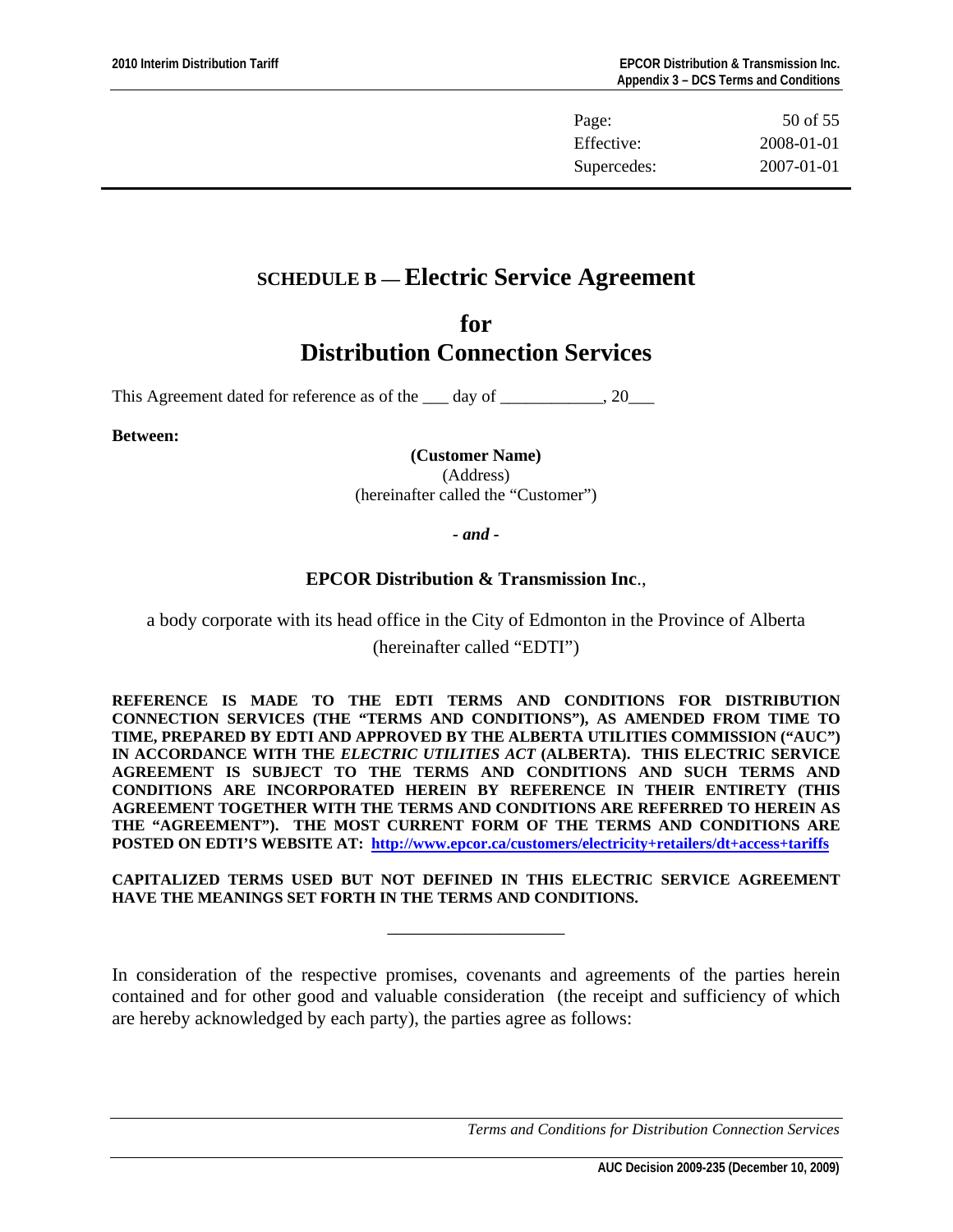# SCHEDULE B — Electric Service Agreement

## for Distribution Connection Services

This Agreement dated for reference as of the ___ day of ____________, 20___

**Between:**

**(Customer Name)**
(Address)
(hereinafter called the "Customer")

***- and -***

**EPCOR Distribution & Transmission Inc**.,

a body corporate with its head office in the City of Edmonton in the Province of Alberta (hereinafter called "EDTI")

**REFERENCE IS MADE TO THE EDTI TERMS AND CONDITIONS FOR DISTRIBUTION CONNECTION SERVICES (THE "TERMS AND CONDITIONS"), AS AMENDED FROM TIME TO TIME, PREPARED BY EDTI AND APPROVED BY THE ALBERTA UTILITIES COMMISSION ("AUC") IN ACCORDANCE WITH THE *ELECTRIC UTILITIES ACT* (ALBERTA). THIS ELECTRIC SERVICE AGREEMENT IS SUBJECT TO THE TERMS AND CONDITIONS AND SUCH TERMS AND CONDITIONS ARE INCORPORATED HEREIN BY REFERENCE IN THEIR ENTIRETY (THIS AGREEMENT TOGETHER WITH THE TERMS AND CONDITIONS ARE REFERRED TO HEREIN AS THE "AGREEMENT"). THE MOST CURRENT FORM OF THE TERMS AND CONDITIONS ARE POSTED ON EDTI'S WEBSITE AT: http://www.epcor.ca/customers/electricity+retailers/dt+access+tariffs**

**CAPITALIZED TERMS USED BUT NOT DEFINED IN THIS ELECTRIC SERVICE AGREEMENT HAVE THE MEANINGS SET FORTH IN THE TERMS AND CONDITIONS.**

---

In consideration of the respective promises, covenants and agreements of the parties herein contained and for other good and valuable consideration (the receipt and sufficiency of which are hereby acknowledged by each party), the parties agree as follows: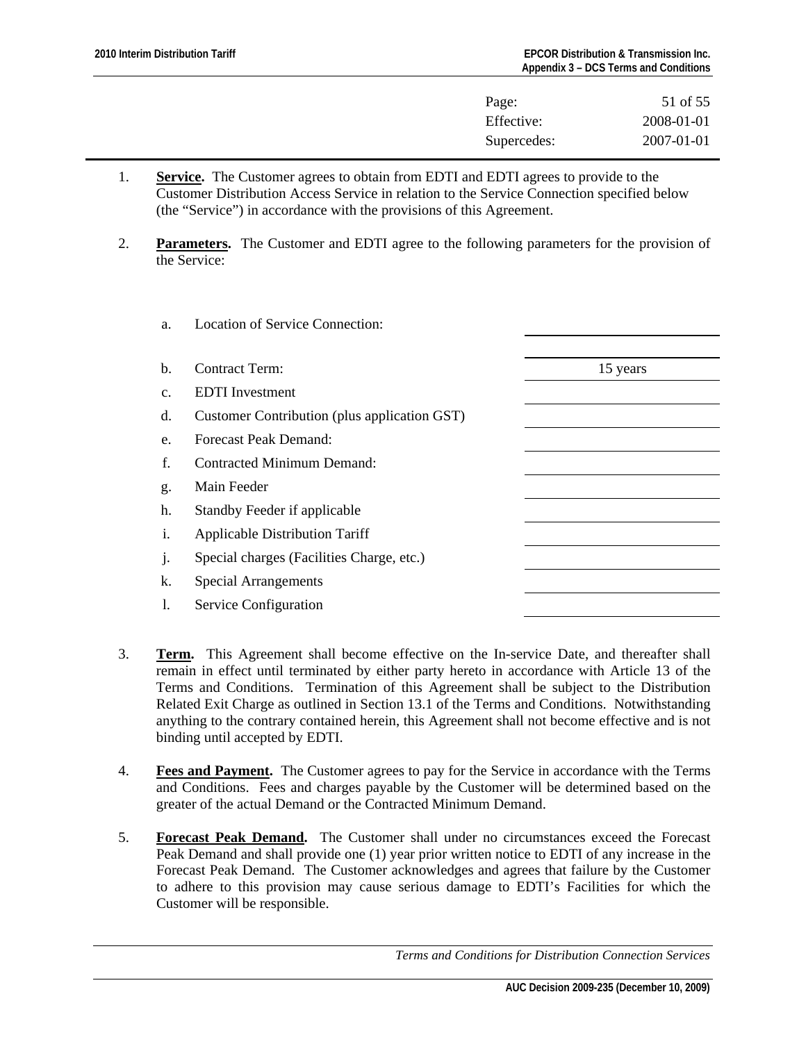| | |
|---|---|
| Page: | 51 of 55 |
| Effective: | 2008-01-01 |
| Supercedes: | 2007-01-01 |

1. **Service.** The Customer agrees to obtain from EDTI and EDTI agrees to provide to the Customer Distribution Access Service in relation to the Service Connection specified below (the "Service") in accordance with the provisions of this Agreement.

2. **Parameters.** The Customer and EDTI agree to the following parameters for the provision of the Service:

| | | |
|---|---|---|
| a. | Location of Service Connection: | |
| b. | Contract Term: | 15 years |
| c. | EDTI Investment | |
| d. | Customer Contribution (plus application GST) | |
| e. | Forecast Peak Demand: | |
| f. | Contracted Minimum Demand: | |
| g. | Main Feeder | |
| h. | Standby Feeder if applicable | |
| i. | Applicable Distribution Tariff | |
| j. | Special charges (Facilities Charge, etc.) | |
| k. | Special Arrangements | |
| l. | Service Configuration | |

3. **Term.** This Agreement shall become effective on the In-service Date, and thereafter shall remain in effect until terminated by either party hereto in accordance with Article 13 of the Terms and Conditions. Termination of this Agreement shall be subject to the Distribution Related Exit Charge as outlined in Section 13.1 of the Terms and Conditions. Notwithstanding anything to the contrary contained herein, this Agreement shall not become effective and is not binding until accepted by EDTI.

4. **Fees and Payment.** The Customer agrees to pay for the Service in accordance with the Terms and Conditions. Fees and charges payable by the Customer will be determined based on the greater of the actual Demand or the Contracted Minimum Demand.

5. **Forecast Peak Demand.** The Customer shall under no circumstances exceed the Forecast Peak Demand and shall provide one (1) year prior written notice to EDTI of any increase in the Forecast Peak Demand. The Customer acknowledges and agrees that failure by the Customer to adhere to this provision may cause serious damage to EDTI's Facilities for which the Customer will be responsible.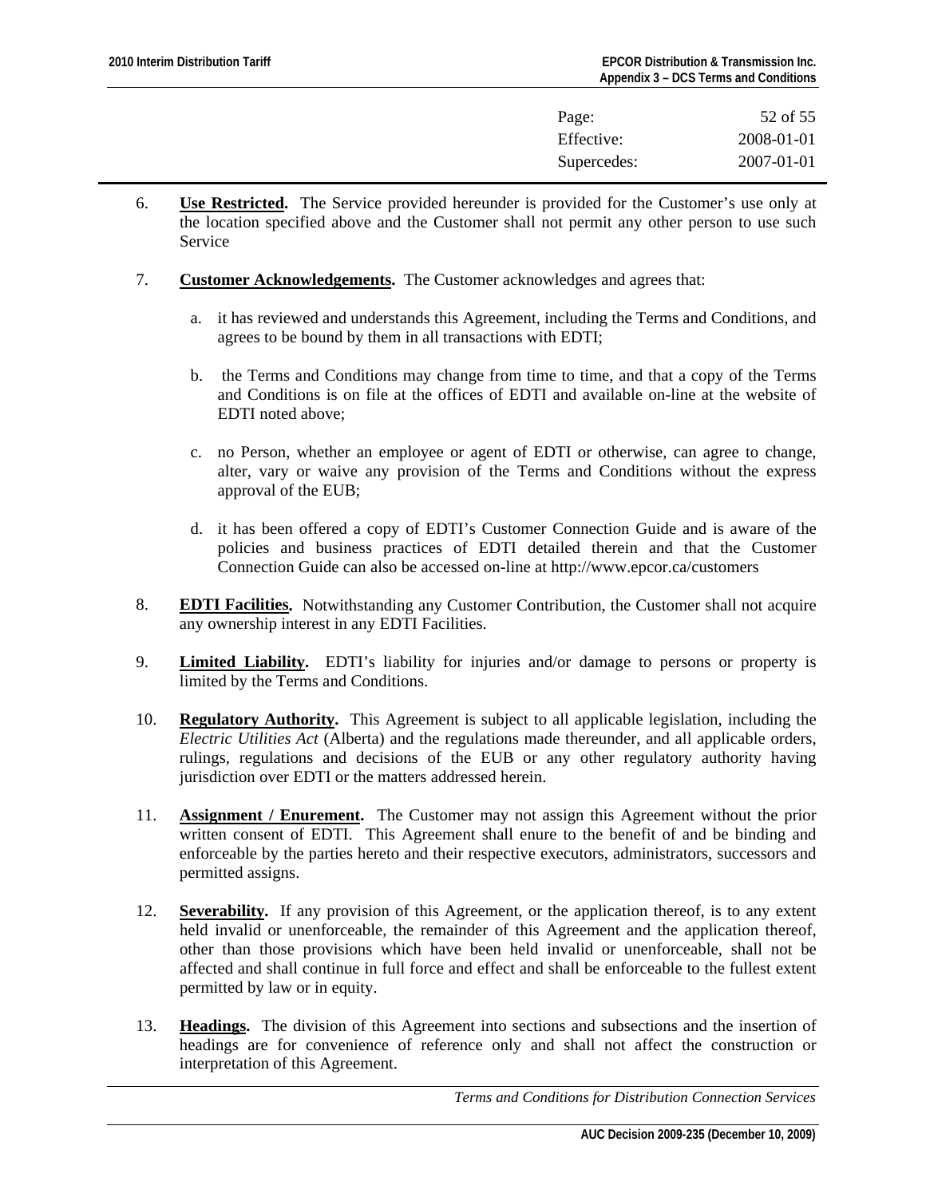6. **Use Restricted.** The Service provided hereunder is provided for the Customer's use only at the location specified above and the Customer shall not permit any other person to use such Service

7. **Customer Acknowledgements.** The Customer acknowledges and agrees that:

   a. it has reviewed and understands this Agreement, including the Terms and Conditions, and agrees to be bound by them in all transactions with EDTI;

   b. the Terms and Conditions may change from time to time, and that a copy of the Terms and Conditions is on file at the offices of EDTI and available on-line at the website of EDTI noted above;

   c. no Person, whether an employee or agent of EDTI or otherwise, can agree to change, alter, vary or waive any provision of the Terms and Conditions without the express approval of the EUB;

   d. it has been offered a copy of EDTI's Customer Connection Guide and is aware of the policies and business practices of EDTI detailed therein and that the Customer Connection Guide can also be accessed on-line at http://www.epcor.ca/customers

8. **EDTI Facilities.** Notwithstanding any Customer Contribution, the Customer shall not acquire any ownership interest in any EDTI Facilities.

9. **Limited Liability.** EDTI's liability for injuries and/or damage to persons or property is limited by the Terms and Conditions.

10. **Regulatory Authority.** This Agreement is subject to all applicable legislation, including the *Electric Utilities Act* (Alberta) and the regulations made thereunder, and all applicable orders, rulings, regulations and decisions of the EUB or any other regulatory authority having jurisdiction over EDTI or the matters addressed herein.

11. **Assignment / Enurement.** The Customer may not assign this Agreement without the prior written consent of EDTI. This Agreement shall enure to the benefit of and be binding and enforceable by the parties hereto and their respective executors, administrators, successors and permitted assigns.

12. **Severability.** If any provision of this Agreement, or the application thereof, is to any extent held invalid or unenforceable, the remainder of this Agreement and the application thereof, other than those provisions which have been held invalid or unenforceable, shall not be affected and shall continue in full force and effect and shall be enforceable to the fullest extent permitted by law or in equity.

13. **Headings.** The division of this Agreement into sections and subsections and the insertion of headings are for convenience of reference only and shall not affect the construction or interpretation of this Agreement.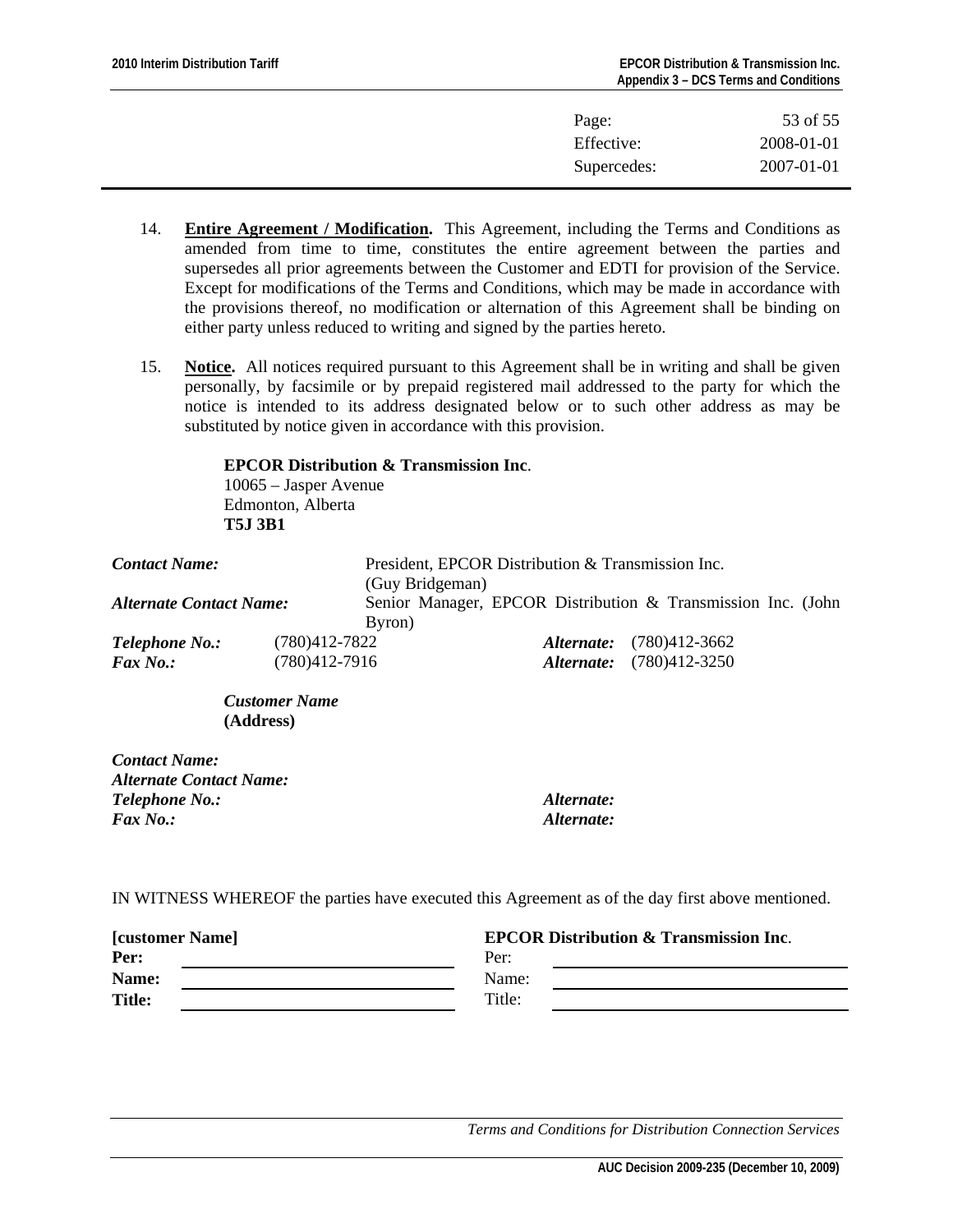14. **Entire Agreement / Modification.** This Agreement, including the Terms and Conditions as amended from time to time, constitutes the entire agreement between the parties and supersedes all prior agreements between the Customer and EDTI for provision of the Service. Except for modifications of the Terms and Conditions, which may be made in accordance with the provisions thereof, no modification or alternation of this Agreement shall be binding on either party unless reduced to writing and signed by the parties hereto.

15. **Notice.** All notices required pursuant to this Agreement shall be in writing and shall be given personally, by facsimile or by prepaid registered mail addressed to the party for which the notice is intended to its address designated below or to such other address as may be substituted by notice given in accordance with this provision.

**EPCOR Distribution & Transmission Inc**.
10065 – Jasper Avenue
Edmonton, Alberta
**T5J 3B1**

***Contact Name:*** President, EPCOR Distribution & Transmission Inc. (Guy Bridgeman)
***Alternate Contact Name:*** Senior Manager, EPCOR Distribution & Transmission Inc. (John Byron)
***Telephone No.:*** (780)412-7822 ***Alternate:*** (780)412-3662
***Fax No.:*** (780)412-7916 ***Alternate:*** (780)412-3250

***Customer Name***
**(Address)**

***Contact Name:***
***Alternate Contact Name:***
***Telephone No.:*** ***Alternate:***
***Fax No.:*** ***Alternate:***

IN WITNESS WHEREOF the parties have executed this Agreement as of the day first above mentioned.

| **[customer Name]** | | **EPCOR Distribution & Transmission Inc**. | |
|---|---|---|---|
| **Per:** | ______________ | Per: | ______________ |
| **Name:** | ______________ | Name: | ______________ |
| **Title:** | ______________ | Title: | ______________ |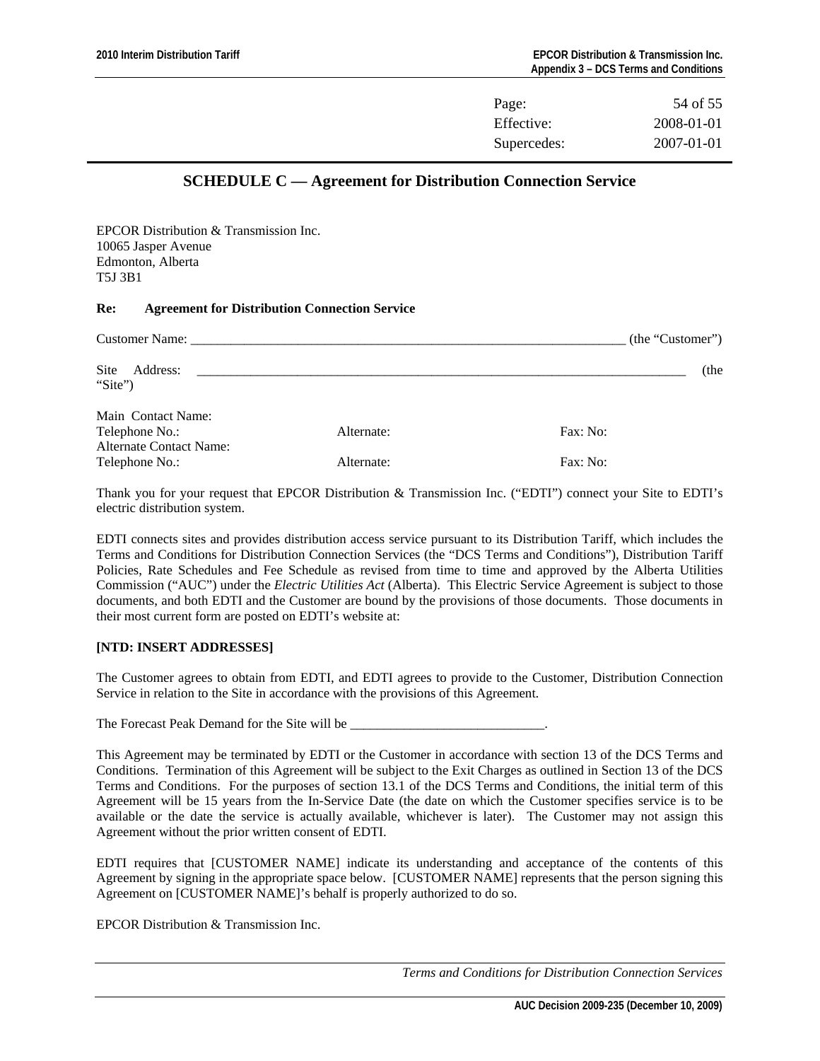| Page: | 54 of 55 |
| --- | --- |
| Effective: | 2008-01-01 |
| Supercedes: | 2007-01-01 |

## SCHEDULE C — Agreement for Distribution Connection Service

EPCOR Distribution & Transmission Inc.
10065 Jasper Avenue
Edmonton, Alberta
T5J 3B1

**Re: Agreement for Distribution Connection Service**

Customer Name: ___________________________________________________________________ (the "Customer")

Site Address: ___________________________________________________________________________ (the "Site")

Main Contact Name:
Telephone No.: Alternate: Fax: No:
Alternate Contact Name:
Telephone No.: Alternate: Fax: No:

Thank you for your request that EPCOR Distribution & Transmission Inc. ("EDTI") connect your Site to EDTI's electric distribution system.

EDTI connects sites and provides distribution access service pursuant to its Distribution Tariff, which includes the Terms and Conditions for Distribution Connection Services (the "DCS Terms and Conditions"), Distribution Tariff Policies, Rate Schedules and Fee Schedule as revised from time to time and approved by the Alberta Utilities Commission ("AUC") under the *Electric Utilities Act* (Alberta). This Electric Service Agreement is subject to those documents, and both EDTI and the Customer are bound by the provisions of those documents. Those documents in their most current form are posted on EDTI's website at:

**[NTD: INSERT ADDRESSES]**

The Customer agrees to obtain from EDTI, and EDTI agrees to provide to the Customer, Distribution Connection Service in relation to the Site in accordance with the provisions of this Agreement.

The Forecast Peak Demand for the Site will be _____________________________.

This Agreement may be terminated by EDTI or the Customer in accordance with section 13 of the DCS Terms and Conditions. Termination of this Agreement will be subject to the Exit Charges as outlined in Section 13 of the DCS Terms and Conditions. For the purposes of section 13.1 of the DCS Terms and Conditions, the initial term of this Agreement will be 15 years from the In-Service Date (the date on which the Customer specifies service is to be available or the date the service is actually available, whichever is later). The Customer may not assign this Agreement without the prior written consent of EDTI.

EDTI requires that [CUSTOMER NAME] indicate its understanding and acceptance of the contents of this Agreement by signing in the appropriate space below. [CUSTOMER NAME] represents that the person signing this Agreement on [CUSTOMER NAME]'s behalf is properly authorized to do so.

EPCOR Distribution & Transmission Inc.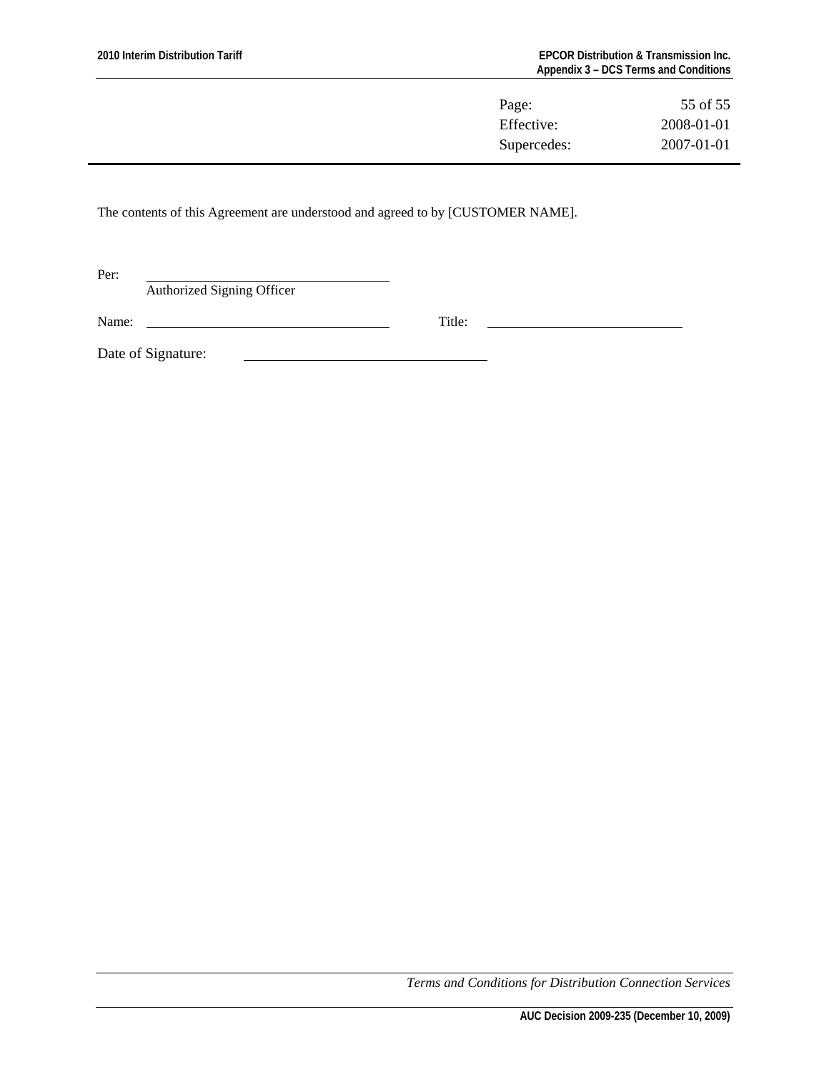The contents of this Agreement are understood and agreed to by [CUSTOMER NAME].

Per: \_\_\_\_\_\_\_\_\_\_\_\_\_\_\_\_\_\_\_\_\_\_\_\_\_\_\_\_\_\_\_\_
Authorized Signing Officer

Name: \_\_\_\_\_\_\_\_\_\_\_\_\_\_\_\_\_\_\_\_\_\_\_\_\_\_\_\_\_\_\_\_ Title: \_\_\_\_\_\_\_\_\_\_\_\_\_\_\_\_\_\_\_\_\_\_\_\_\_\_\_\_\_\_

Date of Signature: \_\_\_\_\_\_\_\_\_\_\_\_\_\_\_\_\_\_\_\_\_\_\_\_\_\_\_\_\_\_\_\_